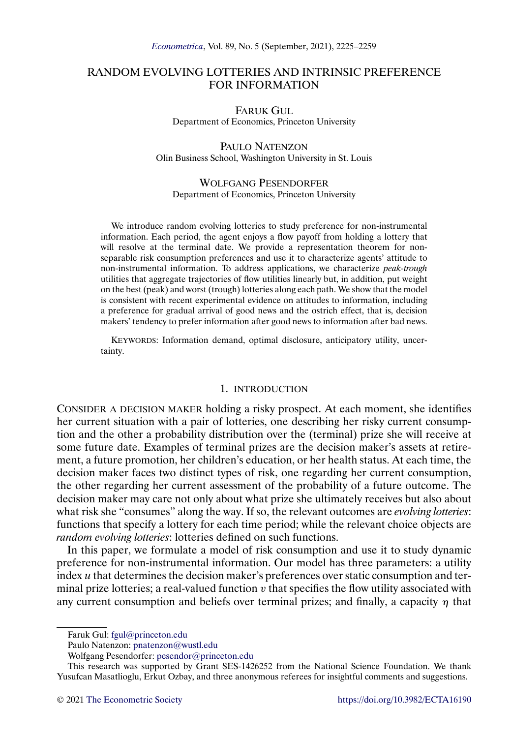# RANDOM EVOLVING LOTTERIES AND INTRINSIC PREFERENCE FOR INFORMATION

FARUK GUL
Department of Economics, Princeton University

PAULO NATENZON
Olin Business School, Washington University in St. Louis

WOLFGANG PESENDORFER
Department of Economics, Princeton University

We introduce random evolving lotteries to study preference for non-instrumental information. Each period, the agent enjoys a flow payoff from holding a lottery that will resolve at the terminal date. We provide a representation theorem for non-separable risk consumption preferences and use it to characterize agents' attitude to non-instrumental information. To address applications, we characterize *peak-trough* utilities that aggregate trajectories of flow utilities linearly but, in addition, put weight on the best (peak) and worst (trough) lotteries along each path. We show that the model is consistent with recent experimental evidence on attitudes to information, including a preference for gradual arrival of good news and the ostrich effect, that is, decision makers' tendency to prefer information after good news to information after bad news.

KEYWORDS: Information demand, optimal disclosure, anticipatory utility, uncertainty.

## 1. INTRODUCTION

CONSIDER A DECISION MAKER holding a risky prospect. At each moment, she identifies her current situation with a pair of lotteries, one describing her risky current consumption and the other a probability distribution over the (terminal) prize she will receive at some future date. Examples of terminal prizes are the decision maker's assets at retirement, a future promotion, her children's education, or her health status. At each time, the decision maker faces two distinct types of risk, one regarding her current consumption, the other regarding her current assessment of the probability of a future outcome. The decision maker may care not only about what prize she ultimately receives but also about what risk she "consumes" along the way. If so, the relevant outcomes are *evolving lotteries*: functions that specify a lottery for each time period; while the relevant choice objects are *random evolving lotteries*: lotteries defined on such functions.

In this paper, we formulate a model of risk consumption and use it to study dynamic preference for non-instrumental information. Our model has three parameters: a utility index $u$ that determines the decision maker's preferences over static consumption and terminal prize lotteries; a real-valued function $v$ that specifies the flow utility associated with any current consumption and beliefs over terminal prizes; and finally, a capacity $\eta$ that

Faruk Gul: fgul@princeton.edu
Paulo Natenzon: pnatenzon@wustl.edu
Wolfgang Pesendorfer: pesendor@princeton.edu

This research was supported by Grant SES-1426252 from the National Science Foundation. We thank Yusufcan Masatlioglu, Erkut Ozbay, and three anonymous referees for insightful comments and suggestions.

© 2021 The Econometric Society https://doi.org/10.3982/ECTA16190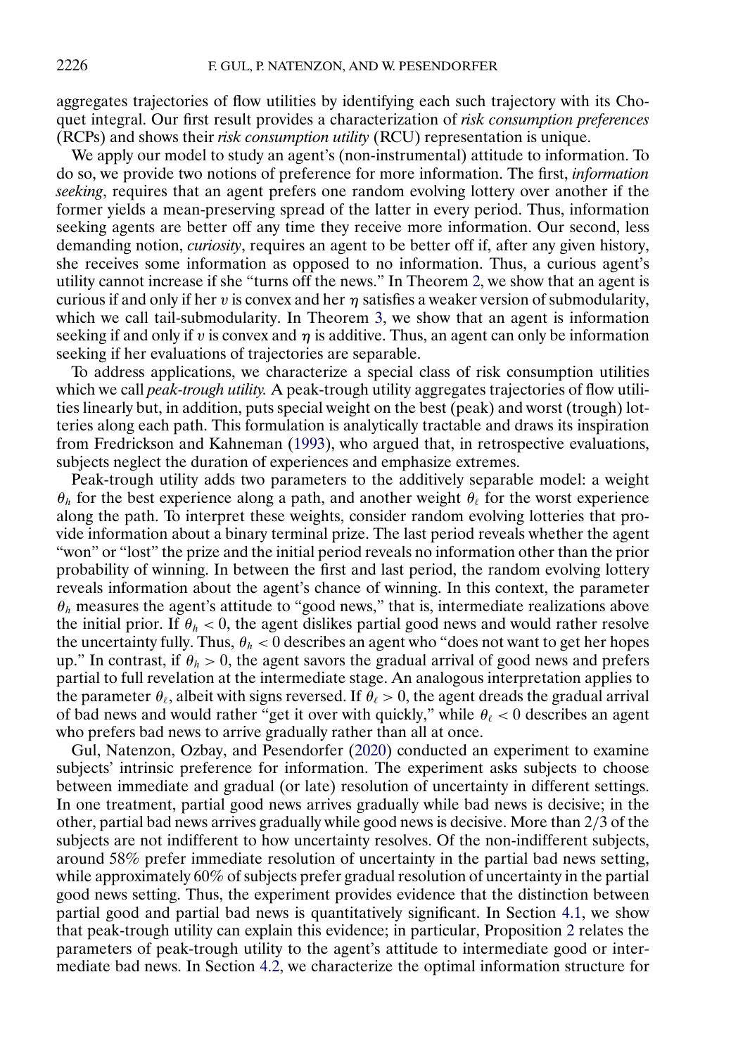aggregates trajectories of flow utilities by identifying each such trajectory with its Choquet integral. Our first result provides a characterization of *risk consumption preferences* (RCPs) and shows their *risk consumption utility* (RCU) representation is unique.

We apply our model to study an agent's (non-instrumental) attitude to information. To do so, we provide two notions of preference for more information. The first, *information seeking*, requires that an agent prefers one random evolving lottery over another if the former yields a mean-preserving spread of the latter in every period. Thus, information seeking agents are better off any time they receive more information. Our second, less demanding notion, *curiosity*, requires an agent to be better off if, after any given history, she receives some information as opposed to no information. Thus, a curious agent's utility cannot increase if she "turns off the news." In Theorem 2, we show that an agent is curious if and only if her $v$ is convex and her $\eta$ satisfies a weaker version of submodularity, which we call tail-submodularity. In Theorem 3, we show that an agent is information seeking if and only if $v$ is convex and $\eta$ is additive. Thus, an agent can only be information seeking if her evaluations of trajectories are separable.

To address applications, we characterize a special class of risk consumption utilities which we call *peak-trough utility.* A peak-trough utility aggregates trajectories of flow utilities linearly but, in addition, puts special weight on the best (peak) and worst (trough) lotteries along each path. This formulation is analytically tractable and draws its inspiration from Fredrickson and Kahneman (1993), who argued that, in retrospective evaluations, subjects neglect the duration of experiences and emphasize extremes.

Peak-trough utility adds two parameters to the additively separable model: a weight $\theta_h$ for the best experience along a path, and another weight $\theta_\ell$ for the worst experience along the path. To interpret these weights, consider random evolving lotteries that provide information about a binary terminal prize. The last period reveals whether the agent "won" or "lost" the prize and the initial period reveals no information other than the prior probability of winning. In between the first and last period, the random evolving lottery reveals information about the agent's chance of winning. In this context, the parameter $\theta_h$ measures the agent's attitude to "good news," that is, intermediate realizations above the initial prior. If $\theta_h < 0$, the agent dislikes partial good news and would rather resolve the uncertainty fully. Thus, $\theta_h < 0$ describes an agent who "does not want to get her hopes up." In contrast, if $\theta_h > 0$, the agent savors the gradual arrival of good news and prefers partial to full revelation at the intermediate stage. An analogous interpretation applies to the parameter $\theta_\ell$, albeit with signs reversed. If $\theta_\ell > 0$, the agent dreads the gradual arrival of bad news and would rather "get it over with quickly," while $\theta_\ell < 0$ describes an agent who prefers bad news to arrive gradually rather than all at once.

Gul, Natenzon, Ozbay, and Pesendorfer (2020) conducted an experiment to examine subjects' intrinsic preference for information. The experiment asks subjects to choose between immediate and gradual (or late) resolution of uncertainty in different settings. In one treatment, partial good news arrives gradually while bad news is decisive; in the other, partial bad news arrives gradually while good news is decisive. More than 2/3 of the subjects are not indifferent to how uncertainty resolves. Of the non-indifferent subjects, around 58% prefer immediate resolution of uncertainty in the partial bad news setting, while approximately 60% of subjects prefer gradual resolution of uncertainty in the partial good news setting. Thus, the experiment provides evidence that the distinction between partial good and partial bad news is quantitatively significant. In Section 4.1, we show that peak-trough utility can explain this evidence; in particular, Proposition 2 relates the parameters of peak-trough utility to the agent's attitude to intermediate good or intermediate bad news. In Section 4.2, we characterize the optimal information structure for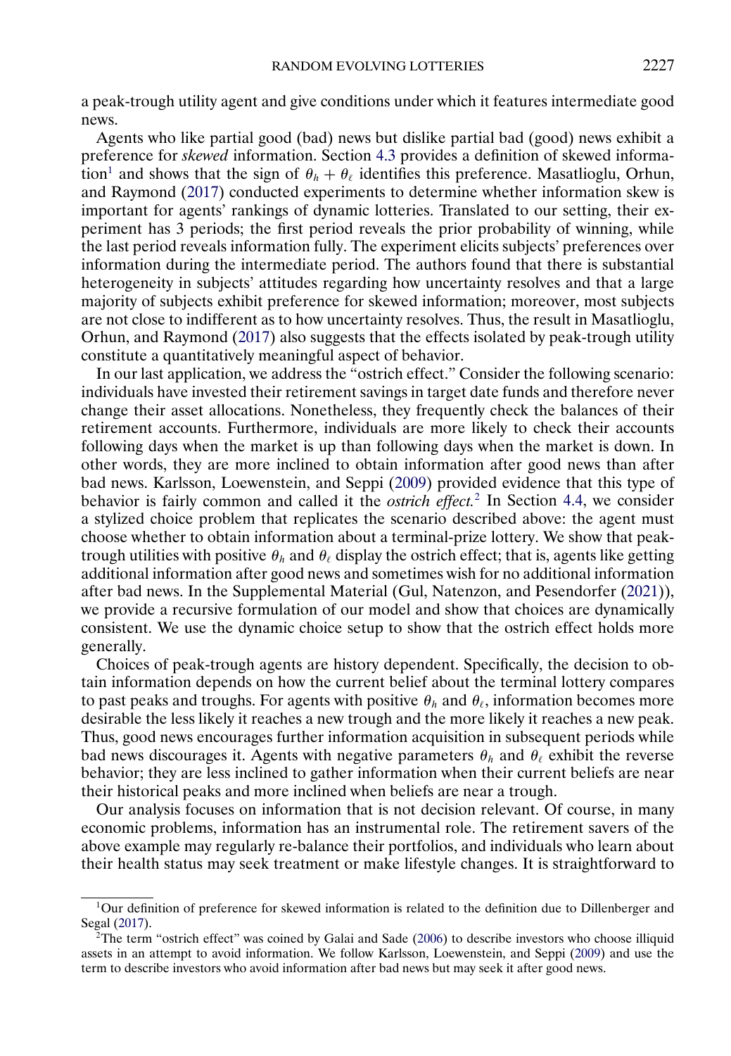a peak-trough utility agent and give conditions under which it features intermediate good news.

Agents who like partial good (bad) news but dislike partial bad (good) news exhibit a preference for *skewed* information. Section 4.3 provides a definition of skewed information[1] and shows that the sign of $\theta_h + \theta_\ell$ identifies this preference. Masatlioglu, Orhun, and Raymond (2017) conducted experiments to determine whether information skew is important for agents' rankings of dynamic lotteries. Translated to our setting, their experiment has 3 periods; the first period reveals the prior probability of winning, while the last period reveals information fully. The experiment elicits subjects' preferences over information during the intermediate period. The authors found that there is substantial heterogeneity in subjects' attitudes regarding how uncertainty resolves and that a large majority of subjects exhibit preference for skewed information; moreover, most subjects are not close to indifferent as to how uncertainty resolves. Thus, the result in Masatlioglu, Orhun, and Raymond (2017) also suggests that the effects isolated by peak-trough utility constitute a quantitatively meaningful aspect of behavior.

In our last application, we address the "ostrich effect." Consider the following scenario: individuals have invested their retirement savings in target date funds and therefore never change their asset allocations. Nonetheless, they frequently check the balances of their retirement accounts. Furthermore, individuals are more likely to check their accounts following days when the market is up than following days when the market is down. In other words, they are more inclined to obtain information after good news than after bad news. Karlsson, Loewenstein, and Seppi (2009) provided evidence that this type of behavior is fairly common and called it the *ostrich effect.*[2] In Section 4.4, we consider a stylized choice problem that replicates the scenario described above: the agent must choose whether to obtain information about a terminal-prize lottery. We show that peak-trough utilities with positive $\theta_h$ and $\theta_\ell$ display the ostrich effect; that is, agents like getting additional information after good news and sometimes wish for no additional information after bad news. In the Supplemental Material (Gul, Natenzon, and Pesendorfer (2021)), we provide a recursive formulation of our model and show that choices are dynamically consistent. We use the dynamic choice setup to show that the ostrich effect holds more generally.

Choices of peak-trough agents are history dependent. Specifically, the decision to obtain information depends on how the current belief about the terminal lottery compares to past peaks and troughs. For agents with positive $\theta_h$ and $\theta_\ell$, information becomes more desirable the less likely it reaches a new trough and the more likely it reaches a new peak. Thus, good news encourages further information acquisition in subsequent periods while bad news discourages it. Agents with negative parameters $\theta_h$ and $\theta_\ell$ exhibit the reverse behavior; they are less inclined to gather information when their current beliefs are near their historical peaks and more inclined when beliefs are near a trough.

Our analysis focuses on information that is not decision relevant. Of course, in many economic problems, information has an instrumental role. The retirement savers of the above example may regularly re-balance their portfolios, and individuals who learn about their health status may seek treatment or make lifestyle changes. It is straightforward to

[1] Our definition of preference for skewed information is related to the definition due to Dillenberger and Segal (2017).

[2] The term "ostrich effect" was coined by Galai and Sade (2006) to describe investors who choose illiquid assets in an attempt to avoid information. We follow Karlsson, Loewenstein, and Seppi (2009) and use the term to describe investors who avoid information after bad news but may seek it after good news.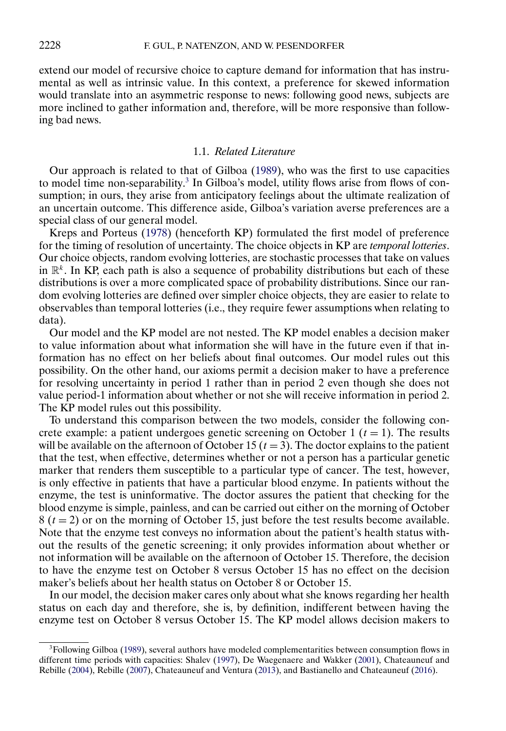extend our model of recursive choice to capture demand for information that has instrumental as well as intrinsic value. In this context, a preference for skewed information would translate into an asymmetric response to news: following good news, subjects are more inclined to gather information and, therefore, will be more responsive than following bad news.

### 1.1. *Related Literature*

Our approach is related to that of Gilboa (1989), who was the first to use capacities to model time non-separability.[3] In Gilboa's model, utility flows arise from flows of consumption; in ours, they arise from anticipatory feelings about the ultimate realization of an uncertain outcome. This difference aside, Gilboa's variation averse preferences are a special class of our general model.

Kreps and Porteus (1978) (henceforth KP) formulated the first model of preference for the timing of resolution of uncertainty. The choice objects in KP are *temporal lotteries*. Our choice objects, random evolving lotteries, are stochastic processes that take on values in $\mathbb{R}^k$. In KP, each path is also a sequence of probability distributions but each of these distributions is over a more complicated space of probability distributions. Since our random evolving lotteries are defined over simpler choice objects, they are easier to relate to observables than temporal lotteries (i.e., they require fewer assumptions when relating to data).

Our model and the KP model are not nested. The KP model enables a decision maker to value information about what information she will have in the future even if that information has no effect on her beliefs about final outcomes. Our model rules out this possibility. On the other hand, our axioms permit a decision maker to have a preference for resolving uncertainty in period 1 rather than in period 2 even though she does not value period-1 information about whether or not she will receive information in period 2. The KP model rules out this possibility.

To understand this comparison between the two models, consider the following concrete example: a patient undergoes genetic screening on October 1 ($t = 1$). The results will be available on the afternoon of October 15 ($t = 3$). The doctor explains to the patient that the test, when effective, determines whether or not a person has a particular genetic marker that renders them susceptible to a particular type of cancer. The test, however, is only effective in patients that have a particular blood enzyme. In patients without the enzyme, the test is uninformative. The doctor assures the patient that checking for the blood enzyme is simple, painless, and can be carried out either on the morning of October 8 ($t = 2$) or on the morning of October 15, just before the test results become available. Note that the enzyme test conveys no information about the patient's health status without the results of the genetic screening; it only provides information about whether or not information will be available on the afternoon of October 15. Therefore, the decision to have the enzyme test on October 8 versus October 15 has no effect on the decision maker's beliefs about her health status on October 8 or October 15.

In our model, the decision maker cares only about what she knows regarding her health status on each day and therefore, she is, by definition, indifferent between having the enzyme test on October 8 versus October 15. The KP model allows decision makers to

[3] Following Gilboa (1989), several authors have modeled complementarities between consumption flows in different time periods with capacities: Shalev (1997), De Waegenaere and Wakker (2001), Chateauneuf and Rebille (2004), Rebille (2007), Chateauneuf and Ventura (2013), and Bastianello and Chateauneuf (2016).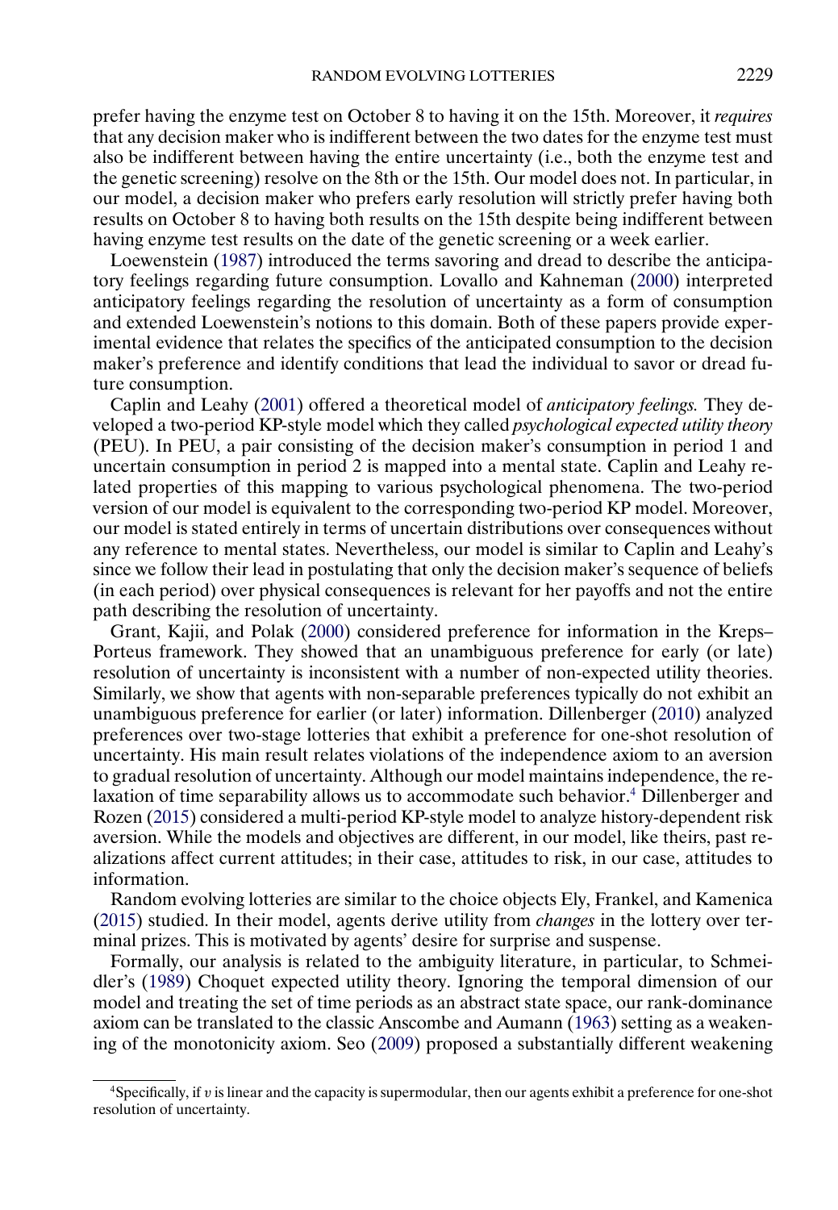prefer having the enzyme test on October 8 to having it on the 15th. Moreover, it *requires* that any decision maker who is indifferent between the two dates for the enzyme test must also be indifferent between having the entire uncertainty (i.e., both the enzyme test and the genetic screening) resolve on the 8th or the 15th. Our model does not. In particular, in our model, a decision maker who prefers early resolution will strictly prefer having both results on October 8 to having both results on the 15th despite being indifferent between having enzyme test results on the date of the genetic screening or a week earlier.

Loewenstein (1987) introduced the terms savoring and dread to describe the anticipatory feelings regarding future consumption. Lovallo and Kahneman (2000) interpreted anticipatory feelings regarding the resolution of uncertainty as a form of consumption and extended Loewenstein's notions to this domain. Both of these papers provide experimental evidence that relates the specifics of the anticipated consumption to the decision maker's preference and identify conditions that lead the individual to savor or dread future consumption.

Caplin and Leahy (2001) offered a theoretical model of *anticipatory feelings.* They developed a two-period KP-style model which they called *psychological expected utility theory* (PEU). In PEU, a pair consisting of the decision maker's consumption in period 1 and uncertain consumption in period 2 is mapped into a mental state. Caplin and Leahy related properties of this mapping to various psychological phenomena. The two-period version of our model is equivalent to the corresponding two-period KP model. Moreover, our model is stated entirely in terms of uncertain distributions over consequences without any reference to mental states. Nevertheless, our model is similar to Caplin and Leahy's since we follow their lead in postulating that only the decision maker's sequence of beliefs (in each period) over physical consequences is relevant for her payoffs and not the entire path describing the resolution of uncertainty.

Grant, Kajii, and Polak (2000) considered preference for information in the Kreps–Porteus framework. They showed that an unambiguous preference for early (or late) resolution of uncertainty is inconsistent with a number of non-expected utility theories. Similarly, we show that agents with non-separable preferences typically do not exhibit an unambiguous preference for earlier (or later) information. Dillenberger (2010) analyzed preferences over two-stage lotteries that exhibit a preference for one-shot resolution of uncertainty. His main result relates violations of the independence axiom to an aversion to gradual resolution of uncertainty. Although our model maintains independence, the relaxation of time separability allows us to accommodate such behavior.[4] Dillenberger and Rozen (2015) considered a multi-period KP-style model to analyze history-dependent risk aversion. While the models and objectives are different, in our model, like theirs, past realizations affect current attitudes; in their case, attitudes to risk, in our case, attitudes to information.

Random evolving lotteries are similar to the choice objects Ely, Frankel, and Kamenica (2015) studied. In their model, agents derive utility from *changes* in the lottery over terminal prizes. This is motivated by agents' desire for surprise and suspense.

Formally, our analysis is related to the ambiguity literature, in particular, to Schmeidler's (1989) Choquet expected utility theory. Ignoring the temporal dimension of our model and treating the set of time periods as an abstract state space, our rank-dominance axiom can be translated to the classic Anscombe and Aumann (1963) setting as a weakening of the monotonicity axiom. Seo (2009) proposed a substantially different weakening

[4] Specifically, if $v$ is linear and the capacity is supermodular, then our agents exhibit a preference for one-shot resolution of uncertainty.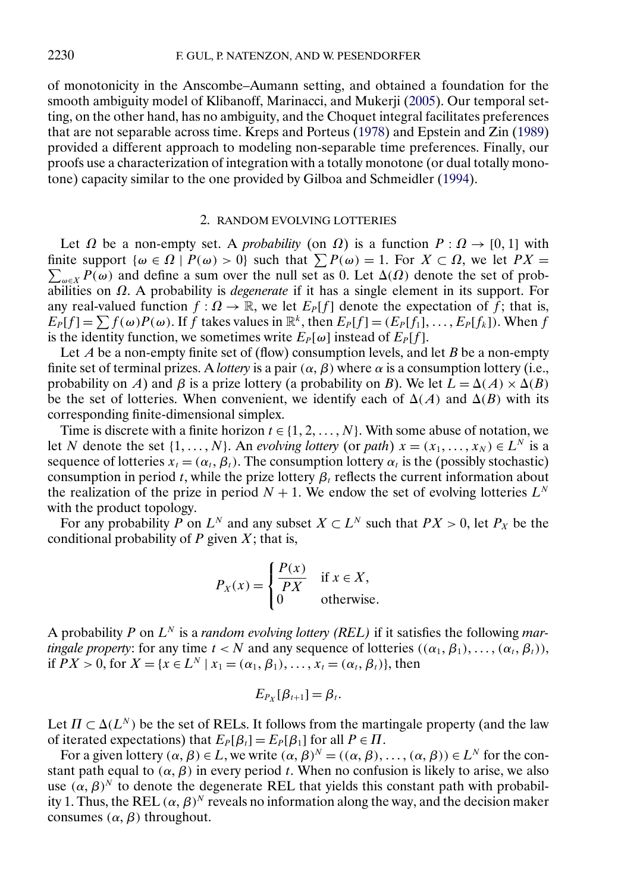of monotonicity in the Anscombe–Aumann setting, and obtained a foundation for the smooth ambiguity model of Klibanoff, Marinacci, and Mukerji (2005). Our temporal setting, on the other hand, has no ambiguity, and the Choquet integral facilitates preferences that are not separable across time. Kreps and Porteus (1978) and Epstein and Zin (1989) provided a different approach to modeling non-separable time preferences. Finally, our proofs use a characterization of integration with a totally monotone (or dual totally monotone) capacity similar to the one provided by Gilboa and Schmeidler (1994).

## 2. RANDOM EVOLVING LOTTERIES

Let $\Omega$ be a non-empty set. A *probability* (on $\Omega$) is a function $P : \Omega \to [0, 1]$ with finite support $\{\omega \in \Omega \mid P(\omega) > 0\}$ such that $\sum P(\omega) = 1$. For $X \subset \Omega$, we let $PX = \sum_{\omega \in X} P(\omega)$ and define a sum over the null set as 0. Let $\Delta(\Omega)$ denote the set of probabilities on $\Omega$. A probability is *degenerate* if it has a single element in its support. For any real-valued function $f : \Omega \to \mathbb{R}$, we let $E_P[f]$ denote the expectation of $f$; that is, $E_P[f] = \sum f(\omega)P(\omega)$. If $f$ takes values in $\mathbb{R}^k$, then $E_P[f] = (E_P[f_1], \dots, E_P[f_k])$. When $f$ is the identity function, we sometimes write $E_P[\omega]$ instead of $E_P[f]$.

Let $A$ be a non-empty finite set of (flow) consumption levels, and let $B$ be a non-empty finite set of terminal prizes. A *lottery* is a pair $(\alpha, \beta)$ where $\alpha$ is a consumption lottery (i.e., probability on $A$) and $\beta$ is a prize lottery (a probability on $B$). We let $L = \Delta(A) \times \Delta(B)$ be the set of lotteries. When convenient, we identify each of $\Delta(A)$ and $\Delta(B)$ with its corresponding finite-dimensional simplex.

Time is discrete with a finite horizon $t \in \{1, 2, \dots, N\}$. With some abuse of notation, we let $N$ denote the set $\{1, \dots, N\}$. An *evolving lottery* (or *path*) $x = (x_1, \dots, x_N) \in L^N$ is a sequence of lotteries $x_t = (\alpha_t, \beta_t)$. The consumption lottery $\alpha_t$ is the (possibly stochastic) consumption in period $t$, while the prize lottery $\beta_t$ reflects the current information about the realization of the prize in period $N + 1$. We endow the set of evolving lotteries $L^N$ with the product topology.

For any probability $P$ on $L^N$ and any subset $X \subset L^N$ such that $PX > 0$, let $P_X$ be the conditional probability of $P$ given $X$; that is,

$$P_X(x) = \begin{cases} \dfrac{P(x)}{PX} & \text{if } x \in X, \\ 0 & \text{otherwise.} \end{cases}$$

A probability $P$ on $L^N$ is a *random evolving lottery (REL)* if it satisfies the following *martingale property*: for any time $t < N$ and any sequence of lotteries $((\alpha_1, \beta_1), \dots, (\alpha_t, \beta_t))$, if $PX > 0$, for $X = \{x \in L^N \mid x_1 = (\alpha_1, \beta_1), \dots, x_t = (\alpha_t, \beta_t)\}$, then

$$E_{P_X}[\beta_{t+1}] = \beta_t.$$

Let $\Pi \subset \Delta(L^N)$ be the set of RELs. It follows from the martingale property (and the law of iterated expectations) that $E_P[\beta_t] = E_P[\beta_1]$ for all $P \in \Pi$.

For a given lottery $(\alpha, \beta) \in L$, we write $(\alpha, \beta)^N = ((\alpha, \beta), \dots, (\alpha, \beta)) \in L^N$ for the constant path equal to $(\alpha, \beta)$ in every period $t$. When no confusion is likely to arise, we also use $(\alpha, \beta)^N$ to denote the degenerate REL that yields this constant path with probability 1. Thus, the REL $(\alpha, \beta)^N$ reveals no information along the way, and the decision maker consumes $(\alpha, \beta)$ throughout.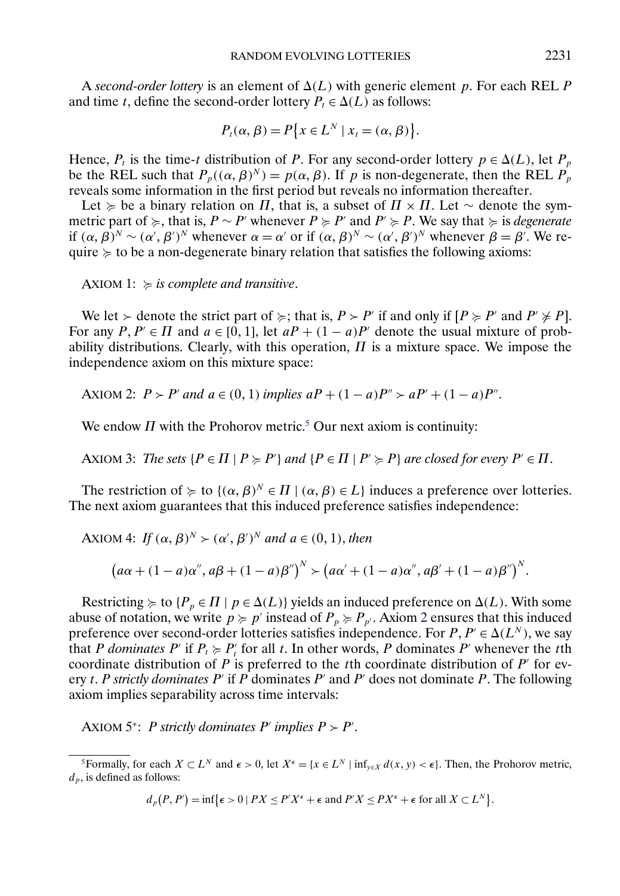A *second-order lottery* is an element of $\Delta(L)$ with generic element $p$. For each REL $P$ and time $t$, define the second-order lottery $P_t \in \Delta(L)$ as follows:

$$P_t(\alpha, \beta) = P\{x \in L^N \mid x_t = (\alpha, \beta)\}.$$

Hence, $P_t$ is the time-$t$ distribution of $P$. For any second-order lottery $p \in \Delta(L)$, let $P_p$ be the REL such that $P_p((\alpha, \beta)^N) = p(\alpha, \beta)$. If $p$ is non-degenerate, then the REL $P_p$ reveals some information in the first period but reveals no information thereafter.

Let $\succcurlyeq$ be a binary relation on $\Pi$, that is, a subset of $\Pi \times \Pi$. Let $\sim$ denote the symmetric part of $\succcurlyeq$, that is, $P \sim P'$ whenever $P \succcurlyeq P'$ and $P' \succcurlyeq P$. We say that $\succcurlyeq$ is *degenerate* if $(\alpha, \beta)^N \sim (\alpha', \beta')^N$ whenever $\alpha = \alpha'$ or if $(\alpha, \beta)^N \sim (\alpha', \beta')^N$ whenever $\beta = \beta'$. We require $\succcurlyeq$ to be a non-degenerate binary relation that satisfies the following axioms:

AXIOM 1: *$\succcurlyeq$ is complete and transitive.*

We let $\succ$ denote the strict part of $\succcurlyeq$; that is, $P \succ P'$ if and only if $[P \succcurlyeq P'$ and $P' \not\succcurlyeq P]$. For any $P, P' \in \Pi$ and $a \in [0, 1]$, let $aP + (1-a)P'$ denote the usual mixture of probability distributions. Clearly, with this operation, $\Pi$ is a mixture space. We impose the independence axiom on this mixture space:

AXIOM 2: *$P \succ P'$ and $a \in (0, 1)$ implies $aP + (1-a)P'' \succ aP' + (1-a)P''$.*

We endow $\Pi$ with the Prohorov metric.[5] Our next axiom is continuity:

AXIOM 3: *The sets $\{P \in \Pi \mid P \succcurlyeq P'\}$ and $\{P \in \Pi \mid P' \succcurlyeq P\}$ are closed for every $P' \in \Pi$.*

The restriction of $\succcurlyeq$ to $\{(\alpha, \beta)^N \in \Pi \mid (\alpha, \beta) \in L\}$ induces a preference over lotteries. The next axiom guarantees that this induced preference satisfies independence:

AXIOM 4: *If $(\alpha, \beta)^N \succ (\alpha', \beta')^N$ and $a \in (0, 1)$, then*

$$\big(a\alpha + (1-a)\alpha'', a\beta + (1-a)\beta''\big)^N \succ \big(a\alpha' + (1-a)\alpha'', a\beta' + (1-a)\beta''\big)^N.$$

Restricting $\succcurlyeq$ to $\{P_p \in \Pi \mid p \in \Delta(L)\}$ yields an induced preference on $\Delta(L)$. With some abuse of notation, we write $p \succcurlyeq p'$ instead of $P_p \succcurlyeq P_{p'}$. Axiom 2 ensures that this induced preference over second-order lotteries satisfies independence. For $P, P' \in \Delta(L^N)$, we say that $P$ *dominates* $P'$ if $P_t \succcurlyeq P'_t$ for all $t$. In other words, $P$ dominates $P'$ whenever the $t$th coordinate distribution of $P$ is preferred to the $t$th coordinate distribution of $P'$ for every $t$. $P$ *strictly dominates* $P'$ if $P$ dominates $P'$ and $P'$ does not dominate $P$. The following axiom implies separability across time intervals:

AXIOM 5*: *$P$ strictly dominates $P'$ implies $P \succ P'$.*

[5]Formally, for each $X \subset L^N$ and $\epsilon > 0$, let $X^\epsilon = \{x \in L^N \mid \inf_{y \in X} d(x, y) < \epsilon\}$. Then, the Prohorov metric, $d_p$, is defined as follows:

$$d_p(P, P') = \inf\{\epsilon > 0 \mid PX \leq P'X^\epsilon + \epsilon \text{ and } P'X \leq PX^\epsilon + \epsilon \text{ for all } X \subset L^N\}.$$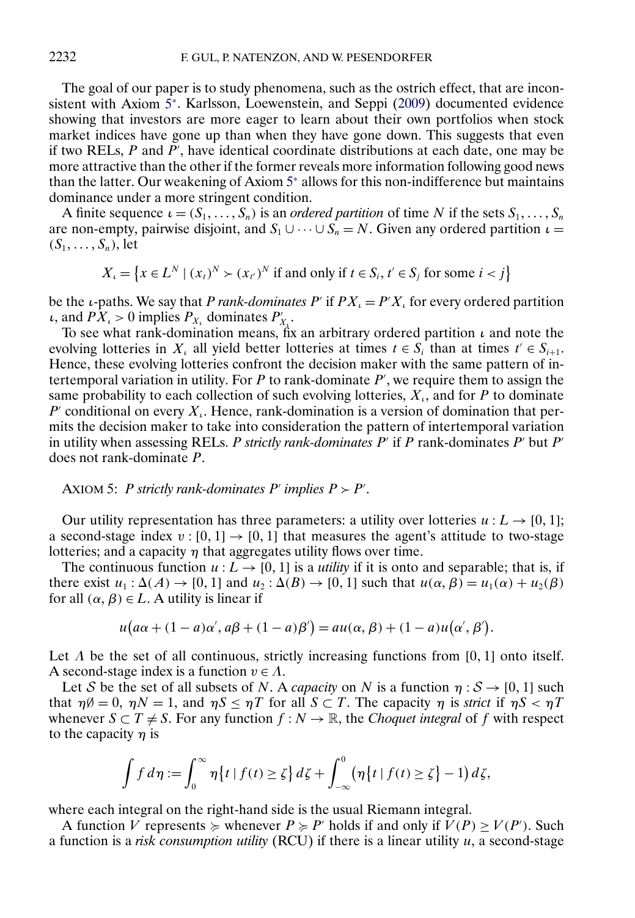The goal of our paper is to study phenomena, such as the ostrich effect, that are inconsistent with Axiom 5*. Karlsson, Loewenstein, and Seppi (2009) documented evidence showing that investors are more eager to learn about their own portfolios when stock market indices have gone up than when they have gone down. This suggests that even if two RELs, $P$ and $P'$, have identical coordinate distributions at each date, one may be more attractive than the other if the former reveals more information following good news than the latter. Our weakening of Axiom 5* allows for this non-indifference but maintains dominance under a more stringent condition.

A finite sequence $\iota = (S_1, \dots, S_n)$ is an *ordered partition* of time $N$ if the sets $S_1, \dots, S_n$ are non-empty, pairwise disjoint, and $S_1 \cup \dots \cup S_n = N$. Given any ordered partition $\iota = (S_1, \dots, S_n)$, let

$$X_\iota = \left\{x \in L^N \mid (x_t)^N \succ (x_{t'})^N \text{ if and only if } t \in S_i, t' \in S_j \text{ for some } i < j\right\}$$

be the $\iota$-paths. We say that *$P$ rank-dominates $P'$* if $PX_\iota = P'X_\iota$ for every ordered partition $\iota$, and $PX_\iota > 0$ implies $P_{X_\iota}$ dominates $P'_{X_\iota}$.

To see what rank-domination means, fix an arbitrary ordered partition $\iota$ and note the evolving lotteries in $X_\iota$ all yield better lotteries at times $t \in S_i$ than at times $t' \in S_{i+1}$. Hence, these evolving lotteries confront the decision maker with the same pattern of intertemporal variation in utility. For $P$ to rank-dominate $P'$, we require them to assign the same probability to each collection of such evolving lotteries, $X_\iota$, and for $P$ to dominate $P'$ conditional on every $X_\iota$. Hence, rank-domination is a version of domination that permits the decision maker to take into consideration the pattern of intertemporal variation in utility when assessing RELs. *$P$ strictly rank-dominates $P'$* if $P$ rank-dominates $P'$ but $P'$ does not rank-dominate $P$.

AXIOM 5: *$P$ strictly rank-dominates $P'$ implies $P \succ P'$.*

Our utility representation has three parameters: a utility over lotteries $u : L \to [0, 1]$; a second-stage index $v : [0, 1] \to [0, 1]$ that measures the agent's attitude to two-stage lotteries; and a capacity $\eta$ that aggregates utility flows over time.

The continuous function $u : L \to [0, 1]$ is a *utility* if it is onto and separable; that is, if there exist $u_1 : \Delta(A) \to [0, 1]$ and $u_2 : \Delta(B) \to [0, 1]$ such that $u(\alpha, \beta) = u_1(\alpha) + u_2(\beta)$ for all $(\alpha, \beta) \in L$. A utility is linear if

$$u\big(a\alpha + (1-a)\alpha', a\beta + (1-a)\beta'\big) = au(\alpha, \beta) + (1-a)u\big(\alpha', \beta'\big).$$

Let $\Lambda$ be the set of all continuous, strictly increasing functions from $[0, 1]$ onto itself. A second-stage index is a function $v \in \Lambda$.

Let $\mathcal{S}$ be the set of all subsets of $N$. A *capacity* on $N$ is a function $\eta : \mathcal{S} \to [0, 1]$ such that $\eta\emptyset = 0$, $\eta N = 1$, and $\eta S \le \eta T$ for all $S \subset T$. The capacity $\eta$ is *strict* if $\eta S < \eta T$ whenever $S \subset T \neq S$. For any function $f : N \to \mathbb{R}$, the *Choquet integral* of $f$ with respect to the capacity $\eta$ is

$$\int f \, d\eta := \int_0^\infty \eta\big\{t \mid f(t) \ge \zeta\big\} \, d\zeta + \int_{-\infty}^0 \big(\eta\big\{t \mid f(t) \ge \zeta\big\} - 1\big) \, d\zeta,$$

where each integral on the right-hand side is the usual Riemann integral.

A function $V$ represents $\succcurlyeq$ whenever $P \succcurlyeq P'$ holds if and only if $V(P) \ge V(P')$. Such a function is a *risk consumption utility* (RCU) if there is a linear utility $u$, a second-stage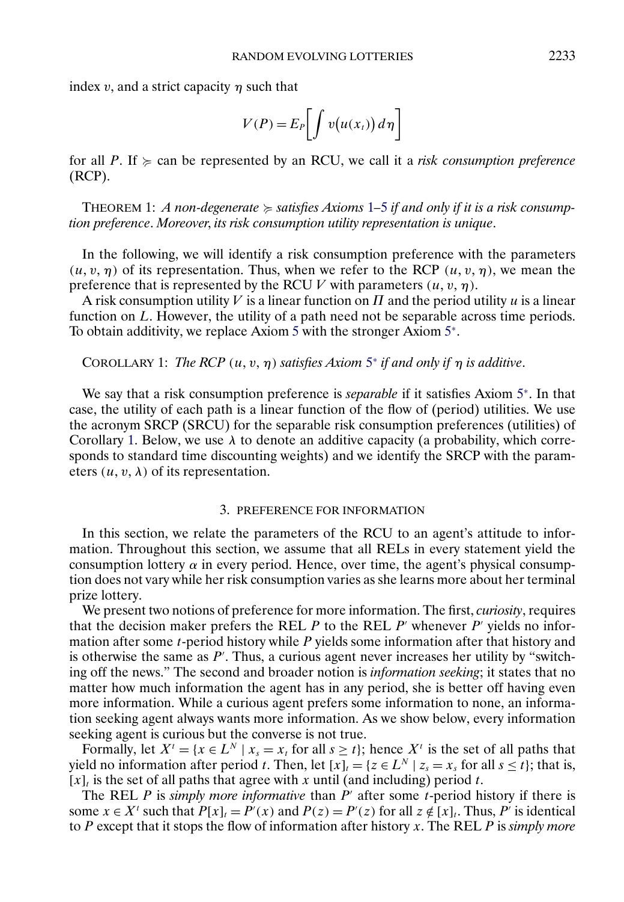index $v$, and a strict capacity $\eta$ such that

$$V(P) = E_P\left[\int v(u(x_t))\,d\eta\right]$$

for all $P$. If $\succcurlyeq$ can be represented by an RCU, we call it a *risk consumption preference* (RCP).

THEOREM 1: *A non-degenerate $\succcurlyeq$ satisfies Axioms 1–5 if and only if it is a risk consumption preference. Moreover, its risk consumption utility representation is unique.*

In the following, we will identify a risk consumption preference with the parameters $(u, v, \eta)$ of its representation. Thus, when we refer to the RCP $(u, v, \eta)$, we mean the preference that is represented by the RCU $V$ with parameters $(u, v, \eta)$.

A risk consumption utility $V$ is a linear function on $\Pi$ and the period utility $u$ is a linear function on $L$. However, the utility of a path need not be separable across time periods. To obtain additivity, we replace Axiom 5 with the stronger Axiom 5*.

COROLLARY 1: *The RCP $(u, v, \eta)$ satisfies Axiom 5* if and only if $\eta$ is additive.*

We say that a risk consumption preference is *separable* if it satisfies Axiom 5*. In that case, the utility of each path is a linear function of the flow of (period) utilities. We use the acronym SRCP (SRCU) for the separable risk consumption preferences (utilities) of Corollary 1. Below, we use $\lambda$ to denote an additive capacity (a probability, which corresponds to standard time discounting weights) and we identify the SRCP with the parameters $(u, v, \lambda)$ of its representation.

## 3. PREFERENCE FOR INFORMATION

In this section, we relate the parameters of the RCU to an agent's attitude to information. Throughout this section, we assume that all RELs in every statement yield the consumption lottery $\alpha$ in every period. Hence, over time, the agent's physical consumption does not vary while her risk consumption varies as she learns more about her terminal prize lottery.

We present two notions of preference for more information. The first, *curiosity*, requires that the decision maker prefers the REL $P$ to the REL $P'$ whenever $P'$ yields no information after some $t$-period history while $P$ yields some information after that history and is otherwise the same as $P'$. Thus, a curious agent never increases her utility by "switching off the news." The second and broader notion is *information seeking*; it states that no matter how much information the agent has in any period, she is better off having even more information. While a curious agent prefers some information to none, an information seeking agent always wants more information. As we show below, every information seeking agent is curious but the converse is not true.

Formally, let $X^t = \{x \in L^N \mid x_s = x_t \text{ for all } s \geq t\}$; hence $X^t$ is the set of all paths that yield no information after period $t$. Then, let $[x]_t = \{z \in L^N \mid z_s = x_s \text{ for all } s \leq t\}$; that is, $[x]_t$ is the set of all paths that agree with $x$ until (and including) period $t$.

The REL $P$ is *simply more informative* than $P'$ after some $t$-period history if there is some $x \in X^t$ such that $P[x]_t = P'(x)$ and $P(z) = P'(z)$ for all $z \notin [x]_t$. Thus, $P'$ is identical to $P$ except that it stops the flow of information after history $x$. The REL $P$ is *simply more*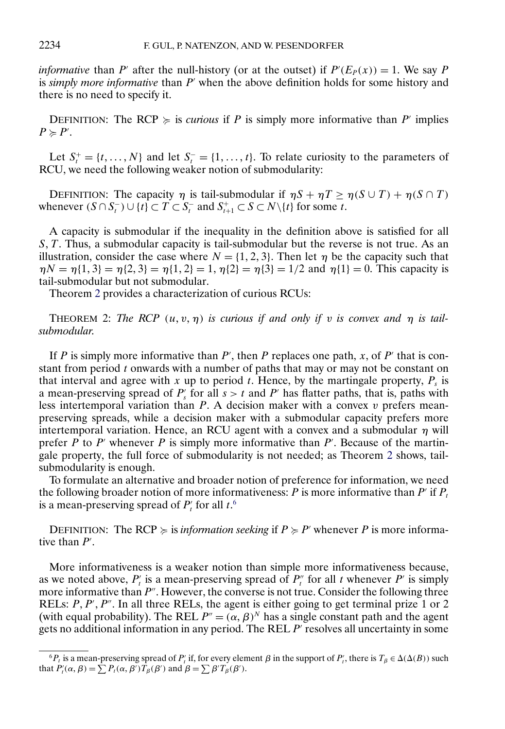*informative* than $P'$ after the null-history (or at the outset) if $P'(E_P(x)) = 1$. We say $P$ is *simply more informative* than $P'$ when the above definition holds for some history and there is no need to specify it.

DEFINITION: The RCP $\succcurlyeq$ is *curious* if $P$ is simply more informative than $P'$ implies $P \succcurlyeq P'$.

Let $S_t^+ = \{t, \dots, N\}$ and let $S_t^- = \{1, \dots, t\}$. To relate curiosity to the parameters of RCU, we need the following weaker notion of submodularity:

DEFINITION: The capacity $\eta$ is tail-submodular if $\eta S + \eta T \geq \eta(S \cup T) + \eta(S \cap T)$ whenever $(S \cap S_t^-) \cup \{t\} \subset T \subset S_t^-$ and $S_{t+1}^+ \subset S \subset N \backslash \{t\}$ for some $t$.

A capacity is submodular if the inequality in the definition above is satisfied for all $S, T$. Thus, a submodular capacity is tail-submodular but the reverse is not true. As an illustration, consider the case where $N = \{1, 2, 3\}$. Then let $\eta$ be the capacity such that $\eta N = \eta\{1, 3\} = \eta\{2, 3\} = \eta\{1, 2\} = 1$, $\eta\{2\} = \eta\{3\} = 1/2$ and $\eta\{1\} = 0$. This capacity is tail-submodular but not submodular.

Theorem 2 provides a characterization of curious RCUs:

THEOREM 2: *The RCP $(u, v, \eta)$ is curious if and only if $v$ is convex and $\eta$ is tail-submodular.*

If $P$ is simply more informative than $P'$, then $P$ replaces one path, $x$, of $P'$ that is constant from period $t$ onwards with a number of paths that may or may not be constant on that interval and agree with $x$ up to period $t$. Hence, by the martingale property, $P_s$ is a mean-preserving spread of $P'_s$ for all $s > t$ and $P'$ has flatter paths, that is, paths with less intertemporal variation than $P$. A decision maker with a convex $v$ prefers mean-preserving spreads, while a decision maker with a submodular capacity prefers more intertemporal variation. Hence, an RCU agent with a convex and a submodular $\eta$ will prefer $P$ to $P'$ whenever $P$ is simply more informative than $P'$. Because of the martingale property, the full force of submodularity is not needed; as Theorem 2 shows, tail-submodularity is enough.

To formulate an alternative and broader notion of preference for information, we need the following broader notion of more informativeness: $P$ is more informative than $P'$ if $P_t$ is a mean-preserving spread of $P'_t$ for all $t$.[6]

DEFINITION: The RCP $\succcurlyeq$ is *information seeking* if $P \succcurlyeq P'$ whenever $P$ is more informative than $P'$.

More informativeness is a weaker notion than simple more informativeness because, as we noted above, $P'_t$ is a mean-preserving spread of $P''_t$ for all $t$ whenever $P'$ is simply more informative than $P''$. However, the converse is not true. Consider the following three RELs: $P, P', P''$. In all three RELs, the agent is either going to get terminal prize 1 or 2 (with equal probability). The REL $P'' = (\alpha, \beta)^N$ has a single constant path and the agent gets no additional information in any period. The REL $P'$ resolves all uncertainty in some

[6] $P_t$ is a mean-preserving spread of $P'_t$ if, for every element $\beta$ in the support of $P'_t$, there is $T_\beta \in \Delta(\Delta(B))$ such that $P'_t(\alpha, \beta) = \sum P_t(\alpha, \beta')T_\beta(\beta')$ and $\beta = \sum \beta' T_\beta(\beta')$.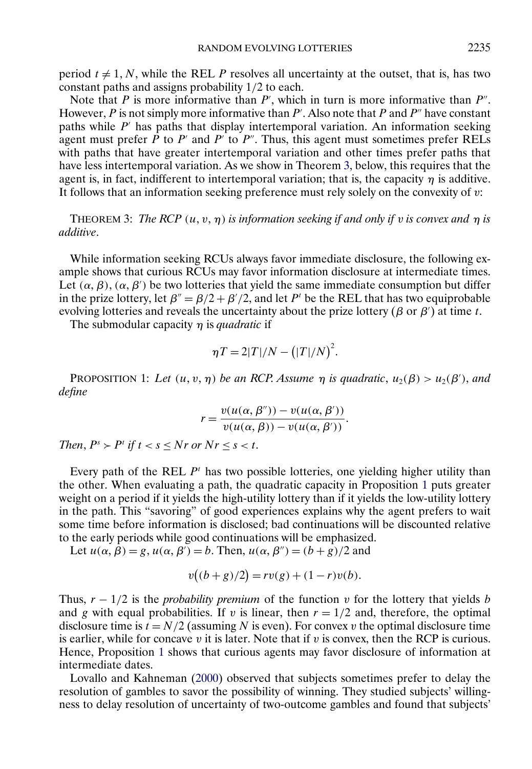period $t \neq 1, N$, while the REL $P$ resolves all uncertainty at the outset, that is, has two constant paths and assigns probability 1/2 to each.

Note that $P$ is more informative than $P'$, which in turn is more informative than $P''$. However, $P$ is not simply more informative than $P'$. Also note that $P$ and $P''$ have constant paths while $P'$ has paths that display intertemporal variation. An information seeking agent must prefer $P$ to $P'$ and $P'$ to $P''$. Thus, this agent must sometimes prefer RELs with paths that have greater intertemporal variation and other times prefer paths that have less intertemporal variation. As we show in Theorem 3, below, this requires that the agent is, in fact, indifferent to intertemporal variation; that is, the capacity $\eta$ is additive. It follows that an information seeking preference must rely solely on the convexity of $v$:

THEOREM 3: *The RCP $(u, v, \eta)$ is information seeking if and only if $v$ is convex and $\eta$ is additive.*

While information seeking RCUs always favor immediate disclosure, the following example shows that curious RCUs may favor information disclosure at intermediate times. Let $(\alpha, \beta)$, $(\alpha, \beta')$ be two lotteries that yield the same immediate consumption but differ in the prize lottery, let $\beta'' = \beta/2 + \beta'/2$, and let $P^t$ be the REL that has two equiprobable evolving lotteries and reveals the uncertainty about the prize lottery ($\beta$ or $\beta'$) at time $t$.

The submodular capacity $\eta$ is *quadratic* if

$$\eta T = 2|T|/N - \left(|T|/N\right)^2.$$

PROPOSITION 1: *Let $(u, v, \eta)$ be an RCP. Assume $\eta$ is quadratic, $u_2(\beta) > u_2(\beta')$, and define*

$$r = \frac{v(u(\alpha, \beta'')) - v(u(\alpha, \beta'))}{v(u(\alpha, \beta)) - v(u(\alpha, \beta'))}.$$

*Then, $P^s \succ P^t$ if $t < s \leq Nr$ or $Nr \leq s < t$.*

Every path of the REL $P^t$ has two possible lotteries, one yielding higher utility than the other. When evaluating a path, the quadratic capacity in Proposition 1 puts greater weight on a period if it yields the high-utility lottery than if it yields the low-utility lottery in the path. This "savoring" of good experiences explains why the agent prefers to wait some time before information is disclosed; bad continuations will be discounted relative to the early periods while good continuations will be emphasized.

Let $u(\alpha, \beta) = g$, $u(\alpha, \beta') = b$. Then, $u(\alpha, \beta'') = (b + g)/2$ and

$$v\big((b + g)/2\big) = rv(g) + (1 - r)v(b).$$

Thus, $r - 1/2$ is the *probability premium* of the function $v$ for the lottery that yields $b$ and $g$ with equal probabilities. If $v$ is linear, then $r = 1/2$ and, therefore, the optimal disclosure time is $t = N/2$ (assuming $N$ is even). For convex $v$ the optimal disclosure time is earlier, while for concave $v$ it is later. Note that if $v$ is convex, then the RCP is curious. Hence, Proposition 1 shows that curious agents may favor disclosure of information at intermediate dates.

Lovallo and Kahneman (2000) observed that subjects sometimes prefer to delay the resolution of gambles to savor the possibility of winning. They studied subjects' willingness to delay resolution of uncertainty of two-outcome gambles and found that subjects'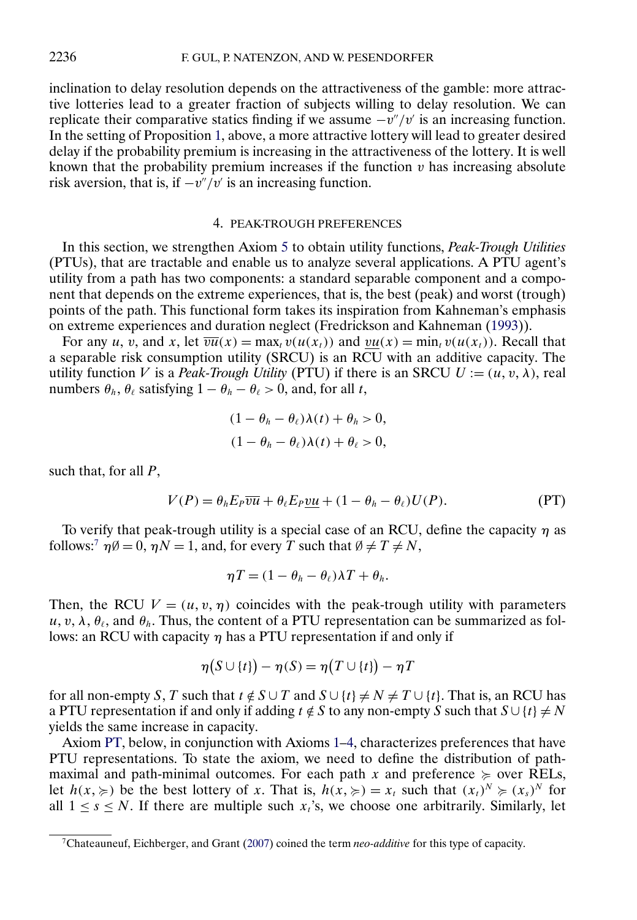inclination to delay resolution depends on the attractiveness of the gamble: more attractive lotteries lead to a greater fraction of subjects willing to delay resolution. We can replicate their comparative statics finding if we assume $-v''/v'$ is an increasing function. In the setting of Proposition 1, above, a more attractive lottery will lead to greater desired delay if the probability premium is increasing in the attractiveness of the lottery. It is well known that the probability premium increases if the function $v$ has increasing absolute risk aversion, that is, if $-v''/v'$ is an increasing function.

## 4. PEAK-TROUGH PREFERENCES

In this section, we strengthen Axiom 5 to obtain utility functions, *Peak-Trough Utilities* (PTUs), that are tractable and enable us to analyze several applications. A PTU agent's utility from a path has two components: a standard separable component and a component that depends on the extreme experiences, that is, the best (peak) and worst (trough) points of the path. This functional form takes its inspiration from Kahneman's emphasis on extreme experiences and duration neglect (Fredrickson and Kahneman (1993)).

For any $u$, $v$, and $x$, let $\overline{vu}(x) = \max_t v(u(x_t))$ and $\underline{vu}(x) = \min_t v(u(x_t))$. Recall that a separable risk consumption utility (SRCU) is an RCU with an additive capacity. The utility function $V$ is a *Peak-Trough Utility* (PTU) if there is an SRCU $U := (u, v, \lambda)$, real numbers $\theta_h$, $\theta_\ell$ satisfying $1 - \theta_h - \theta_\ell > 0$, and, for all $t$,

$$(1 - \theta_h - \theta_\ell)\lambda(t) + \theta_h > 0,$$

$$(1 - \theta_h - \theta_\ell)\lambda(t) + \theta_\ell > 0,$$

such that, for all $P$,

$$V(P) = \theta_h E_P \overline{vu} + \theta_\ell E_P \underline{vu} + (1 - \theta_h - \theta_\ell) U(P). \tag{PT}$$

To verify that peak-trough utility is a special case of an RCU, define the capacity $\eta$ as follows:[7] $\eta\emptyset = 0$, $\eta N = 1$, and, for every $T$ such that $\emptyset \neq T \neq N$,

$$\eta T = (1 - \theta_h - \theta_\ell)\lambda T + \theta_h.$$

Then, the RCU $V = (u, v, \eta)$ coincides with the peak-trough utility with parameters $u$, $v$, $\lambda$, $\theta_\ell$, and $\theta_h$. Thus, the content of a PTU representation can be summarized as follows: an RCU with capacity $\eta$ has a PTU representation if and only if

$$\eta(S \cup \{t\}) - \eta(S) = \eta(T \cup \{t\}) - \eta T$$

for all non-empty $S$, $T$ such that $t \notin S \cup T$ and $S \cup \{t\} \neq N \neq T \cup \{t\}$. That is, an RCU has a PTU representation if and only if adding $t \notin S$ to any non-empty $S$ such that $S \cup \{t\} \neq N$ yields the same increase in capacity.

Axiom PT, below, in conjunction with Axioms 1–4, characterizes preferences that have PTU representations. To state the axiom, we need to define the distribution of path-maximal and path-minimal outcomes. For each path $x$ and preference $\succcurlyeq$ over RELs, let $h(x, \succcurlyeq)$ be the best lottery of $x$. That is, $h(x, \succcurlyeq) = x_t$ such that $(x_t)^N \succcurlyeq (x_s)^N$ for all $1 \leq s \leq N$. If there are multiple such $x_t$'s, we choose one arbitrarily. Similarly, let

[7] Chateauneuf, Eichberger, and Grant (2007) coined the term *neo-additive* for this type of capacity.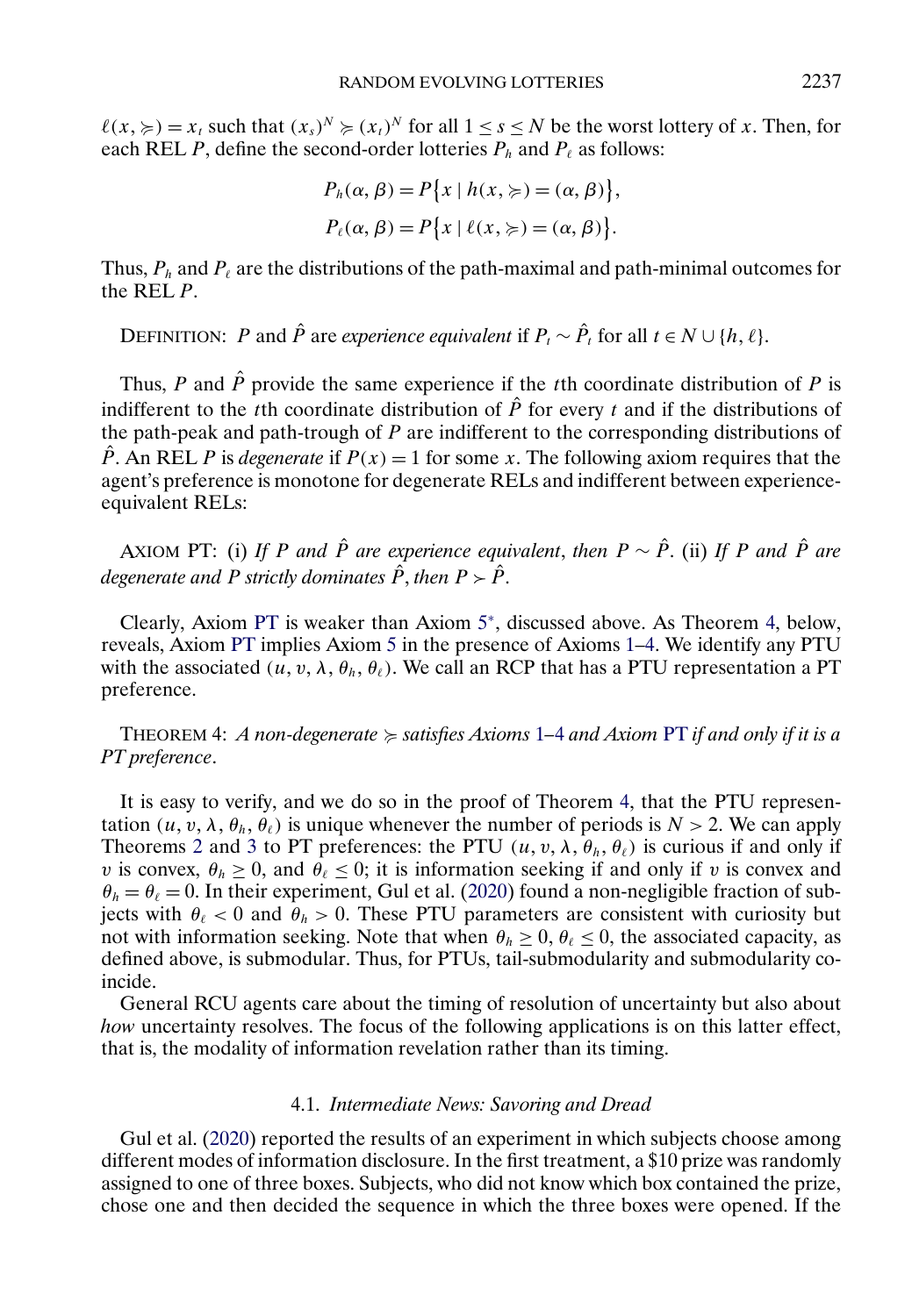$\ell(x, \succcurlyeq) = x_t$ such that $(x_s)^N \succcurlyeq (x_t)^N$ for all $1 \leq s \leq N$ be the worst lottery of $x$. Then, for each REL $P$, define the second-order lotteries $P_h$ and $P_\ell$ as follows:

$$P_h(\alpha, \beta) = P\{x \mid h(x, \succcurlyeq) = (\alpha, \beta)\},$$
$$P_\ell(\alpha, \beta) = P\{x \mid \ell(x, \succcurlyeq) = (\alpha, \beta)\}.$$

Thus, $P_h$ and $P_\ell$ are the distributions of the path-maximal and path-minimal outcomes for the REL $P$.

DEFINITION: $P$ and $\hat{P}$ are *experience equivalent* if $P_t \sim \hat{P}_t$ for all $t \in N \cup \{h, \ell\}$.

Thus, $P$ and $\hat{P}$ provide the same experience if the $t$th coordinate distribution of $P$ is indifferent to the $t$th coordinate distribution of $\hat{P}$ for every $t$ and if the distributions of the path-peak and path-trough of $P$ are indifferent to the corresponding distributions of $\hat{P}$. An REL $P$ is *degenerate* if $P(x) = 1$ for some $x$. The following axiom requires that the agent's preference is monotone for degenerate RELs and indifferent between experience-equivalent RELs:

AXIOM PT: (i) *If $P$ and $\hat{P}$ are experience equivalent, then $P \sim \hat{P}$.* (ii) *If $P$ and $\hat{P}$ are degenerate and $P$ strictly dominates $\hat{P}$, then $P \succ \hat{P}$.*

Clearly, Axiom PT is weaker than Axiom 5*, discussed above. As Theorem 4, below, reveals, Axiom PT implies Axiom 5 in the presence of Axioms 1–4. We identify any PTU with the associated $(u, v, \lambda, \theta_h, \theta_\ell)$. We call an RCP that has a PTU representation a PT preference.

THEOREM 4: *A non-degenerate $\succcurlyeq$ satisfies Axioms 1–4 and Axiom PT if and only if it is a PT preference.*

It is easy to verify, and we do so in the proof of Theorem 4, that the PTU representation $(u, v, \lambda, \theta_h, \theta_\ell)$ is unique whenever the number of periods is $N > 2$. We can apply Theorems 2 and 3 to PT preferences: the PTU $(u, v, \lambda, \theta_h, \theta_\ell)$ is curious if and only if $v$ is convex, $\theta_h \geq 0$, and $\theta_\ell \leq 0$; it is information seeking if and only if $v$ is convex and $\theta_h = \theta_\ell = 0$. In their experiment, Gul et al. (2020) found a non-negligible fraction of subjects with $\theta_\ell < 0$ and $\theta_h > 0$. These PTU parameters are consistent with curiosity but not with information seeking. Note that when $\theta_h \geq 0$, $\theta_\ell \leq 0$, the associated capacity, as defined above, is submodular. Thus, for PTUs, tail-submodularity and submodularity coincide.

General RCU agents care about the timing of resolution of uncertainty but also about *how* uncertainty resolves. The focus of the following applications is on this latter effect, that is, the modality of information revelation rather than its timing.

### 4.1. *Intermediate News: Savoring and Dread*

Gul et al. (2020) reported the results of an experiment in which subjects choose among different modes of information disclosure. In the first treatment, a \$10 prize was randomly assigned to one of three boxes. Subjects, who did not know which box contained the prize, chose one and then decided the sequence in which the three boxes were opened. If the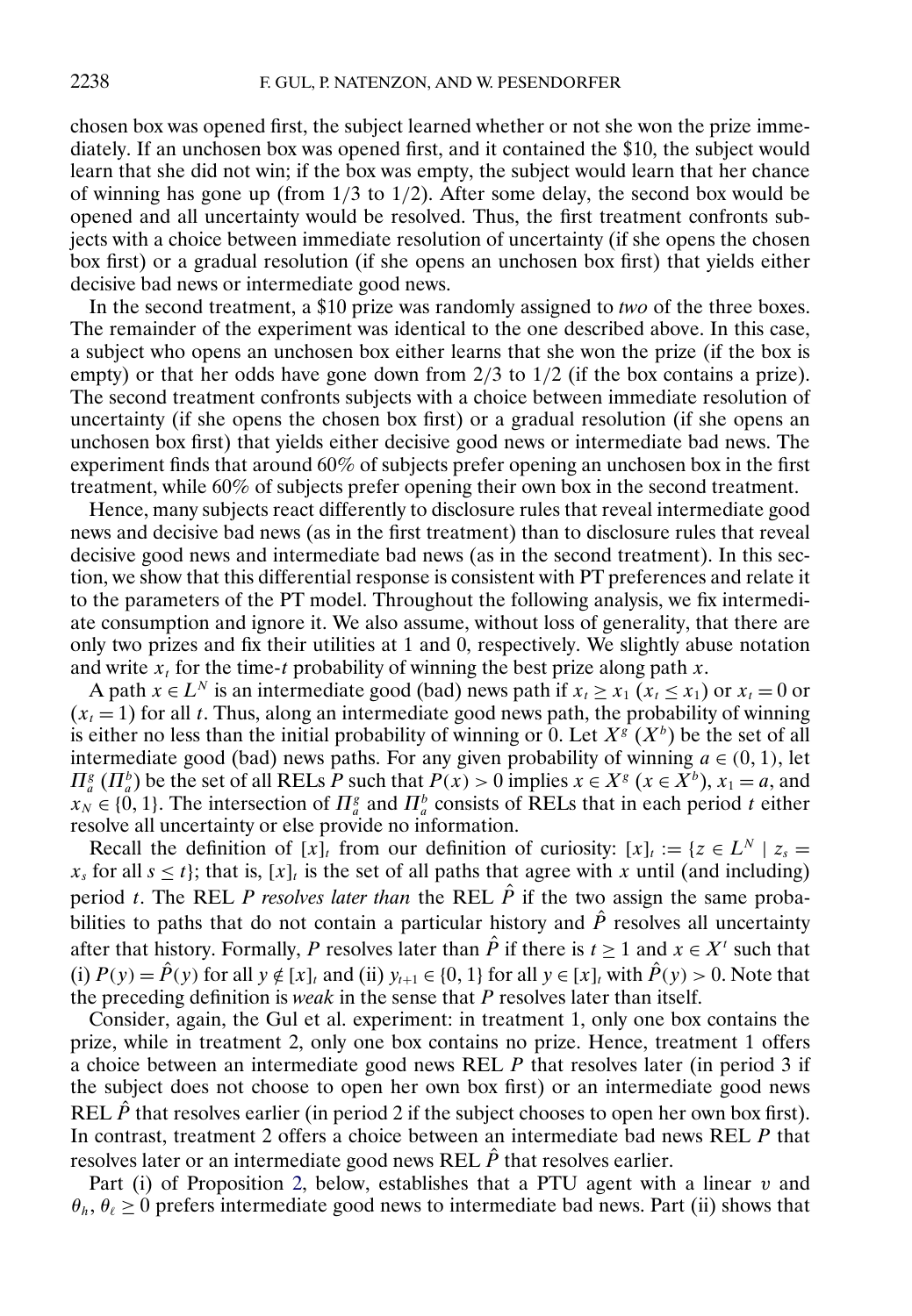chosen box was opened first, the subject learned whether or not she won the prize immediately. If an unchosen box was opened first, and it contained the \$10, the subject would learn that she did not win; if the box was empty, the subject would learn that her chance of winning has gone up (from 1/3 to 1/2). After some delay, the second box would be opened and all uncertainty would be resolved. Thus, the first treatment confronts subjects with a choice between immediate resolution of uncertainty (if she opens the chosen box first) or a gradual resolution (if she opens an unchosen box first) that yields either decisive bad news or intermediate good news.

In the second treatment, a \$10 prize was randomly assigned to *two* of the three boxes. The remainder of the experiment was identical to the one described above. In this case, a subject who opens an unchosen box either learns that she won the prize (if the box is empty) or that her odds have gone down from 2/3 to 1/2 (if the box contains a prize). The second treatment confronts subjects with a choice between immediate resolution of uncertainty (if she opens the chosen box first) or a gradual resolution (if she opens an unchosen box first) that yields either decisive good news or intermediate bad news. The experiment finds that around 60% of subjects prefer opening an unchosen box in the first treatment, while 60% of subjects prefer opening their own box in the second treatment.

Hence, many subjects react differently to disclosure rules that reveal intermediate good news and decisive bad news (as in the first treatment) than to disclosure rules that reveal decisive good news and intermediate bad news (as in the second treatment). In this section, we show that this differential response is consistent with PT preferences and relate it to the parameters of the PT model. Throughout the following analysis, we fix intermediate consumption and ignore it. We also assume, without loss of generality, that there are only two prizes and fix their utilities at 1 and 0, respectively. We slightly abuse notation and write $x_t$ for the time-$t$ probability of winning the best prize along path $x$.

A path $x \in L^N$ is an intermediate good (bad) news path if $x_t \geq x_1$ ($x_t \leq x_1$) or $x_t = 0$ or ($x_t = 1$) for all $t$. Thus, along an intermediate good news path, the probability of winning is either no less than the initial probability of winning or 0. Let $X^g$ ($X^b$) be the set of all intermediate good (bad) news paths. For any given probability of winning $a \in (0, 1)$, let $\Pi_a^g$ ($\Pi_a^b$) be the set of all RELs $P$ such that $P(x) > 0$ implies $x \in X^g$ ($x \in X^b$), $x_1 = a$, and $x_N \in \{0, 1\}$. The intersection of $\Pi_a^g$ and $\Pi_a^b$ consists of RELs that in each period $t$ either resolve all uncertainty or else provide no information.

Recall the definition of $[x]_t$ from our definition of curiosity: $[x]_t := \{z \in L^N \mid z_s = x_s \text{ for all } s \leq t\}$; that is, $[x]_t$ is the set of all paths that agree with $x$ until (and including) period $t$. The REL $P$ *resolves later than* the REL $\hat{P}$ if the two assign the same probabilities to paths that do not contain a particular history and $\hat{P}$ resolves all uncertainty after that history. Formally, $P$ resolves later than $\hat{P}$ if there is $t \geq 1$ and $x \in X^t$ such that (i) $P(y) = \hat{P}(y)$ for all $y \notin [x]_t$ and (ii) $y_{t+1} \in \{0, 1\}$ for all $y \in [x]_t$ with $\hat{P}(y) > 0$. Note that the preceding definition is *weak* in the sense that $P$ resolves later than itself.

Consider, again, the Gul et al. experiment: in treatment 1, only one box contains the prize, while in treatment 2, only one box contains no prize. Hence, treatment 1 offers a choice between an intermediate good news REL $P$ that resolves later (in period 3 if the subject does not choose to open her own box first) or an intermediate good news REL $\hat{P}$ that resolves earlier (in period 2 if the subject chooses to open her own box first). In contrast, treatment 2 offers a choice between an intermediate bad news REL $P$ that resolves later or an intermediate good news REL $\hat{P}$ that resolves earlier.

Part (i) of Proposition 2, below, establishes that a PTU agent with a linear $v$ and $\theta_h, \theta_\ell \geq 0$ prefers intermediate good news to intermediate bad news. Part (ii) shows that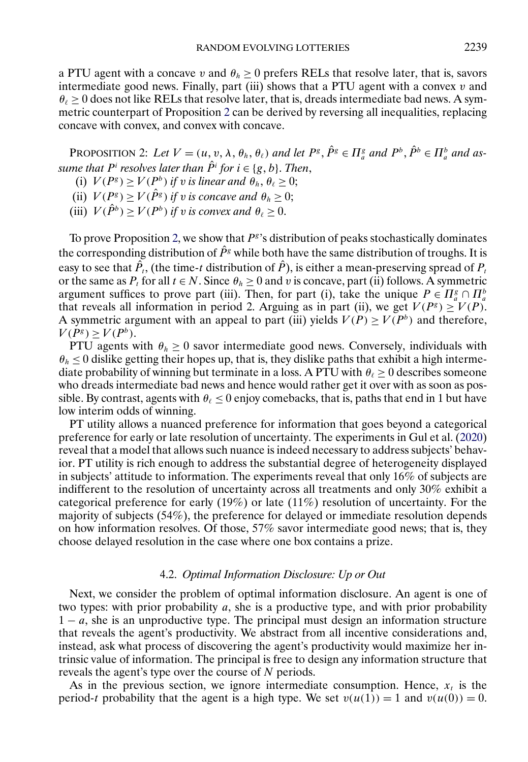a PTU agent with a concave $v$ and $\theta_h \geq 0$ prefers RELs that resolve later, that is, savors intermediate good news. Finally, part (iii) shows that a PTU agent with a convex $v$ and $\theta_\ell \geq 0$ does not like RELs that resolve later, that is, dreads intermediate bad news. A symmetric counterpart of Proposition 2 can be derived by reversing all inequalities, replacing concave with convex, and convex with concave.

PROPOSITION 2: *Let $V = (u, v, \lambda, \theta_h, \theta_\ell)$ and let $P^g, \hat{P}^g \in \Pi_a^g$ and $P^b, \hat{P}^b \in \Pi_a^b$ and assume that $P^i$ resolves later than $\hat{P}^i$ for $i \in \{g, b\}$. Then,*

(i) *$V(P^g) \geq V(P^b)$ if $v$ is linear and $\theta_h, \theta_\ell \geq 0$;*

(ii) *$V(P^g) \geq V(\hat{P}^g)$ if $v$ is concave and $\theta_h \geq 0$;*

(iii) *$V(\hat{P}^b) \geq V(P^b)$ if $v$ is convex and $\theta_\ell \geq 0$.*

To prove Proposition 2, we show that $P^g$'s distribution of peaks stochastically dominates the corresponding distribution of $\hat{P}^g$ while both have the same distribution of troughs. It is easy to see that $\hat{P}_t$, (the time-$t$ distribution of $\hat{P}$), is either a mean-preserving spread of $P_t$ or the same as $P_t$ for all $t \in N$. Since $\theta_h \geq 0$ and $v$ is concave, part (ii) follows. A symmetric argument suffices to prove part (iii). Then, for part (i), take the unique $P \in \Pi_a^g \cap \Pi_a^b$ that reveals all information in period 2. Arguing as in part (ii), we get $V(P^g) \geq V(P)$. A symmetric argument with an appeal to part (iii) yields $V(P) \geq V(P^b)$ and therefore, $V(P^g) \geq V(P^b)$.

PTU agents with $\theta_h \geq 0$ savor intermediate good news. Conversely, individuals with $\theta_h \leq 0$ dislike getting their hopes up, that is, they dislike paths that exhibit a high intermediate probability of winning but terminate in a loss. A PTU with $\theta_\ell \geq 0$ describes someone who dreads intermediate bad news and hence would rather get it over with as soon as possible. By contrast, agents with $\theta_\ell \leq 0$ enjoy comebacks, that is, paths that end in 1 but have low interim odds of winning.

PT utility allows a nuanced preference for information that goes beyond a categorical preference for early or late resolution of uncertainty. The experiments in Gul et al. (2020) reveal that a model that allows such nuance is indeed necessary to address subjects' behavior. PT utility is rich enough to address the substantial degree of heterogeneity displayed in subjects' attitude to information. The experiments reveal that only 16% of subjects are indifferent to the resolution of uncertainty across all treatments and only 30% exhibit a categorical preference for early (19%) or late (11%) resolution of uncertainty. For the majority of subjects (54%), the preference for delayed or immediate resolution depends on how information resolves. Of those, 57% savor intermediate good news; that is, they choose delayed resolution in the case where one box contains a prize.

### 4.2. *Optimal Information Disclosure: Up or Out*

Next, we consider the problem of optimal information disclosure. An agent is one of two types: with prior probability $a$, she is a productive type, and with prior probability $1 - a$, she is an unproductive type. The principal must design an information structure that reveals the agent's productivity. We abstract from all incentive considerations and, instead, ask what process of discovering the agent's productivity would maximize her intrinsic value of information. The principal is free to design any information structure that reveals the agent's type over the course of $N$ periods.

As in the previous section, we ignore intermediate consumption. Hence, $x_t$ is the period-$t$ probability that the agent is a high type. We set $v(u(1)) = 1$ and $v(u(0)) = 0$.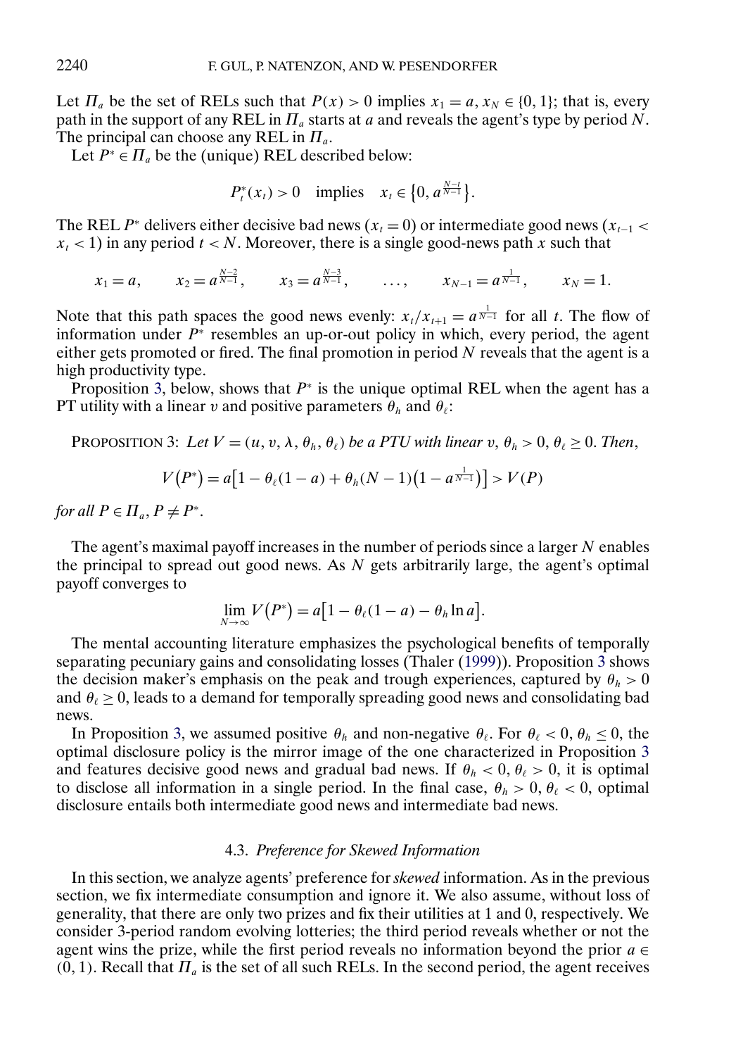Let $\Pi_a$ be the set of RELs such that $P(x) > 0$ implies $x_1 = a$, $x_N \in \{0, 1\}$; that is, every path in the support of any REL in $\Pi_a$ starts at $a$ and reveals the agent's type by period $N$. The principal can choose any REL in $\Pi_a$.

Let $P^* \in \Pi_a$ be the (unique) REL described below:

$$P_t^*(x_t) > 0 \quad \text{implies} \quad x_t \in \{0, a^{\frac{N-t}{N-1}}\}.$$

The REL $P^*$ delivers either decisive bad news ($x_t = 0$) or intermediate good news ($x_{t-1} < x_t < 1$) in any period $t < N$. Moreover, there is a single good-news path $x$ such that

$$x_1 = a, \qquad x_2 = a^{\frac{N-2}{N-1}}, \qquad x_3 = a^{\frac{N-3}{N-1}}, \qquad \dots, \qquad x_{N-1} = a^{\frac{1}{N-1}}, \qquad x_N = 1.$$

Note that this path spaces the good news evenly: $x_t/x_{t+1} = a^{\frac{1}{N-1}}$ for all $t$. The flow of information under $P^*$ resembles an up-or-out policy in which, every period, the agent either gets promoted or fired. The final promotion in period $N$ reveals that the agent is a high productivity type.

Proposition 3, below, shows that $P^*$ is the unique optimal REL when the agent has a PT utility with a linear $v$ and positive parameters $\theta_h$ and $\theta_\ell$:

PROPOSITION 3: *Let $V = (u, v, \lambda, \theta_h, \theta_\ell)$ be a PTU with linear $v$, $\theta_h > 0$, $\theta_\ell \geq 0$. Then,*

$$V(P^*) = a\left[1 - \theta_\ell(1-a) + \theta_h(N-1)\left(1 - a^{\frac{1}{N-1}}\right)\right] > V(P)$$

*for all $P \in \Pi_a$, $P \neq P^*$.*

The agent's maximal payoff increases in the number of periods since a larger $N$ enables the principal to spread out good news. As $N$ gets arbitrarily large, the agent's optimal payoff converges to

$$\lim_{N\to\infty} V(P^*) = a\left[1 - \theta_\ell(1-a) - \theta_h \ln a\right].$$

The mental accounting literature emphasizes the psychological benefits of temporally separating pecuniary gains and consolidating losses (Thaler (1999)). Proposition 3 shows the decision maker's emphasis on the peak and trough experiences, captured by $\theta_h > 0$ and $\theta_\ell \geq 0$, leads to a demand for temporally spreading good news and consolidating bad news.

In Proposition 3, we assumed positive $\theta_h$ and non-negative $\theta_\ell$. For $\theta_\ell < 0$, $\theta_h \leq 0$, the optimal disclosure policy is the mirror image of the one characterized in Proposition 3 and features decisive good news and gradual bad news. If $\theta_h < 0$, $\theta_\ell > 0$, it is optimal to disclose all information in a single period. In the final case, $\theta_h > 0$, $\theta_\ell < 0$, optimal disclosure entails both intermediate good news and intermediate bad news.

### 4.3. *Preference for Skewed Information*

In this section, we analyze agents' preference for *skewed* information. As in the previous section, we fix intermediate consumption and ignore it. We also assume, without loss of generality, that there are only two prizes and fix their utilities at 1 and 0, respectively. We consider 3-period random evolving lotteries; the third period reveals whether or not the agent wins the prize, while the first period reveals no information beyond the prior $a \in (0, 1)$. Recall that $\Pi_a$ is the set of all such RELs. In the second period, the agent receives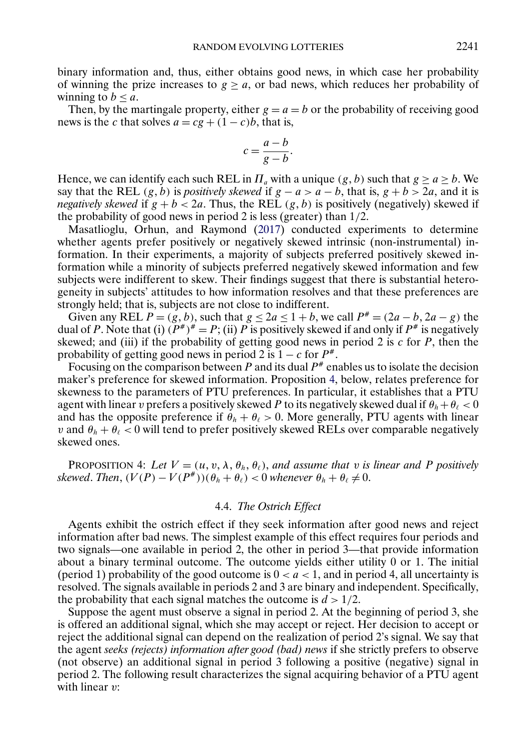binary information and, thus, either obtains good news, in which case her probability of winning the prize increases to $g \geq a$, or bad news, which reduces her probability of winning to $b \leq a$.

Then, by the martingale property, either $g = a = b$ or the probability of receiving good news is the $c$ that solves $a = cg + (1 - c)b$, that is,

$$c = \frac{a - b}{g - b}.$$

Hence, we can identify each such REL in $\Pi_a$ with a unique $(g, b)$ such that $g \geq a \geq b$. We say that the REL $(g, b)$ is *positively skewed* if $g - a > a - b$, that is, $g + b > 2a$, and it is *negatively skewed* if $g + b < 2a$. Thus, the REL $(g, b)$ is positively (negatively) skewed if the probability of good news in period 2 is less (greater) than 1/2.

Masatlioglu, Orhun, and Raymond (2017) conducted experiments to determine whether agents prefer positively or negatively skewed intrinsic (non-instrumental) information. In their experiments, a majority of subjects preferred positively skewed information while a minority of subjects preferred negatively skewed information and few subjects were indifferent to skew. Their findings suggest that there is substantial heterogeneity in subjects' attitudes to how information resolves and that these preferences are strongly held; that is, subjects are not close to indifferent.

Given any REL $P = (g, b)$, such that $g \leq 2a \leq 1 + b$, we call $P^{\#} = (2a - b, 2a - g)$ the dual of $P$. Note that (i) $(P^{\#})^{\#} = P$; (ii) $P$ is positively skewed if and only if $P^{\#}$ is negatively skewed; and (iii) if the probability of getting good news in period 2 is $c$ for $P$, then the probability of getting good news in period 2 is $1 - c$ for $P^{\#}$.

Focusing on the comparison between $P$ and its dual $P^{\#}$ enables us to isolate the decision maker's preference for skewed information. Proposition 4, below, relates preference for skewness to the parameters of PTU preferences. In particular, it establishes that a PTU agent with linear $v$ prefers a positively skewed $P$ to its negatively skewed dual if $\theta_h + \theta_\ell < 0$ and has the opposite preference if $\theta_h + \theta_\ell > 0$. More generally, PTU agents with linear $v$ and $\theta_h + \theta_\ell < 0$ will tend to prefer positively skewed RELs over comparable negatively skewed ones.

PROPOSITION 4: *Let* $V = (u, v, \lambda, \theta_h, \theta_\ell)$, *and assume that* $v$ *is linear and* $P$ *positively skewed*. *Then*, $(V(P) - V(P^{\#}))(\theta_h + \theta_\ell) < 0$ *whenever* $\theta_h + \theta_\ell \neq 0$.

### 4.4. *The Ostrich Effect*

Agents exhibit the ostrich effect if they seek information after good news and reject information after bad news. The simplest example of this effect requires four periods and two signals—one available in period 2, the other in period 3—that provide information about a binary terminal outcome. The outcome yields either utility 0 or 1. The initial (period 1) probability of the good outcome is $0 < a < 1$, and in period 4, all uncertainty is resolved. The signals available in periods 2 and 3 are binary and independent. Specifically, the probability that each signal matches the outcome is $d > 1/2$.

Suppose the agent must observe a signal in period 2. At the beginning of period 3, she is offered an additional signal, which she may accept or reject. Her decision to accept or reject the additional signal can depend on the realization of period 2's signal. We say that the agent *seeks (rejects) information after good (bad) news* if she strictly prefers to observe (not observe) an additional signal in period 3 following a positive (negative) signal in period 2. The following result characterizes the signal acquiring behavior of a PTU agent with linear $v$: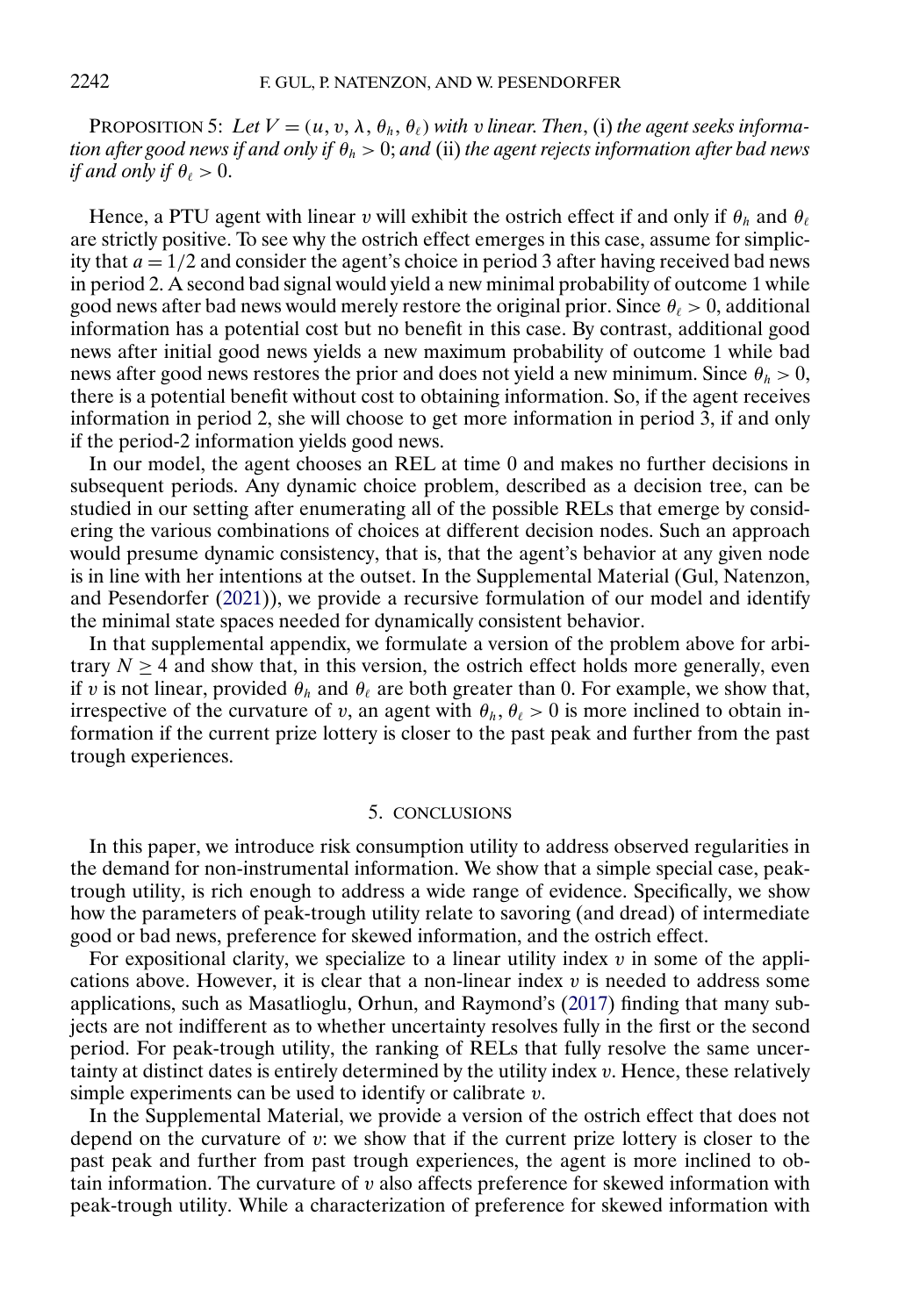PROPOSITION 5: *Let $V = (u, v, \lambda, \theta_h, \theta_\ell)$ with $v$ linear. Then,* (i) *the agent seeks information after good news if and only if $\theta_h > 0$; and* (ii) *the agent rejects information after bad news if and only if $\theta_\ell > 0$.*

Hence, a PTU agent with linear $v$ will exhibit the ostrich effect if and only if $\theta_h$ and $\theta_\ell$ are strictly positive. To see why the ostrich effect emerges in this case, assume for simplicity that $a = 1/2$ and consider the agent's choice in period 3 after having received bad news in period 2. A second bad signal would yield a new minimal probability of outcome 1 while good news after bad news would merely restore the original prior. Since $\theta_\ell > 0$, additional information has a potential cost but no benefit in this case. By contrast, additional good news after initial good news yields a new maximum probability of outcome 1 while bad news after good news restores the prior and does not yield a new minimum. Since $\theta_h > 0$, there is a potential benefit without cost to obtaining information. So, if the agent receives information in period 2, she will choose to get more information in period 3, if and only if the period-2 information yields good news.

In our model, the agent chooses an REL at time 0 and makes no further decisions in subsequent periods. Any dynamic choice problem, described as a decision tree, can be studied in our setting after enumerating all of the possible RELs that emerge by considering the various combinations of choices at different decision nodes. Such an approach would presume dynamic consistency, that is, that the agent's behavior at any given node is in line with her intentions at the outset. In the Supplemental Material (Gul, Natenzon, and Pesendorfer (2021)), we provide a recursive formulation of our model and identify the minimal state spaces needed for dynamically consistent behavior.

In that supplemental appendix, we formulate a version of the problem above for arbitrary $N \geq 4$ and show that, in this version, the ostrich effect holds more generally, even if $v$ is not linear, provided $\theta_h$ and $\theta_\ell$ are both greater than 0. For example, we show that, irrespective of the curvature of $v$, an agent with $\theta_h, \theta_\ell > 0$ is more inclined to obtain information if the current prize lottery is closer to the past peak and further from the past trough experiences.

## 5. CONCLUSIONS

In this paper, we introduce risk consumption utility to address observed regularities in the demand for non-instrumental information. We show that a simple special case, peak-trough utility, is rich enough to address a wide range of evidence. Specifically, we show how the parameters of peak-trough utility relate to savoring (and dread) of intermediate good or bad news, preference for skewed information, and the ostrich effect.

For expositional clarity, we specialize to a linear utility index $v$ in some of the applications above. However, it is clear that a non-linear index $v$ is needed to address some applications, such as Masatlioglu, Orhun, and Raymond's (2017) finding that many subjects are not indifferent as to whether uncertainty resolves fully in the first or the second period. For peak-trough utility, the ranking of RELs that fully resolve the same uncertainty at distinct dates is entirely determined by the utility index $v$. Hence, these relatively simple experiments can be used to identify or calibrate $v$.

In the Supplemental Material, we provide a version of the ostrich effect that does not depend on the curvature of $v$: we show that if the current prize lottery is closer to the past peak and further from past trough experiences, the agent is more inclined to obtain information. The curvature of $v$ also affects preference for skewed information with peak-trough utility. While a characterization of preference for skewed information with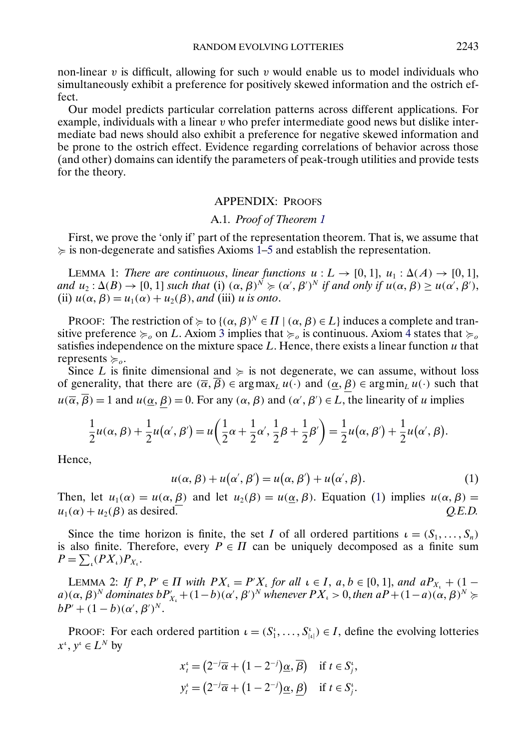non-linear $v$ is difficult, allowing for such $v$ would enable us to model individuals who simultaneously exhibit a preference for positively skewed information and the ostrich effect.

Our model predicts particular correlation patterns across different applications. For example, individuals with a linear $v$ who prefer intermediate good news but dislike intermediate bad news should also exhibit a preference for negative skewed information and be prone to the ostrich effect. Evidence regarding correlations of behavior across those (and other) domains can identify the parameters of peak-trough utilities and provide tests for the theory.

## APPENDIX: PROOFS

### A.1. *Proof of Theorem 1*

First, we prove the 'only if' part of the representation theorem. That is, we assume that $\succcurlyeq$ is non-degenerate and satisfies Axioms 1–5 and establish the representation.

LEMMA 1: *There are continuous, linear functions $u : L \to [0, 1]$, $u_1 : \Delta(A) \to [0, 1]$, and $u_2 : \Delta(B) \to [0, 1]$ such that* (i) $(\alpha, \beta)^N \succcurlyeq (\alpha', \beta')^N$ *if and only if* $u(\alpha, \beta) \geq u(\alpha', \beta')$, (ii) $u(\alpha, \beta) = u_1(\alpha) + u_2(\beta)$, *and* (iii) *$u$ is onto.*

PROOF: The restriction of $\succcurlyeq$ to $\{(\alpha, \beta)^N \in \Pi \mid (\alpha, \beta) \in L\}$ induces a complete and transitive preference $\succcurlyeq_o$ on $L$. Axiom 3 implies that $\succcurlyeq_o$ is continuous. Axiom 4 states that $\succcurlyeq_o$ satisfies independence on the mixture space $L$. Hence, there exists a linear function $u$ that represents $\succcurlyeq_o$.

Since $L$ is finite dimensional and $\succcurlyeq$ is not degenerate, we can assume, without loss of generality, that there are $(\overline{\alpha}, \overline{\beta}) \in \arg\max_L u(\cdot)$ and $(\underline{\alpha}, \underline{\beta}) \in \arg\min_L u(\cdot)$ such that $u(\overline{\alpha}, \overline{\beta}) = 1$ and $u(\underline{\alpha}, \underline{\beta}) = 0$. For any $(\alpha, \beta)$ and $(\alpha', \beta') \in L$, the linearity of $u$ implies

$$\frac{1}{2}u(\alpha, \beta) + \frac{1}{2}u(\alpha', \beta') = u\left(\frac{1}{2}\alpha + \frac{1}{2}\alpha', \frac{1}{2}\beta + \frac{1}{2}\beta'\right) = \frac{1}{2}u(\alpha, \beta') + \frac{1}{2}u(\alpha', \beta).$$

Hence,

$$u(\alpha, \beta) + u(\alpha', \beta') = u(\alpha, \beta') + u(\alpha', \beta). \tag{1}$$

Then, let $u_1(\alpha) = u(\alpha, \underline{\beta})$ and let $u_2(\beta) = u(\underline{\alpha}, \beta)$. Equation (1) implies $u(\alpha, \beta) = u_1(\alpha) + u_2(\beta)$ as desired. *Q.E.D.*

Since the time horizon is finite, the set $I$ of all ordered partitions $\iota = (S_1, \ldots, S_n)$ is also finite. Therefore, every $P \in \Pi$ can be uniquely decomposed as a finite sum $P = \sum_\iota (PX_\iota) P_{X_\iota}$.

LEMMA 2: *If $P, P' \in \Pi$ with $PX_\iota = P'X_\iota$ for all $\iota \in I$, $a, b \in [0, 1]$, and $aP_{X_\iota} + (1 - a)(\alpha, \beta)^N$ dominates $bP'_{X_\iota} + (1 - b)(\alpha', \beta')^N$ whenever $PX_\iota > 0$, then $aP + (1 - a)(\alpha, \beta)^N \succcurlyeq bP' + (1 - b)(\alpha', \beta')^N$.*

PROOF: For each ordered partition $\iota = (S_1^\iota, \ldots, S_{|\iota|}^\iota) \in I$, define the evolving lotteries $x^\iota, y^\iota \in L^N$ by

$$x_t^\iota = \left(2^{-j}\overline{\alpha} + \left(1 - 2^{-j}\right)\underline{\alpha}, \overline{\beta}\right) \quad \text{if } t \in S_j^\iota,$$
$$y_t^\iota = \left(2^{-j}\overline{\alpha} + \left(1 - 2^{-j}\right)\underline{\alpha}, \underline{\beta}\right) \quad \text{if } t \in S_j^\iota.$$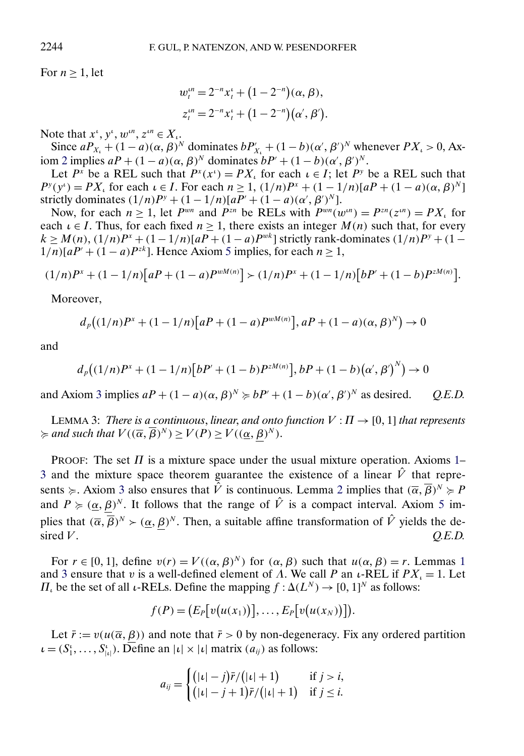For $n \geq 1$, let

$$w_t^{\iota n} = 2^{-n} x_t^{\iota} + (1 - 2^{-n})(\alpha, \beta),$$
$$z_t^{\iota n} = 2^{-n} x_t^{\iota} + (1 - 2^{-n})(\alpha', \beta').$$

Note that $x^{\iota}, y^{\iota}, w^{\iota n}, z^{\iota n} \in X_{\iota}$.

Since $aP_{X_\iota} + (1-a)(\alpha, \beta)^N$ dominates $bP'_{X_\iota} + (1-b)(\alpha', \beta')^N$ whenever $PX_\iota > 0$, Axiom 2 implies $aP + (1-a)(\alpha, \beta)^N$ dominates $bP' + (1-b)(\alpha', \beta')^N$.

Let $P^x$ be a REL such that $P^x(x^\iota) = PX_\iota$ for each $\iota \in I$; let $P^y$ be a REL such that $P^y(y^\iota) = PX_\iota$ for each $\iota \in I$. For each $n \geq 1$, $(1/n)P^x + (1 - 1/n)[aP + (1-a)(\alpha, \beta)^N]$ strictly dominates $(1/n)P^y + (1-1/n)[aP' + (1-a)(\alpha', \beta')^N]$.

Now, for each $n \geq 1$, let $P^{wn}$ and $P^{zn}$ be RELs with $P^{wn}(w^{\iota n}) = P^{zn}(z^{\iota n}) = PX_\iota$ for each $\iota \in I$. Thus, for each fixed $n \geq 1$, there exists an integer $M(n)$ such that, for every $k \geq M(n)$, $(1/n)P^x + (1-1/n)[aP + (1-a)P^{wk}]$ strictly rank-dominates $(1/n)P^y + (1 - 1/n)[aP' + (1-a)P^{zk}]$. Hence Axiom 5 implies, for each $n \geq 1$,

$$(1/n)P^x + (1-1/n)\big[aP + (1-a)P^{wM(n)}\big] \succ (1/n)P^x + (1-1/n)\big[bP' + (1-b)P^{zM(n)}\big].$$

Moreover,

$$d_p\big((1/n)P^x + (1-1/n)\big[aP + (1-a)P^{wM(n)}\big], aP + (1-a)(\alpha, \beta)^N\big) \to 0$$

and

$$d_p\big((1/n)P^x + (1-1/n)\big[bP' + (1-b)P^{zM(n)}\big], bP + (1-b)\big(\alpha', \beta'\big)^N\big) \to 0$$

and Axiom 3 implies $aP + (1-a)(\alpha, \beta)^N \succcurlyeq bP' + (1-b)(\alpha', \beta')^N$ as desired. *Q.E.D.*

LEMMA 3: *There is a continuous, linear, and onto function $V : \Pi \to [0, 1]$ that represents $\succcurlyeq$ and such that $V((\overline{\alpha}, \overline{\beta})^N) \geq V(P) \geq V((\underline{\alpha}, \underline{\beta})^N)$.*

PROOF: The set $\Pi$ is a mixture space under the usual mixture operation. Axioms 1–3 and the mixture space theorem guarantee the existence of a linear $\hat{V}$ that represents $\succcurlyeq$. Axiom 3 also ensures that $\hat{V}$ is continuous. Lemma 2 implies that $(\overline{\alpha}, \overline{\beta})^N \succcurlyeq P$ and $P \succcurlyeq (\underline{\alpha}, \underline{\beta})^N$. It follows that the range of $\hat{V}$ is a compact interval. Axiom 5 implies that $(\overline{\alpha}, \overline{\beta})^N \succ (\underline{\alpha}, \underline{\beta})^N$. Then, a suitable affine transformation of $\hat{V}$ yields the desired $V$. *Q.E.D.*

For $r \in [0, 1]$, define $v(r) = V((\alpha, \beta)^N)$ for $(\alpha, \beta)$ such that $u(\alpha, \beta) = r$. Lemmas 1 and 3 ensure that $v$ is a well-defined element of $\Lambda$. We call $P$ an $\iota$-REL if $PX_\iota = 1$. Let $\Pi_\iota$ be the set of all $\iota$-RELs. Define the mapping $f : \Delta(L^N) \to [0, 1]^N$ as follows:

$$f(P) = \big(E_P\big[v\big(u(x_1)\big)\big], \dots, E_P\big[v\big(u(x_N)\big)\big]\big).$$

Let $\bar{r} := v(u(\overline{\alpha}, \underline{\beta}))$ and note that $\bar{r} > 0$ by non-degeneracy. Fix any ordered partition $\iota = (S_1^\iota, \dots, S_{|\iota|}^\iota)$. Define an $|\iota| \times |\iota|$ matrix $(a_{ij})$ as follows:

$$a_{ij} = \begin{cases} \big(|\iota| - j\big)\bar{r}/\big(|\iota| + 1\big) & \text{if } j > i, \\ \big(|\iota| - j + 1\big)\bar{r}/\big(|\iota| + 1\big) & \text{if } j \leq i. \end{cases}$$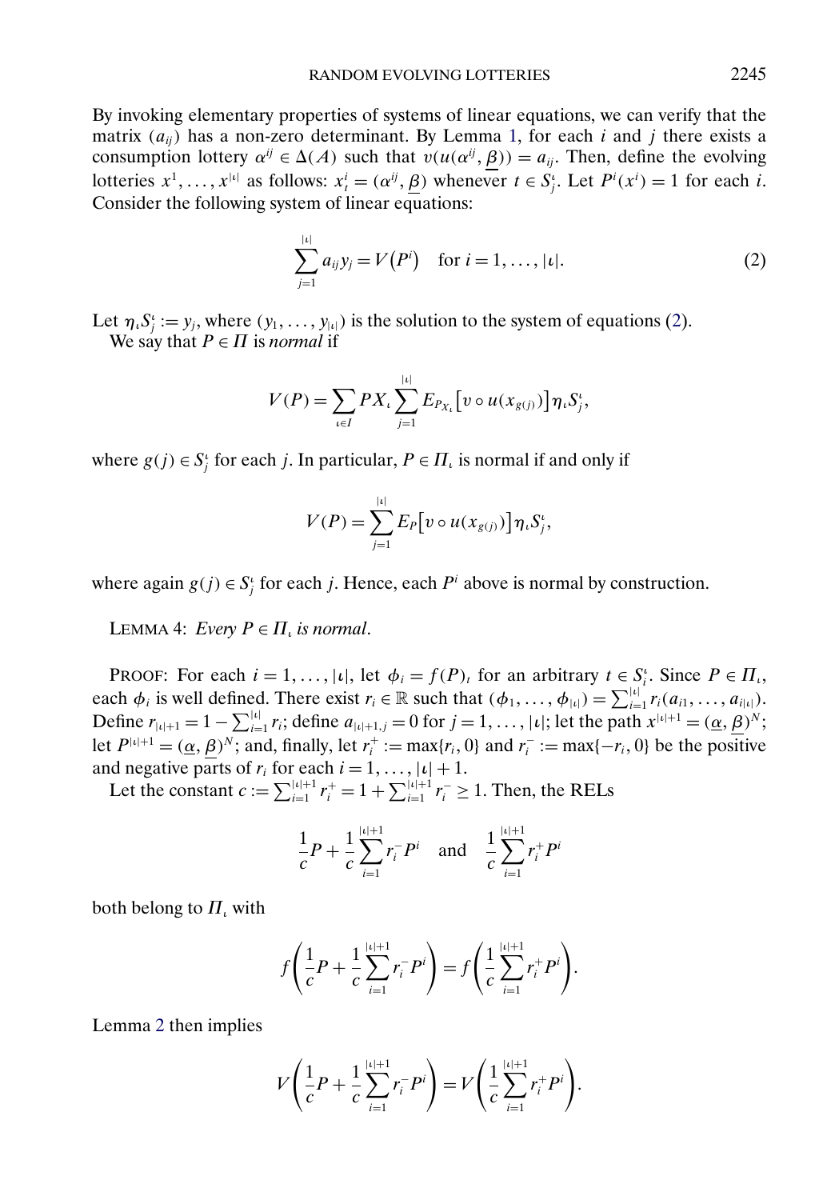By invoking elementary properties of systems of linear equations, we can verify that the matrix $(a_{ij})$ has a non-zero determinant. By Lemma 1, for each $i$ and $j$ there exists a consumption lottery $\alpha^{ij} \in \Delta(A)$ such that $v(u(\alpha^{ij}, \underline{\beta})) = a_{ij}$. Then, define the evolving lotteries $x^1, \ldots, x^{|\iota|}$ as follows: $x^i_t = (\alpha^{ij}, \underline{\beta})$ whenever $t \in S^\iota_j$. Let $P^i(x^i) = 1$ for each $i$. Consider the following system of linear equations:

$$\sum_{j=1}^{|\iota|} a_{ij} y_j = V(P^i) \quad \text{for } i = 1, \ldots, |\iota|. \tag{2}$$

Let $\eta_\iota S^\iota_j := y_j$, where $(y_1, \ldots, y_{|\iota|})$ is the solution to the system of equations (2).

We say that $P \in \Pi$ is *normal* if

$$V(P) = \sum_{\iota \in I} PX_\iota \sum_{j=1}^{|\iota|} E_{P_{X_\iota}}\left[v \circ u(x_{g(j)})\right] \eta_\iota S^\iota_j,$$

where $g(j) \in S^\iota_j$ for each $j$. In particular, $P \in \Pi_\iota$ is normal if and only if

$$V(P) = \sum_{j=1}^{|\iota|} E_P\left[v \circ u(x_{g(j)})\right] \eta_\iota S^\iota_j,$$

where again $g(j) \in S^\iota_j$ for each $j$. Hence, each $P^i$ above is normal by construction.

LEMMA 4: *Every $P \in \Pi_\iota$ is normal.*

PROOF: For each $i = 1, \ldots, |\iota|$, let $\phi_i = f(P)_t$ for an arbitrary $t \in S^\iota_i$. Since $P \in \Pi_\iota$, each $\phi_i$ is well defined. There exist $r_i \in \mathbb{R}$ such that $(\phi_1, \ldots, \phi_{|\iota|}) = \sum_{i=1}^{|\iota|} r_i(a_{i1}, \ldots, a_{i|\iota|})$. Define $r_{|\iota|+1} = 1 - \sum_{i=1}^{|\iota|} r_i$; define $a_{|\iota|+1,j} = 0$ for $j = 1, \ldots, |\iota|$; let the path $x^{|\iota|+1} = (\underline{\alpha}, \underline{\beta})^N$; let $P^{|\iota|+1} = (\underline{\alpha}, \underline{\beta})^N$; and, finally, let $r^+_i := \max\{r_i, 0\}$ and $r^-_i := \max\{-r_i, 0\}$ be the positive and negative parts of $r_i$ for each $i = 1, \ldots, |\iota| + 1$.

Let the constant $c := \sum_{i=1}^{|\iota|+1} r^+_i = 1 + \sum_{i=1}^{|\iota|+1} r^-_i \geq 1$. Then, the RELs

$$\frac{1}{c}P + \frac{1}{c}\sum_{i=1}^{|\iota|+1} r^-_i P^i \quad \text{and} \quad \frac{1}{c}\sum_{i=1}^{|\iota|+1} r^+_i P^i$$

both belong to $\Pi_\iota$ with

$$f\left(\frac{1}{c}P + \frac{1}{c}\sum_{i=1}^{|\iota|+1} r^-_i P^i\right) = f\left(\frac{1}{c}\sum_{i=1}^{|\iota|+1} r^+_i P^i\right).$$

Lemma 2 then implies

$$V\left(\frac{1}{c}P + \frac{1}{c}\sum_{i=1}^{|\iota|+1} r^-_i P^i\right) = V\left(\frac{1}{c}\sum_{i=1}^{|\iota|+1} r^+_i P^i\right).$$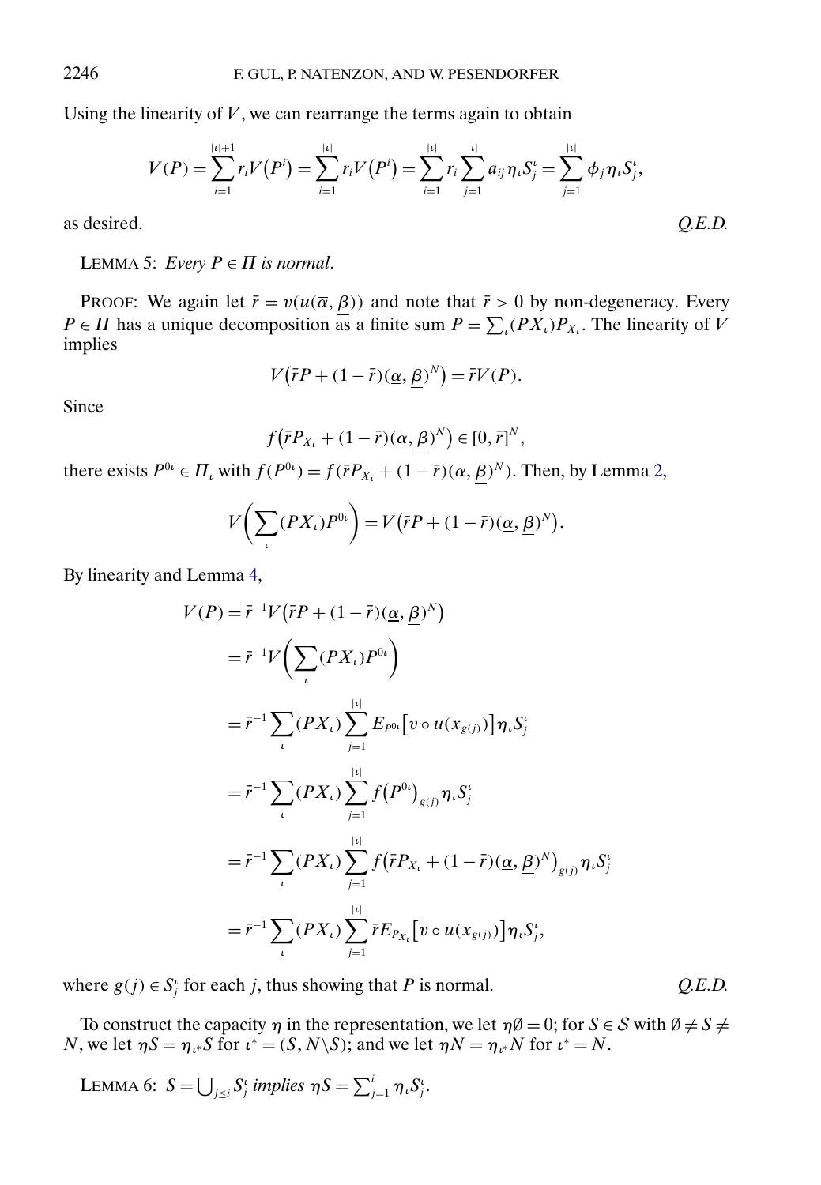Using the linearity of $V$, we can rearrange the terms again to obtain

$$V(P) = \sum_{i=1}^{|\iota|+1} r_i V(P^i) = \sum_{i=1}^{|\iota|} r_i V(P^i) = \sum_{i=1}^{|\iota|} r_i \sum_{j=1}^{|\iota|} a_{ij} \eta_\iota S_j^\iota = \sum_{j=1}^{|\iota|} \phi_j \eta_\iota S_j^\iota,$$

as desired. *Q.E.D.*

LEMMA 5: *Every $P \in \Pi$ is normal.*

PROOF: We again let $\bar{r} = v(u(\overline{\alpha}, \underline{\beta}))$ and note that $\bar{r} > 0$ by non-degeneracy. Every $P \in \Pi$ has a unique decomposition as a finite sum $P = \sum_\iota (PX_\iota) P_{X_\iota}$. The linearity of $V$ implies

$$V\big(\bar{r}P + (1-\bar{r})(\underline{\alpha}, \underline{\beta})^N\big) = \bar{r}V(P).$$

Since

$$f\big(\bar{r}P_{X_\iota} + (1-\bar{r})(\underline{\alpha}, \underline{\beta})^N\big) \in [0, \bar{r}]^N,$$

there exists $P^{0\iota} \in \Pi_\iota$ with $f(P^{0\iota}) = f(\bar{r}P_{X_\iota} + (1-\bar{r})(\underline{\alpha}, \underline{\beta})^N)$. Then, by Lemma 2,

$$V\bigg(\sum_\iota (PX_\iota) P^{0\iota}\bigg) = V\big(\bar{r}P + (1-\bar{r})(\underline{\alpha}, \underline{\beta})^N\big).$$

By linearity and Lemma 4,

$$\begin{aligned}
V(P) &= \bar{r}^{-1} V\big(\bar{r}P + (1-\bar{r})(\underline{\alpha}, \underline{\beta})^N\big) \\
&= \bar{r}^{-1} V\bigg(\sum_\iota (PX_\iota) P^{0\iota}\bigg) \\
&= \bar{r}^{-1} \sum_\iota (PX_\iota) \sum_{j=1}^{|\iota|} E_{P^{0\iota}}\big[v \circ u(x_{g(j)})\big] \eta_\iota S_j^\iota \\
&= \bar{r}^{-1} \sum_\iota (PX_\iota) \sum_{j=1}^{|\iota|} f(P^{0\iota})_{g(j)} \eta_\iota S_j^\iota \\
&= \bar{r}^{-1} \sum_\iota (PX_\iota) \sum_{j=1}^{|\iota|} f\big(\bar{r}P_{X_\iota} + (1-\bar{r})(\underline{\alpha}, \underline{\beta})^N\big)_{g(j)} \eta_\iota S_j^\iota \\
&= \bar{r}^{-1} \sum_\iota (PX_\iota) \sum_{j=1}^{|\iota|} \bar{r} E_{P_{X_\iota}}\big[v \circ u(x_{g(j)})\big] \eta_\iota S_j^\iota,
\end{aligned}$$

where $g(j) \in S_j^\iota$ for each $j$, thus showing that $P$ is normal. *Q.E.D.*

To construct the capacity $\eta$ in the representation, we let $\eta\emptyset = 0$; for $S \in \mathcal{S}$ with $\emptyset \neq S \neq N$, we let $\eta S = \eta_{\iota^*} S$ for $\iota^* = (S, N \backslash S)$; and we let $\eta N = \eta_{\iota^*} N$ for $\iota^* = N$.

LEMMA 6: *$S = \bigcup_{j \leq i} S_j^\iota$ implies $\eta S = \sum_{j=1}^{i} \eta_\iota S_j^\iota$.*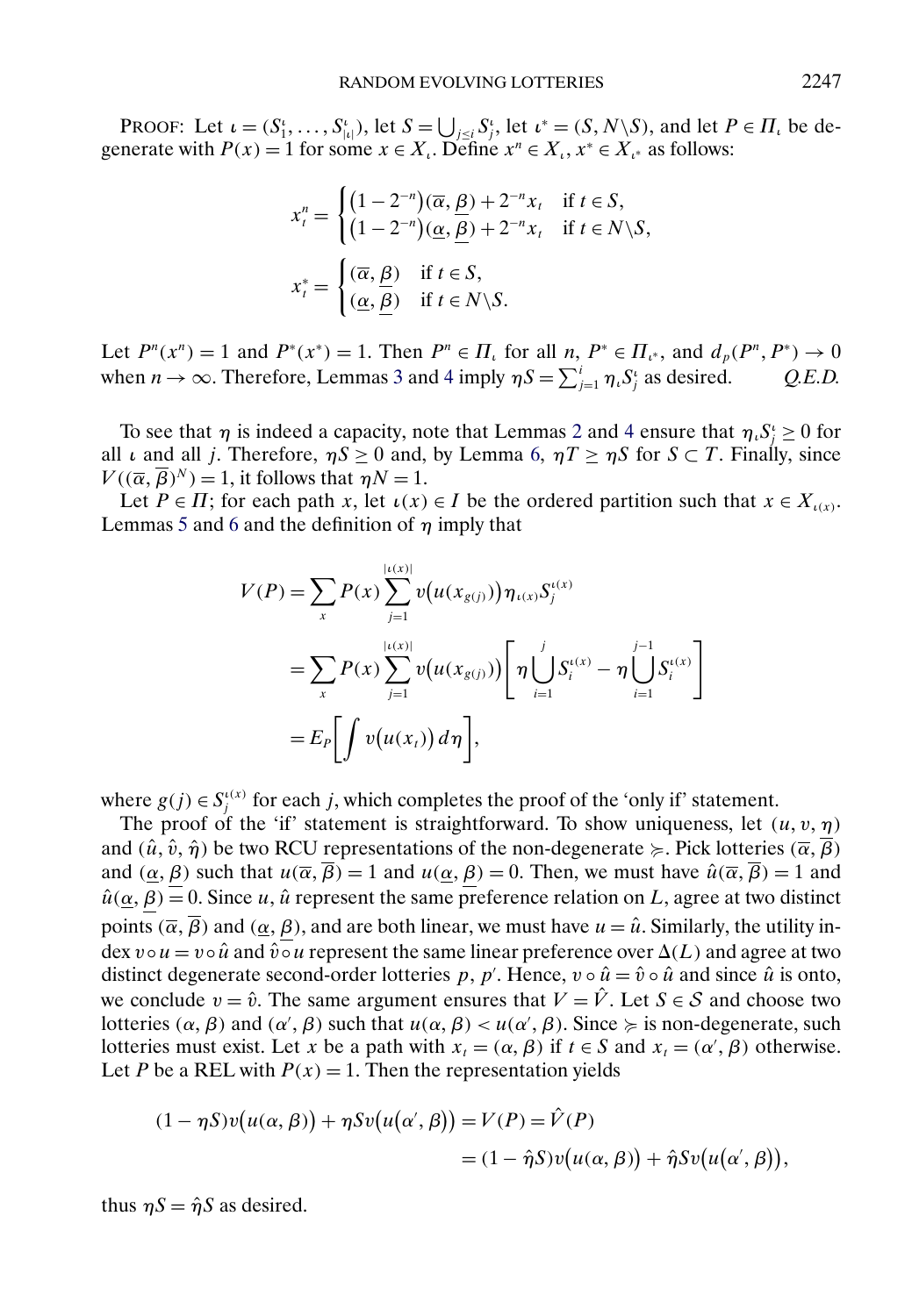PROOF: Let $\iota = (S_1^\iota, \dots, S_{|\iota|}^\iota)$, let $S = \bigcup_{j\le i} S_j^\iota$, let $\iota^* = (S, N\backslash S)$, and let $P \in \Pi_\iota$ be degenerate with $P(x) = 1$ for some $x \in X_\iota$. Define $x^n \in X_\iota$, $x^* \in X_{\iota^*}$ as follows:

$$x_t^n = \begin{cases} (1-2^{-n})(\overline{\alpha}, \underline{\beta}) + 2^{-n} x_t & \text{if } t \in S, \\ (1-2^{-n})(\underline{\alpha}, \underline{\beta}) + 2^{-n} x_t & \text{if } t \in N\backslash S, \end{cases}$$

$$x_t^* = \begin{cases} (\overline{\alpha}, \underline{\beta}) & \text{if } t \in S, \\ (\underline{\alpha}, \underline{\beta}) & \text{if } t \in N\backslash S. \end{cases}$$

Let $P^n(x^n) = 1$ and $P^*(x^*) = 1$. Then $P^n \in \Pi_\iota$ for all $n$, $P^* \in \Pi_{\iota^*}$, and $d_p(P^n, P^*) \to 0$ when $n \to \infty$. Therefore, Lemmas 3 and 4 imply $\eta S = \sum_{j=1}^{i} \eta_\iota S_j^\iota$ as desired. *Q.E.D.*

To see that $\eta$ is indeed a capacity, note that Lemmas 2 and 4 ensure that $\eta_\iota S_j^\iota \ge 0$ for all $\iota$ and all $j$. Therefore, $\eta S \ge 0$ and, by Lemma 6, $\eta T \ge \eta S$ for $S \subset T$. Finally, since $V((\overline{\alpha}, \overline{\beta})^N) = 1$, it follows that $\eta N = 1$.

Let $P \in \Pi$; for each path $x$, let $\iota(x) \in I$ be the ordered partition such that $x \in X_{\iota(x)}$. Lemmas 5 and 6 and the definition of $\eta$ imply that

$$\begin{aligned}
V(P) &= \sum_x P(x) \sum_{j=1}^{|\iota(x)|} v\big(u(x_{g(j)})\big) \eta_{\iota(x)} S_j^{\iota(x)} \\
&= \sum_x P(x) \sum_{j=1}^{|\iota(x)|} v\big(u(x_{g(j)})\big) \left[ \eta \bigcup_{i=1}^{j} S_i^{\iota(x)} - \eta \bigcup_{i=1}^{j-1} S_i^{\iota(x)} \right] \\
&= E_P\left[ \int v\big(u(x_t)\big)\, d\eta \right],
\end{aligned}$$

where $g(j) \in S_j^{\iota(x)}$ for each $j$, which completes the proof of the 'only if' statement.

The proof of the 'if' statement is straightforward. To show uniqueness, let $(u, v, \eta)$ and $(\hat{u}, \hat{v}, \hat{\eta})$ be two RCU representations of the non-degenerate $\succcurlyeq$. Pick lotteries $(\overline{\alpha}, \overline{\beta})$ and $(\underline{\alpha}, \underline{\beta})$ such that $u(\overline{\alpha}, \overline{\beta}) = 1$ and $u(\underline{\alpha}, \underline{\beta}) = 0$. Then, we must have $\hat{u}(\overline{\alpha}, \overline{\beta}) = 1$ and $\hat{u}(\underline{\alpha}, \underline{\beta}) = 0$. Since $u$, $\hat{u}$ represent the same preference relation on $L$, agree at two distinct points $(\overline{\alpha}, \overline{\beta})$ and $(\underline{\alpha}, \underline{\beta})$, and are both linear, we must have $u = \hat{u}$. Similarly, the utility index $v \circ u = v \circ \hat{u}$ and $\hat{v} \circ u$ represent the same linear preference over $\Delta(L)$ and agree at two distinct degenerate second-order lotteries $p$, $p'$. Hence, $v \circ \hat{u} = \hat{v} \circ \hat{u}$ and since $\hat{u}$ is onto, we conclude $v = \hat{v}$. The same argument ensures that $V = \hat{V}$. Let $S \in \mathcal{S}$ and choose two lotteries $(\alpha, \beta)$ and $(\alpha', \beta)$ such that $u(\alpha, \beta) < u(\alpha', \beta)$. Since $\succcurlyeq$ is non-degenerate, such lotteries must exist. Let $x$ be a path with $x_t = (\alpha, \beta)$ if $t \in S$ and $x_t = (\alpha', \beta)$ otherwise. Let $P$ be a REL with $P(x) = 1$. Then the representation yields

$$\begin{aligned}
(1 - \eta S) v\big(u(\alpha, \beta)\big) + \eta S v\big(u(\alpha', \beta)\big) &= V(P) = \hat{V}(P) \\
&= (1 - \hat{\eta} S) v\big(u(\alpha, \beta)\big) + \hat{\eta} S v\big(u(\alpha', \beta)\big),
\end{aligned}$$

thus $\eta S = \hat{\eta} S$ as desired.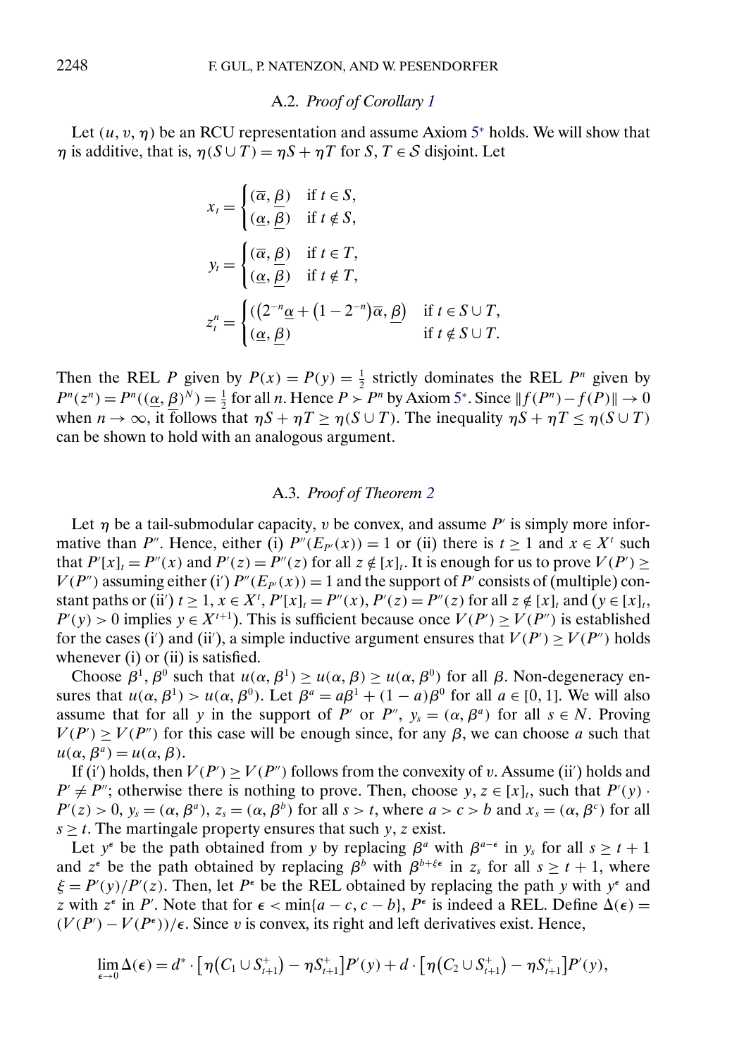### A.2. *Proof of Corollary 1*

Let $(u, v, \eta)$ be an RCU representation and assume Axiom $5^*$ holds. We will show that $\eta$ is additive, that is, $\eta(S \cup T) = \eta S + \eta T$ for $S, T \in \mathcal{S}$ disjoint. Let

$$x_t = \begin{cases} (\overline{\alpha}, \underline{\beta}) & \text{if } t \in S, \\ (\underline{\alpha}, \underline{\beta}) & \text{if } t \notin S, \end{cases}$$

$$y_t = \begin{cases} (\overline{\alpha}, \underline{\beta}) & \text{if } t \in T, \\ (\underline{\alpha}, \underline{\beta}) & \text{if } t \notin T, \end{cases}$$

$$z_t^n = \begin{cases} ((2^{-n}\underline{\alpha} + (1 - 2^{-n})\overline{\alpha}, \underline{\beta}) & \text{if } t \in S \cup T, \\ (\underline{\alpha}, \underline{\beta}) & \text{if } t \notin S \cup T. \end{cases}$$

Then the REL $P$ given by $P(x) = P(y) = \frac{1}{2}$ strictly dominates the REL $P^n$ given by $P^n(z^n) = P^n((\underline{\alpha}, \underline{\beta})^N) = \frac{1}{2}$ for all $n$. Hence $P \succ P^n$ by Axiom $5^*$. Since $\|f(P^n) - f(P)\| \to 0$ when $n \to \infty$, it follows that $\eta S + \eta T \geq \eta(S \cup T)$. The inequality $\eta S + \eta T \leq \eta(S \cup T)$ can be shown to hold with an analogous argument.

### A.3. *Proof of Theorem 2*

Let $\eta$ be a tail-submodular capacity, $v$ be convex, and assume $P'$ is simply more informative than $P''$. Hence, either (i) $P''(E_{P'}(x)) = 1$ or (ii) there is $t \geq 1$ and $x \in X^t$ such that $P'[x]_t = P''(x)$ and $P'(z) = P''(z)$ for all $z \notin [x]_t$. It is enough for us to prove $V(P') \geq V(P'')$ assuming either (i′) $P''(E_{P'}(x)) = 1$ and the support of $P'$ consists of (multiple) constant paths or (ii′) $t \geq 1$, $x \in X^t$, $P'[x]_t = P''(x)$, $P'(z) = P''(z)$ for all $z \notin [x]_t$ and ($y \in [x]_t$, $P'(y) > 0$ implies $y \in X^{t+1}$). This is sufficient because once $V(P') \geq V(P'')$ is established for the cases (i′) and (ii′), a simple inductive argument ensures that $V(P') \geq V(P'')$ holds whenever (i) or (ii) is satisfied.

Choose $\beta^1, \beta^0$ such that $u(\alpha, \beta^1) \geq u(\alpha, \beta) \geq u(\alpha, \beta^0)$ for all $\beta$. Non-degeneracy ensures that $u(\alpha, \beta^1) > u(\alpha, \beta^0)$. Let $\beta^a = a\beta^1 + (1 - a)\beta^0$ for all $a \in [0, 1]$. We will also assume that for all $y$ in the support of $P'$ or $P''$, $y_s = (\alpha, \beta^a)$ for all $s \in N$. Proving $V(P') \geq V(P'')$ for this case will be enough since, for any $\beta$, we can choose $a$ such that $u(\alpha, \beta^a) = u(\alpha, \beta)$.

If (i′) holds, then $V(P') \geq V(P'')$ follows from the convexity of $v$. Assume (ii′) holds and $P' \neq P''$; otherwise there is nothing to prove. Then, choose $y, z \in [x]_t$, such that $P'(y) \cdot P'(z) > 0$, $y_s = (\alpha, \beta^a)$, $z_s = (\alpha, \beta^b)$ for all $s > t$, where $a > c > b$ and $x_s = (\alpha, \beta^c)$ for all $s \geq t$. The martingale property ensures that such $y, z$ exist.

Let $y^\epsilon$ be the path obtained from $y$ by replacing $\beta^a$ with $\beta^{a-\epsilon}$ in $y_s$ for all $s \geq t + 1$ and $z^\epsilon$ be the path obtained by replacing $\beta^b$ with $\beta^{b+\xi\epsilon}$ in $z_s$ for all $s \geq t + 1$, where $\xi = P'(y)/P'(z)$. Then, let $P^\epsilon$ be the REL obtained by replacing the path $y$ with $y^\epsilon$ and $z$ with $z^\epsilon$ in $P'$. Note that for $\epsilon < \min\{a - c, c - b\}$, $P^\epsilon$ is indeed a REL. Define $\Delta(\epsilon) = (V(P') - V(P^\epsilon))/\epsilon$. Since $v$ is convex, its right and left derivatives exist. Hence,

$$\lim_{\epsilon \to 0} \Delta(\epsilon) = d^* \cdot \left[\eta\left(C_1 \cup S_{t+1}^+\right) - \eta S_{t+1}^+\right] P'(y) + d \cdot \left[\eta\left(C_2 \cup S_{t+1}^+\right) - \eta S_{t+1}^+\right] P'(y),$$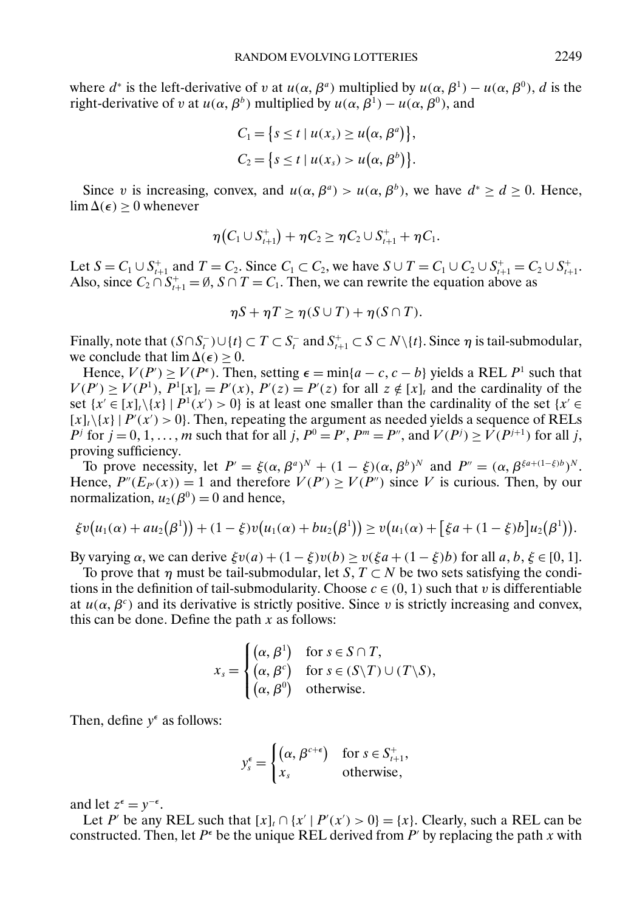where $d^*$ is the left-derivative of $v$ at $u(\alpha, \beta^a)$ multiplied by $u(\alpha, \beta^1) - u(\alpha, \beta^0)$, $d$ is the right-derivative of $v$ at $u(\alpha, \beta^b)$ multiplied by $u(\alpha, \beta^1) - u(\alpha, \beta^0)$, and

$$C_1 = \{s \le t \mid u(x_s) \ge u(\alpha, \beta^a)\},$$
$$C_2 = \{s \le t \mid u(x_s) > u(\alpha, \beta^b)\}.$$

Since $v$ is increasing, convex, and $u(\alpha, \beta^a) > u(\alpha, \beta^b)$, we have $d^* \ge d \ge 0$. Hence, $\lim \Delta(\epsilon) \ge 0$ whenever

$$\eta(C_1 \cup S^+_{t+1}) + \eta C_2 \ge \eta C_2 \cup S^+_{t+1} + \eta C_1.$$

Let $S = C_1 \cup S^+_{t+1}$ and $T = C_2$. Since $C_1 \subset C_2$, we have $S \cup T = C_1 \cup C_2 \cup S^+_{t+1} = C_2 \cup S^+_{t+1}$. Also, since $C_2 \cap S^+_{t+1} = \emptyset$, $S \cap T = C_1$. Then, we can rewrite the equation above as

$$\eta S + \eta T \ge \eta(S \cup T) + \eta(S \cap T).$$

Finally, note that $(S \cap S^-_t) \cup \{t\} \subset T \subset S^-_t$ and $S^+_{t+1} \subset S \subset N \backslash \{t\}$. Since $\eta$ is tail-submodular, we conclude that $\lim \Delta(\epsilon) \ge 0$.

Hence, $V(P') \ge V(P^\epsilon)$. Then, setting $\epsilon = \min\{a - c, c - b\}$ yields a REL $P^1$ such that $V(P') \ge V(P^1)$, $P^1[x]_t = P'(x)$, $P'(z) = P'(z)$ for all $z \notin [x]_t$ and the cardinality of the set $\{x' \in [x]_t \backslash \{x\} \mid P^1(x') > 0\}$ is at least one smaller than the cardinality of the set $\{x' \in [x]_t \backslash \{x\} \mid P'(x') > 0\}$. Then, repeating the argument as needed yields a sequence of RELs $P^j$ for $j = 0, 1, \dots, m$ such that for all $j$, $P^0 = P'$, $P^m = P''$, and $V(P^j) \ge V(P^{j+1})$ for all $j$, proving sufficiency.

To prove necessity, let $P' = \xi(\alpha, \beta^a)^N + (1 - \xi)(\alpha, \beta^b)^N$ and $P'' = (\alpha, \beta^{\xi a + (1-\xi) b})^N$. Hence, $P''(E_{P'}(x)) = 1$ and therefore $V(P') \ge V(P'')$ since $V$ is curious. Then, by our normalization, $u_2(\beta^0) = 0$ and hence,

$$\xi v(u_1(\alpha) + a u_2(\beta^1)) + (1 - \xi) v(u_1(\alpha) + b u_2(\beta^1)) \ge v(u_1(\alpha) + [\xi a + (1 - \xi) b] u_2(\beta^1)).$$

By varying $\alpha$, we can derive $\xi v(a) + (1 - \xi) v(b) \ge v(\xi a + (1 - \xi) b)$ for all $a, b, \xi \in [0, 1]$.

To prove that $\eta$ must be tail-submodular, let $S, T \subset N$ be two sets satisfying the conditions in the definition of tail-submodularity. Choose $c \in (0, 1)$ such that $v$ is differentiable at $u(\alpha, \beta^c)$ and its derivative is strictly positive. Since $v$ is strictly increasing and convex, this can be done. Define the path $x$ as follows:

$$x_s = \begin{cases} (\alpha, \beta^1) & \text{for } s \in S \cap T, \\ (\alpha, \beta^c) & \text{for } s \in (S \backslash T) \cup (T \backslash S), \\ (\alpha, \beta^0) & \text{otherwise.} \end{cases}$$

Then, define $y^\epsilon$ as follows:

$$y^\epsilon_s = \begin{cases} (\alpha, \beta^{c+\epsilon}) & \text{for } s \in S^+_{t+1}, \\ x_s & \text{otherwise,} \end{cases}$$

and let $z^\epsilon = y^{-\epsilon}$.

Let $P'$ be any REL such that $[x]_t \cap \{x' \mid P'(x') > 0\} = \{x\}$. Clearly, such a REL can be constructed. Then, let $P^\epsilon$ be the unique REL derived from $P'$ by replacing the path $x$ with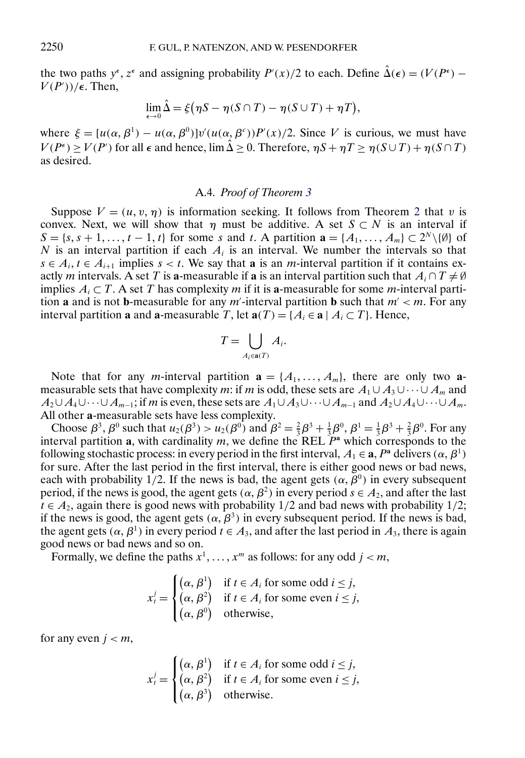the two paths $y^\epsilon, z^\epsilon$ and assigning probability $P'(x)/2$ to each. Define $\hat{\Delta}(\epsilon) = (V(P^\epsilon) - V(P'))/\epsilon$. Then,

$$\lim_{\epsilon \to 0} \hat{\Delta} = \xi\big(\eta S - \eta(S \cap T) - \eta(S \cup T) + \eta T\big),$$

where $\xi = [u(\alpha, \beta^1) - u(\alpha, \beta^0)]v'(u(\alpha, \beta^c))P'(x)/2$. Since $V$ is curious, we must have $V(P^\epsilon) \geq V(P')$ for all $\epsilon$ and hence, $\lim \hat{\Delta} \geq 0$. Therefore, $\eta S + \eta T \geq \eta(S \cup T) + \eta(S \cap T)$ as desired.

### A.4. *Proof of Theorem 3*

Suppose $V = (u, v, \eta)$ is information seeking. It follows from Theorem 2 that $v$ is convex. Next, we will show that $\eta$ must be additive. A set $S \subset N$ is an interval if $S = \{s, s+1, \ldots, t-1, t\}$ for some $s$ and $t$. A partition $\mathbf{a} = \{A_1, \ldots, A_m\} \subset 2^N \backslash \{\emptyset\}$ of $N$ is an interval partition if each $A_i$ is an interval. We number the intervals so that $s \in A_i, t \in A_{i+1}$ implies $s < t$. We say that $\mathbf{a}$ is an $m$-interval partition if it contains exactly $m$ intervals. A set $T$ is $\mathbf{a}$-measurable if $\mathbf{a}$ is an interval partition such that $A_i \cap T \neq \emptyset$ implies $A_i \subset T$. A set $T$ has complexity $m$ if it is $\mathbf{a}$-measurable for some $m$-interval partition $\mathbf{a}$ and is not $\mathbf{b}$-measurable for any $m'$-interval partition $\mathbf{b}$ such that $m' < m$. For any interval partition $\mathbf{a}$ and $\mathbf{a}$-measurable $T$, let $\mathbf{a}(T) = \{A_i \in \mathbf{a} \mid A_i \subset T\}$. Hence,

$$T = \bigcup_{A_i \in \mathbf{a}(T)} A_i.$$

Note that for any $m$-interval partition $\mathbf{a} = \{A_1, \ldots, A_m\}$, there are only two $\mathbf{a}$-measurable sets that have complexity $m$: if $m$ is odd, these sets are $A_1 \cup A_3 \cup \cdots \cup A_m$ and $A_2 \cup A_4 \cup \cdots \cup A_{m-1}$; if $m$ is even, these sets are $A_1 \cup A_3 \cup \cdots \cup A_{m-1}$ and $A_2 \cup A_4 \cup \cdots \cup A_m$. All other $\mathbf{a}$-measurable sets have less complexity.

Choose $\beta^3, \beta^0$ such that $u_2(\beta^3) > u_2(\beta^0)$ and $\beta^2 = \frac{2}{3}\beta^3 + \frac{1}{3}\beta^0$, $\beta^1 = \frac{1}{3}\beta^3 + \frac{2}{3}\beta^0$. For any interval partition $\mathbf{a}$, with cardinality $m$, we define the REL $P^{\mathbf{a}}$ which corresponds to the following stochastic process: in every period in the first interval, $A_1 \in \mathbf{a}$, $P^{\mathbf{a}}$ delivers $(\alpha, \beta^1)$ for sure. After the last period in the first interval, there is either good news or bad news, each with probability 1/2. If the news is bad, the agent gets $(\alpha, \beta^0)$ in every subsequent period, if the news is good, the agent gets $(\alpha, \beta^2)$ in every period $s \in A_2$, and after the last $t \in A_2$, again there is good news with probability 1/2 and bad news with probability 1/2; if the news is good, the agent gets $(\alpha, \beta^3)$ in every subsequent period. If the news is bad, the agent gets $(\alpha, \beta^1)$ in every period $t \in A_3$, and after the last period in $A_3$, there is again good news or bad news and so on.

Formally, we define the paths $x^1, \ldots, x^m$ as follows: for any odd $j < m$,

$$x_t^j = \begin{cases} (\alpha, \beta^1) & \text{if } t \in A_i \text{ for some odd } i \leq j, \\ (\alpha, \beta^2) & \text{if } t \in A_i \text{ for some even } i \leq j, \\ (\alpha, \beta^0) & \text{otherwise,} \end{cases}$$

for any even $j < m$,

$$x_t^j = \begin{cases} (\alpha, \beta^1) & \text{if } t \in A_i \text{ for some odd } i \leq j, \\ (\alpha, \beta^2) & \text{if } t \in A_i \text{ for some even } i \leq j, \\ (\alpha, \beta^3) & \text{otherwise.} \end{cases}$$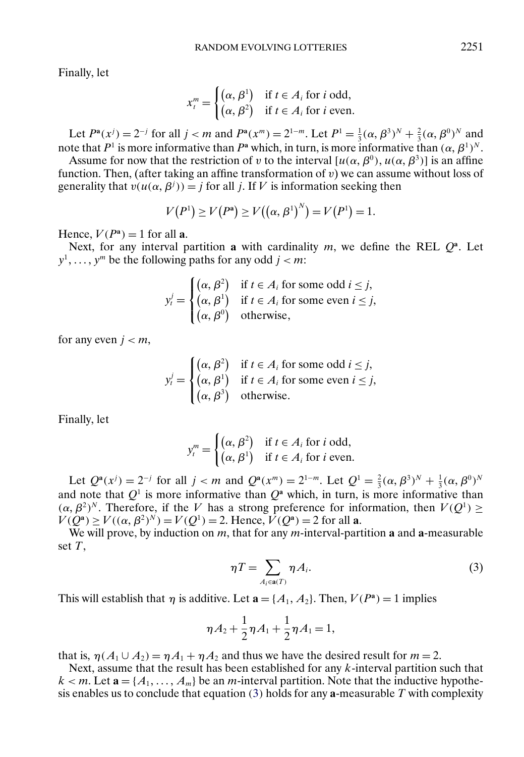Finally, let

$$x_t^m = \begin{cases} (\alpha, \beta^1) & \text{if } t \in A_i \text{ for } i \text{ odd,} \\ (\alpha, \beta^2) & \text{if } t \in A_i \text{ for } i \text{ even.} \end{cases}$$

Let $P^{\mathbf{a}}(x^j) = 2^{-j}$ for all $j < m$ and $P^{\mathbf{a}}(x^m) = 2^{1-m}$. Let $P^1 = \frac{1}{3}(\alpha, \beta^3)^N + \frac{2}{3}(\alpha, \beta^0)^N$ and note that $P^1$ is more informative than $P^{\mathbf{a}}$ which, in turn, is more informative than $(\alpha, \beta^1)^N$.

Assume for now that the restriction of $v$ to the interval $[u(\alpha, \beta^0), u(\alpha, \beta^3)]$ is an affine function. Then, (after taking an affine transformation of $v$) we can assume without loss of generality that $v(u(\alpha, \beta^j)) = j$ for all $j$. If $V$ is information seeking then

$$V(P^1) \geq V(P^{\mathbf{a}}) \geq V((\alpha, \beta^1)^N) = V(P^1) = 1.$$

Hence, $V(P^{\mathbf{a}}) = 1$ for all $\mathbf{a}$.

Next, for any interval partition $\mathbf{a}$ with cardinality $m$, we define the REL $Q^{\mathbf{a}}$. Let $y^1, \ldots, y^m$ be the following paths for any odd $j < m$:

$$y_t^j = \begin{cases} (\alpha, \beta^2) & \text{if } t \in A_i \text{ for some odd } i \leq j, \\ (\alpha, \beta^1) & \text{if } t \in A_i \text{ for some even } i \leq j, \\ (\alpha, \beta^0) & \text{otherwise,} \end{cases}$$

for any even $j < m$,

$$y_t^j = \begin{cases} (\alpha, \beta^2) & \text{if } t \in A_i \text{ for some odd } i \leq j, \\ (\alpha, \beta^1) & \text{if } t \in A_i \text{ for some even } i \leq j, \\ (\alpha, \beta^3) & \text{otherwise.} \end{cases}$$

Finally, let

$$y_t^m = \begin{cases} (\alpha, \beta^2) & \text{if } t \in A_i \text{ for } i \text{ odd,} \\ (\alpha, \beta^1) & \text{if } t \in A_i \text{ for } i \text{ even.} \end{cases}$$

Let $Q^{\mathbf{a}}(x^j) = 2^{-j}$ for all $j < m$ and $Q^{\mathbf{a}}(x^m) = 2^{1-m}$. Let $Q^1 = \frac{2}{3}(\alpha, \beta^3)^N + \frac{1}{3}(\alpha, \beta^0)^N$ and note that $Q^1$ is more informative than $Q^{\mathbf{a}}$ which, in turn, is more informative than $(\alpha, \beta^2)^N$. Therefore, if the $V$ has a strong preference for information, then $V(Q^1) \geq V(Q^{\mathbf{a}}) \geq V((\alpha, \beta^2)^N) = V(Q^1) = 2$. Hence, $V(Q^{\mathbf{a}}) = 2$ for all $\mathbf{a}$.

We will prove, by induction on $m$, that for any $m$-interval-partition $\mathbf{a}$ and $\mathbf{a}$-measurable set $T$,

$$\eta T = \sum_{A_i \in \mathbf{a}(T)} \eta A_i. \tag{3}$$

This will establish that $\eta$ is additive. Let $\mathbf{a} = \{A_1, A_2\}$. Then, $V(P^{\mathbf{a}}) = 1$ implies

$$\eta A_2 + \frac{1}{2}\eta A_1 + \frac{1}{2}\eta A_1 = 1,$$

that is, $\eta(A_1 \cup A_2) = \eta A_1 + \eta A_2$ and thus we have the desired result for $m = 2$.

Next, assume that the result has been established for any $k$-interval partition such that $k < m$. Let $\mathbf{a} = \{A_1, \ldots, A_m\}$ be an $m$-interval partition. Note that the inductive hypothesis enables us to conclude that equation (3) holds for any $\mathbf{a}$-measurable $T$ with complexity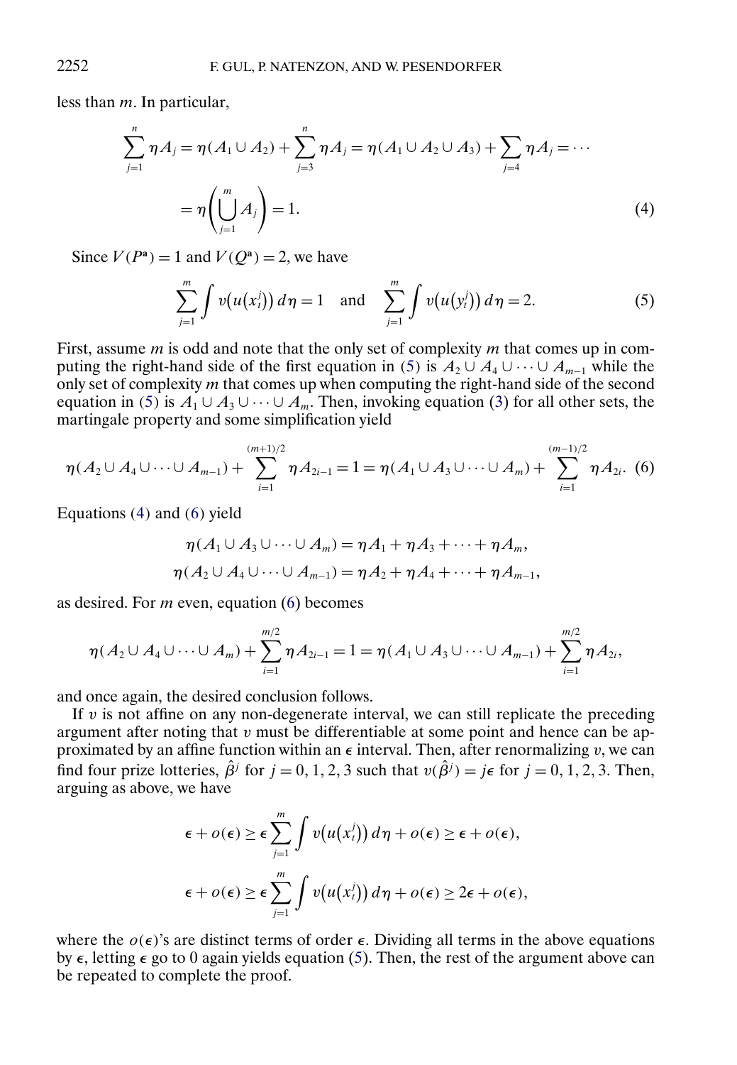less than $m$. In particular,

$$\sum_{j=1}^{n} \eta A_j = \eta(A_1 \cup A_2) + \sum_{j=3}^{n} \eta A_j = \eta(A_1 \cup A_2 \cup A_3) + \sum_{j=4} \eta A_j = \cdots$$
$$= \eta\left(\bigcup_{j=1}^{m} A_j\right) = 1. \tag{4}$$

Since $V(P^{\mathbf{a}}) = 1$ and $V(Q^{\mathbf{a}}) = 2$, we have

$$\sum_{j=1}^{m} \int v\big(u(x_t^j)\big)\, d\eta = 1 \quad \text{and} \quad \sum_{j=1}^{m} \int v\big(u(y_t^j)\big)\, d\eta = 2. \tag{5}$$

First, assume $m$ is odd and note that the only set of complexity $m$ that comes up in computing the right-hand side of the first equation in (5) is $A_2 \cup A_4 \cup \cdots \cup A_{m-1}$ while the only set of complexity $m$ that comes up when computing the right-hand side of the second equation in (5) is $A_1 \cup A_3 \cup \cdots \cup A_m$. Then, invoking equation (3) for all other sets, the martingale property and some simplification yield

$$\eta(A_2 \cup A_4 \cup \cdots \cup A_{m-1}) + \sum_{i=1}^{(m+1)/2} \eta A_{2i-1} = 1 = \eta(A_1 \cup A_3 \cup \cdots \cup A_m) + \sum_{i=1}^{(m-1)/2} \eta A_{2i}. \tag{6}$$

Equations (4) and (6) yield

$$\eta(A_1 \cup A_3 \cup \cdots \cup A_m) = \eta A_1 + \eta A_3 + \cdots + \eta A_m,$$
$$\eta(A_2 \cup A_4 \cup \cdots \cup A_{m-1}) = \eta A_2 + \eta A_4 + \cdots + \eta A_{m-1},$$

as desired. For $m$ even, equation (6) becomes

$$\eta(A_2 \cup A_4 \cup \cdots \cup A_m) + \sum_{i=1}^{m/2} \eta A_{2i-1} = 1 = \eta(A_1 \cup A_3 \cup \cdots \cup A_{m-1}) + \sum_{i=1}^{m/2} \eta A_{2i},$$

and once again, the desired conclusion follows.

If $v$ is not affine on any non-degenerate interval, we can still replicate the preceding argument after noting that $v$ must be differentiable at some point and hence can be approximated by an affine function within an $\epsilon$ interval. Then, after renormalizing $v$, we can find four prize lotteries, $\hat{\beta}^j$ for $j = 0, 1, 2, 3$ such that $v(\hat{\beta}^j) = j\epsilon$ for $j = 0, 1, 2, 3$. Then, arguing as above, we have

$$\epsilon + o(\epsilon) \geq \epsilon \sum_{j=1}^{m} \int v\big(u(x_t^j)\big)\, d\eta + o(\epsilon) \geq \epsilon + o(\epsilon),$$
$$\epsilon + o(\epsilon) \geq \epsilon \sum_{j=1}^{m} \int v\big(u(x_t^j)\big)\, d\eta + o(\epsilon) \geq 2\epsilon + o(\epsilon),$$

where the $o(\epsilon)$'s are distinct terms of order $\epsilon$. Dividing all terms in the above equations by $\epsilon$, letting $\epsilon$ go to 0 again yields equation (5). Then, the rest of the argument above can be repeated to complete the proof.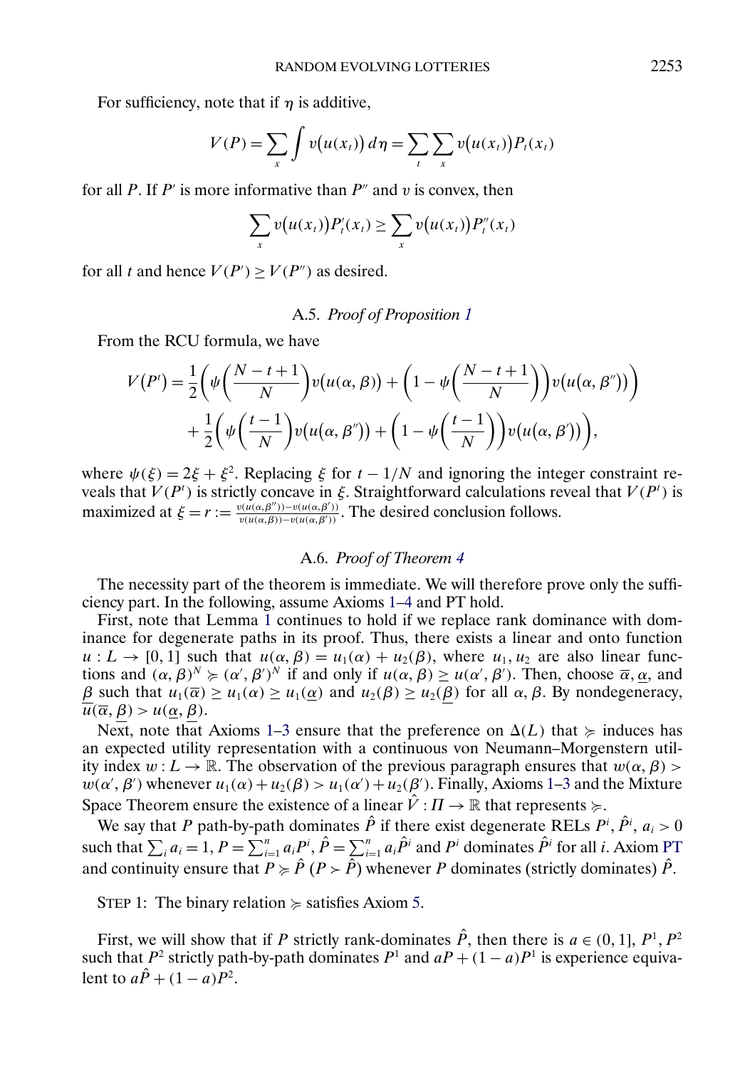For sufficiency, note that if $\eta$ is additive,

$$V(P) = \sum_x \int v(u(x_t))\, d\eta = \sum_t \sum_x v(u(x_t)) P_t(x_t)$$

for all $P$. If $P'$ is more informative than $P''$ and $v$ is convex, then

$$\sum_x v(u(x_t)) P'_t(x_t) \geq \sum_x v(u(x_t)) P''_t(x_t)$$

for all $t$ and hence $V(P') \geq V(P'')$ as desired.

### A.5. *Proof of Proposition 1*

From the RCU formula, we have

$$\begin{aligned} V(P^t) = {} & \frac{1}{2}\left(\psi\left(\frac{N-t+1}{N}\right)v(u(\alpha,\beta)) + \left(1-\psi\left(\frac{N-t+1}{N}\right)\right)v(u(\alpha,\beta''))\right) \\ & + \frac{1}{2}\left(\psi\left(\frac{t-1}{N}\right)v(u(\alpha,\beta'')) + \left(1-\psi\left(\frac{t-1}{N}\right)\right)v(u(\alpha,\beta'))\right), \end{aligned}$$

where $\psi(\xi) = 2\xi + \xi^2$. Replacing $\xi$ for $t - 1/N$ and ignoring the integer constraint reveals that $V(P^t)$ is strictly concave in $\xi$. Straightforward calculations reveal that $V(P^t)$ is maximized at $\xi = r := \frac{v(u(\alpha,\beta''))-v(u(\alpha,\beta'))}{v(u(\alpha,\beta))-v(u(\alpha,\beta'))}$. The desired conclusion follows.

### A.6. *Proof of Theorem 4*

The necessity part of the theorem is immediate. We will therefore prove only the sufficiency part. In the following, assume Axioms 1–4 and PT hold.

First, note that Lemma 1 continues to hold if we replace rank dominance with dominance for degenerate paths in its proof. Thus, there exists a linear and onto function $u : L \to [0,1]$ such that $u(\alpha,\beta) = u_1(\alpha) + u_2(\beta)$, where $u_1, u_2$ are also linear functions and $(\alpha,\beta)^N \succcurlyeq (\alpha',\beta')^N$ if and only if $u(\alpha,\beta) \geq u(\alpha',\beta')$. Then, choose $\overline{\alpha}$, $\underline{\alpha}$, and $\underline{\beta}$ such that $u_1(\overline{\alpha}) \geq u_1(\alpha) \geq u_1(\underline{\alpha})$ and $u_2(\beta) \geq u_2(\underline{\beta})$ for all $\alpha, \beta$. By nondegeneracy, $\overline{u(\overline{\alpha},\underline{\beta})} > u(\underline{\alpha},\underline{\beta})$.

Next, note that Axioms 1–3 ensure that the preference on $\Delta(L)$ that $\succcurlyeq$ induces has an expected utility representation with a continuous von Neumann–Morgenstern utility index $w : L \to \mathbb{R}$. The observation of the previous paragraph ensures that $w(\alpha,\beta) > w(\alpha',\beta')$ whenever $u_1(\alpha) + u_2(\beta) > u_1(\alpha') + u_2(\beta')$. Finally, Axioms 1–3 and the Mixture Space Theorem ensure the existence of a linear $\hat{V} : \Pi \to \mathbb{R}$ that represents $\succcurlyeq$.

We say that $P$ path-by-path dominates $\hat{P}$ if there exist degenerate RELs $P^i$, $\hat{P}^i$, $a_i > 0$ such that $\sum_i a_i = 1$, $P = \sum_{i=1}^n a_i P^i$, $\hat{P} = \sum_{i=1}^n a_i \hat{P}^i$ and $P^i$ dominates $\hat{P}^i$ for all $i$. Axiom PT and continuity ensure that $P \succcurlyeq \hat{P}$ ($P \succ \hat{P}$) whenever $P$ dominates (strictly dominates) $\hat{P}$.

STEP 1: The binary relation $\succcurlyeq$ satisfies Axiom 5.

First, we will show that if $P$ strictly rank-dominates $\hat{P}$, then there is $a \in (0,1]$, $P^1$, $P^2$ such that $P^2$ strictly path-by-path dominates $P^1$ and $aP + (1-a)P^1$ is experience equivalent to $a\hat{P} + (1-a)P^2$.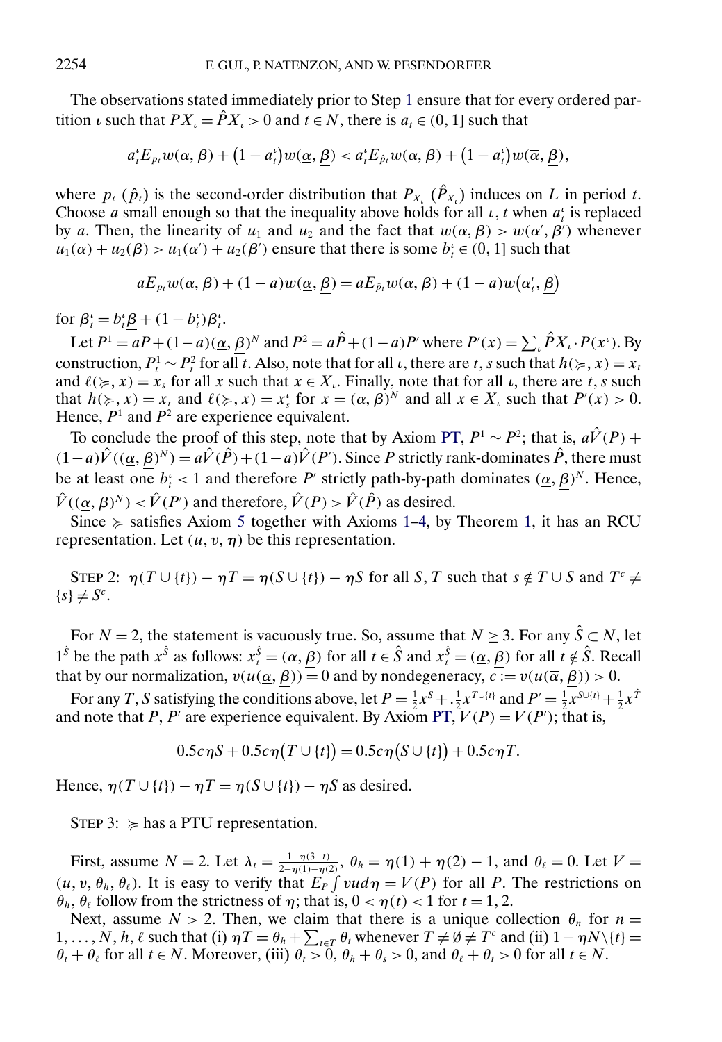The observations stated immediately prior to Step 1 ensure that for every ordered partition $\iota$ such that $PX_\iota = \hat{P}X_\iota > 0$ and $t \in N$, there is $a_t \in (0, 1]$ such that

$$a_t^\iota E_{p_t} w(\alpha, \beta) + (1 - a_t^\iota) w(\underline{\alpha}, \underline{\beta}) < a_t^\iota E_{\hat{p}_t} w(\alpha, \beta) + (1 - a_t^\iota) w(\overline{\alpha}, \underline{\beta}),$$

where $p_t$ ($\hat{p}_t$) is the second-order distribution that $P_{X_\iota}$ ($\hat{P}_{X_\iota}$) induces on $L$ in period $t$. Choose $a$ small enough so that the inequality above holds for all $\iota, t$ when $a_t^\iota$ is replaced by $a$. Then, the linearity of $u_1$ and $u_2$ and the fact that $w(\alpha, \beta) > w(\alpha', \beta')$ whenever $u_1(\alpha) + u_2(\beta) > u_1(\alpha') + u_2(\beta')$ ensure that there is some $b_t^\iota \in (0, 1]$ such that

$$aE_{p_t} w(\alpha, \beta) + (1 - a) w(\underline{\alpha}, \underline{\beta}) = aE_{\hat{p}_t} w(\alpha, \beta) + (1 - a) w(\alpha_t^\iota, \underline{\beta})$$

for $\beta_t^\iota = b_t^\iota \underline{\beta} + (1 - b_t^\iota)\beta_t^\iota$.

Let $P^1 = aP + (1-a)(\underline{\alpha}, \underline{\beta})^N$ and $P^2 = a\hat{P} + (1-a)P'$ where $P'(x) = \sum_\iota \hat{P}X_\iota \cdot P(x^\iota)$. By construction, $P_t^1 \sim P_t^2$ for all $t$. Also, note that for all $\iota$, there are $t, s$ such that $h(\succcurlyeq, x) = x_t$ and $\ell(\succcurlyeq, x) = x_s$ for all $x$ such that $x \in X_\iota$. Finally, note that for all $\iota$, there are $t, s$ such that $h(\succcurlyeq, x) = x_t$ and $\ell(\succcurlyeq, x) = x_s^\iota$ for $x = (\alpha, \beta)^N$ and all $x \in X_\iota$ such that $P'(x) > 0$. Hence, $P^1$ and $P^2$ are experience equivalent.

To conclude the proof of this step, note that by Axiom PT, $P^1 \sim P^2$; that is, $a\hat{V}(P) + (1-a)\hat{V}((\underline{\alpha}, \underline{\beta})^N) = a\hat{V}(\hat{P}) + (1-a)\hat{V}(P')$. Since $P$ strictly rank-dominates $\hat{P}$, there must be at least one $b_t^\iota < 1$ and therefore $P'$ strictly path-by-path dominates $(\underline{\alpha}, \underline{\beta})^N$. Hence, $\hat{V}((\underline{\alpha}, \underline{\beta})^N) < \hat{V}(P')$ and therefore, $\hat{V}(P) > \hat{V}(\hat{P})$ as desired.

Since $\succcurlyeq$ satisfies Axiom 5 together with Axioms 1–4, by Theorem 1, it has an RCU representation. Let $(u, v, \eta)$ be this representation.

STEP 2: $\eta(T \cup \{t\}) - \eta T = \eta(S \cup \{t\}) - \eta S$ for all $S, T$ such that $s \notin T \cup S$ and $T^c \neq \{s\} \neq S^c$.

For $N = 2$, the statement is vacuously true. So, assume that $N \geq 3$. For any $\hat{S} \subset N$, let $1^{\hat{S}}$ be the path $x^{\hat{S}}$ as follows: $x_t^{\hat{S}} = (\overline{\alpha}, \underline{\beta})$ for all $t \in \hat{S}$ and $x_t^{\hat{S}} = (\underline{\alpha}, \underline{\beta})$ for all $t \notin \hat{S}$. Recall that by our normalization, $v(u(\underline{\alpha}, \underline{\beta})) = 0$ and by nondegeneracy, $c := v(u(\overline{\alpha}, \underline{\beta})) > 0$.

For any $T, S$ satisfying the conditions above, let $P = \frac{1}{2}x^S + .\frac{1}{2}x^{T\cup\{t\}}$ and $P' = \frac{1}{2}x^{S\cup\{t\}} + \frac{1}{2}x^{\hat{T}}$ and note that $P, P'$ are experience equivalent. By Axiom PT, $V(P) = V(P')$; that is,

$$0.5c\eta S + 0.5c\eta(T \cup \{t\}) = 0.5c\eta(S \cup \{t\}) + 0.5c\eta T.$$

Hence, $\eta(T \cup \{t\}) - \eta T = \eta(S \cup \{t\}) - \eta S$ as desired.

STEP 3: $\succcurlyeq$ has a PTU representation.

First, assume $N = 2$. Let $\lambda_t = \frac{1-\eta(3-t)}{2-\eta(1)-\eta(2)}$, $\theta_h = \eta(1) + \eta(2) - 1$, and $\theta_\ell = 0$. Let $V = (u, v, \theta_h, \theta_\ell)$. It is easy to verify that $E_P \int vud\eta = V(P)$ for all $P$. The restrictions on $\theta_h, \theta_\ell$ follow from the strictness of $\eta$; that is, $0 < \eta(t) < 1$ for $t = 1, 2$.

Next, assume $N > 2$. Then, we claim that there is a unique collection $\theta_n$ for $n = 1, \ldots, N, h, \ell$ such that (i) $\eta T = \theta_h + \sum_{t\in T} \theta_t$ whenever $T \neq \emptyset \neq T^c$ and (ii) $1 - \eta N\backslash\{t\} = \theta_t + \theta_\ell$ for all $t \in N$. Moreover, (iii) $\theta_t > 0$, $\theta_h + \theta_s > 0$, and $\theta_\ell + \theta_t > 0$ for all $t \in N$.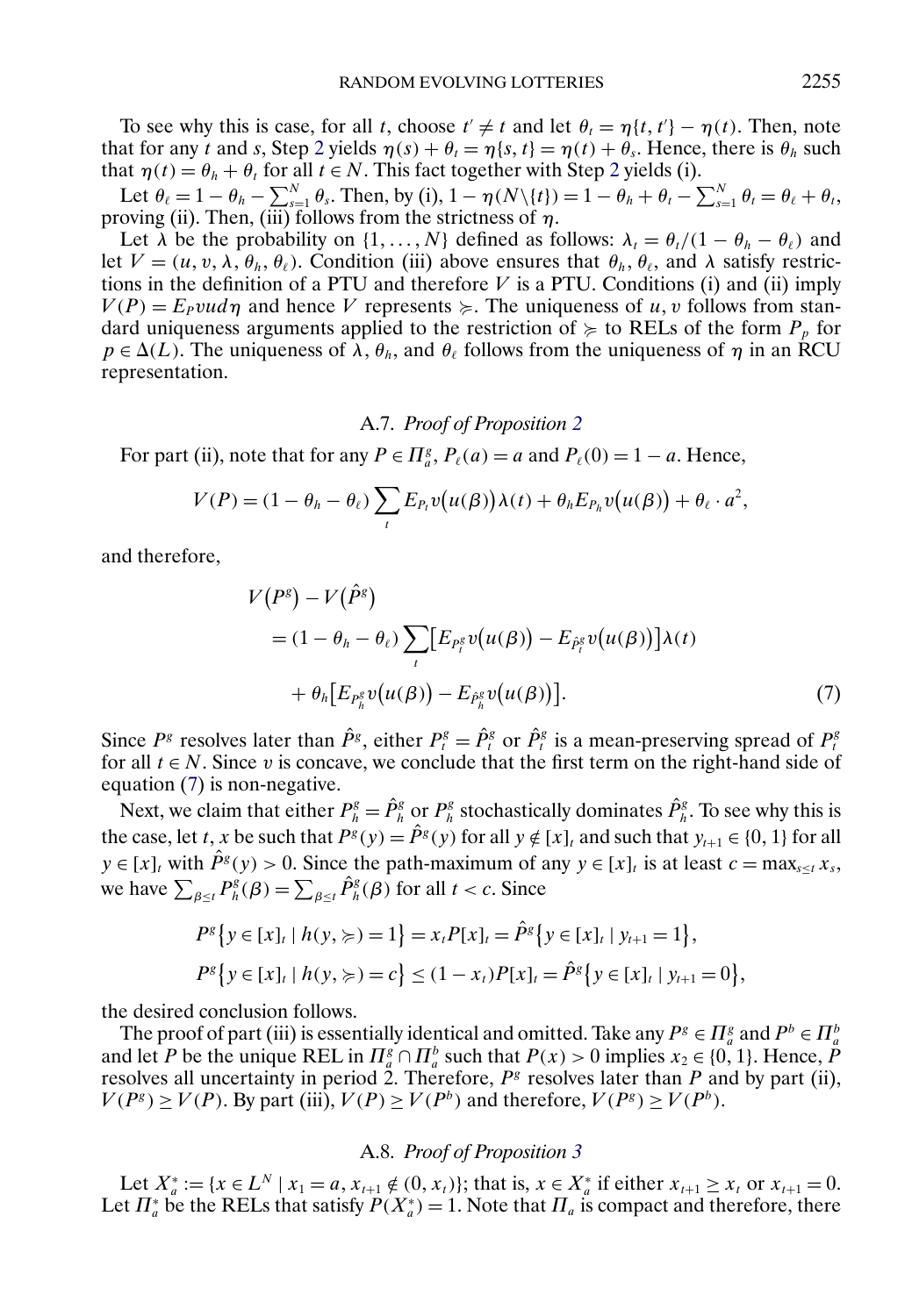To see why this is case, for all $t$, choose $t' \neq t$ and let $\theta_t = \eta\{t, t'\} - \eta(t)$. Then, note that for any $t$ and $s$, Step 2 yields $\eta(s) + \theta_t = \eta\{s, t\} = \eta(t) + \theta_s$. Hence, there is $\theta_h$ such that $\eta(t) = \theta_h + \theta_t$ for all $t \in N$. This fact together with Step 2 yields (i).

Let $\theta_\ell = 1 - \theta_h - \sum_{s=1}^N \theta_s$. Then, by (i), $1 - \eta(N \backslash \{t\}) = 1 - \theta_h + \theta_t - \sum_{s=1}^N \theta_t = \theta_\ell + \theta_t$, proving (ii). Then, (iii) follows from the strictness of $\eta$.

Let $\lambda$ be the probability on $\{1, \dots, N\}$ defined as follows: $\lambda_t = \theta_t/(1 - \theta_h - \theta_\ell)$ and let $V = (u, v, \lambda, \theta_h, \theta_\ell)$. Condition (iii) above ensures that $\theta_h$, $\theta_\ell$, and $\lambda$ satisfy restrictions in the definition of a PTU and therefore $V$ is a PTU. Conditions (i) and (ii) imply $V(P) = E_P vud\eta$ and hence $V$ represents $\succcurlyeq$. The uniqueness of $u, v$ follows from standard uniqueness arguments applied to the restriction of $\succcurlyeq$ to RELs of the form $P_p$ for $p \in \Delta(L)$. The uniqueness of $\lambda$, $\theta_h$, and $\theta_\ell$ follows from the uniqueness of $\eta$ in an RCU representation.

### A.7. *Proof of Proposition 2*

For part (ii), note that for any $P \in \Pi_a^g$, $P_\ell(a) = a$ and $P_\ell(0) = 1 - a$. Hence,

$$V(P) = (1 - \theta_h - \theta_\ell) \sum_t E_{P_t} v(u(\beta))\lambda(t) + \theta_h E_{P_h} v(u(\beta)) + \theta_\ell \cdot a^2,$$

and therefore,

$$\begin{aligned} V(P^g) - V(\hat{P}^g) &= (1 - \theta_h - \theta_\ell) \sum_t \big[E_{P_t^g} v(u(\beta)) - E_{\hat{P}_t^g} v(u(\beta))\big]\lambda(t) \\ &\quad + \theta_h \big[E_{P_h^g} v(u(\beta)) - E_{\hat{P}_h^g} v(u(\beta))\big]. \end{aligned} \tag{7}$$

Since $P^g$ resolves later than $\hat{P}^g$, either $P_t^g = \hat{P}_t^g$ or $\hat{P}_t^g$ is a mean-preserving spread of $P_t^g$ for all $t \in N$. Since $v$ is concave, we conclude that the first term on the right-hand side of equation (7) is non-negative.

Next, we claim that either $P_h^g = \hat{P}_h^g$ or $P_h^g$ stochastically dominates $\hat{P}_h^g$. To see why this is the case, let $t, x$ be such that $P^g(y) = \hat{P}^g(y)$ for all $y \notin [x]_t$ and such that $y_{t+1} \in \{0, 1\}$ for all $y \in [x]_t$ with $\hat{P}^g(y) > 0$. Since the path-maximum of any $y \in [x]_t$ is at least $c = \max_{s \le t} x_s$, we have $\sum_{\beta \le t} P_h^g(\beta) = \sum_{\beta \le t} \hat{P}_h^g(\beta)$ for all $t < c$. Since

$$\begin{aligned} P^g\big\{y \in [x]_t \mid h(y, \succcurlyeq) = 1\big\} &= x_t P[x]_t = \hat{P}^g\big\{y \in [x]_t \mid y_{t+1} = 1\big\}, \\ P^g\big\{y \in [x]_t \mid h(y, \succcurlyeq) = c\big\} &\le (1 - x_t) P[x]_t = \hat{P}^g\big\{y \in [x]_t \mid y_{t+1} = 0\big\}, \end{aligned}$$

the desired conclusion follows.

The proof of part (iii) is essentially identical and omitted. Take any $P^g \in \Pi_a^g$ and $P^b \in \Pi_a^b$ and let $P$ be the unique REL in $\Pi_a^g \cap \Pi_a^b$ such that $P(x) > 0$ implies $x_2 \in \{0, 1\}$. Hence, $P$ resolves all uncertainty in period 2. Therefore, $P^g$ resolves later than $P$ and by part (ii), $V(P^g) \ge V(P)$. By part (iii), $V(P) \ge V(P^b)$ and therefore, $V(P^g) \ge V(P^b)$.

### A.8. *Proof of Proposition 3*

Let $X_a^* := \{x \in L^N \mid x_1 = a, x_{t+1} \notin (0, x_t)\}$; that is, $x \in X_a^*$ if either $x_{t+1} \ge x_t$ or $x_{t+1} = 0$. Let $\Pi_a^*$ be the RELs that satisfy $P(X_a^*) = 1$. Note that $\Pi_a$ is compact and therefore, there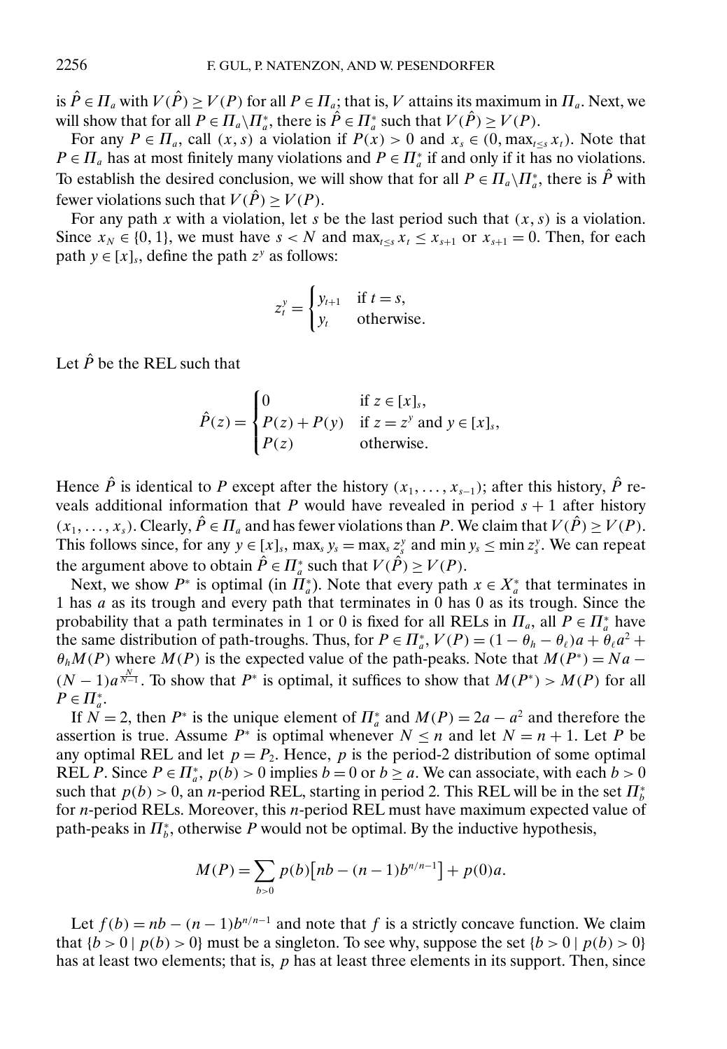is $\hat{P} \in \Pi_a$ with $V(\hat{P}) \geq V(P)$ for all $P \in \Pi_a$; that is, $V$ attains its maximum in $\Pi_a$. Next, we will show that for all $P \in \Pi_a \backslash \Pi_a^*$, there is $\hat{P} \in \Pi_a^*$ such that $V(\hat{P}) \geq V(P)$.

For any $P \in \Pi_a$, call $(x, s)$ a violation if $P(x) > 0$ and $x_s \in (0, \max_{t \leq s} x_t)$. Note that $P \in \Pi_a$ has at most finitely many violations and $P \in \Pi_a^*$ if and only if it has no violations. To establish the desired conclusion, we will show that for all $P \in \Pi_a \backslash \Pi_a^*$, there is $\hat{P}$ with fewer violations such that $V(\hat{P}) \geq V(P)$.

For any path $x$ with a violation, let $s$ be the last period such that $(x, s)$ is a violation. Since $x_N \in \{0, 1\}$, we must have $s < N$ and $\max_{t \leq s} x_t \leq x_{s+1}$ or $x_{s+1} = 0$. Then, for each path $y \in [x]_s$, define the path $z^y$ as follows:

$$z_t^y = \begin{cases} y_{t+1} & \text{if } t = s, \\ y_t & \text{otherwise.} \end{cases}$$

Let $\hat{P}$ be the REL such that

$$\hat{P}(z) = \begin{cases} 0 & \text{if } z \in [x]_s, \\ P(z) + P(y) & \text{if } z = z^y \text{ and } y \in [x]_s, \\ P(z) & \text{otherwise.} \end{cases}$$

Hence $\hat{P}$ is identical to $P$ except after the history $(x_1, \ldots, x_{s-1})$; after this history, $\hat{P}$ reveals additional information that $P$ would have revealed in period $s+1$ after history $(x_1, \ldots, x_s)$. Clearly, $\hat{P} \in \Pi_a$ and has fewer violations than $P$. We claim that $V(\hat{P}) \geq V(P)$. This follows since, for any $y \in [x]_s$, $\max_s y_s = \max_s z_s^y$ and $\min y_s \leq \min z_s^y$. We can repeat the argument above to obtain $\hat{P} \in \Pi_a^*$ such that $V(\hat{P}) \geq V(P)$.

Next, we show $P^*$ is optimal (in $\Pi_a^*$). Note that every path $x \in X_a^*$ that terminates in 1 has $a$ as its trough and every path that terminates in 0 has 0 as its trough. Since the probability that a path terminates in 1 or 0 is fixed for all RELs in $\Pi_a$, all $P \in \Pi_a^*$ have the same distribution of path-troughs. Thus, for $P \in \Pi_a^*$, $V(P) = (1 - \theta_h - \theta_\ell)a + \theta_\ell a^2 + \theta_h M(P)$ where $M(P)$ is the expected value of the path-peaks. Note that $M(P^*) = Na - (N-1)a^{\frac{N}{N-1}}$. To show that $P^*$ is optimal, it suffices to show that $M(P^*) > M(P)$ for all $P \in \Pi_a^*$.

If $N = 2$, then $P^*$ is the unique element of $\Pi_a^*$ and $M(P) = 2a - a^2$ and therefore the assertion is true. Assume $P^*$ is optimal whenever $N \leq n$ and let $N = n + 1$. Let $P$ be any optimal REL and let $p = P_2$. Hence, $p$ is the period-2 distribution of some optimal REL $P$. Since $P \in \Pi_a^*$, $p(b) > 0$ implies $b = 0$ or $b \geq a$. We can associate, with each $b > 0$ such that $p(b) > 0$, an $n$-period REL, starting in period 2. This REL will be in the set $\Pi_b^*$ for $n$-period RELs. Moreover, this $n$-period REL must have maximum expected value of path-peaks in $\Pi_b^*$, otherwise $P$ would not be optimal. By the inductive hypothesis,

$$M(P) = \sum_{b>0} p(b)\left[nb - (n-1)b^{n/n-1}\right] + p(0)a.$$

Let $f(b) = nb - (n-1)b^{n/n-1}$ and note that $f$ is a strictly concave function. We claim that $\{b > 0 \mid p(b) > 0\}$ must be a singleton. To see why, suppose the set $\{b > 0 \mid p(b) > 0\}$ has at least two elements; that is, $p$ has at least three elements in its support. Then, since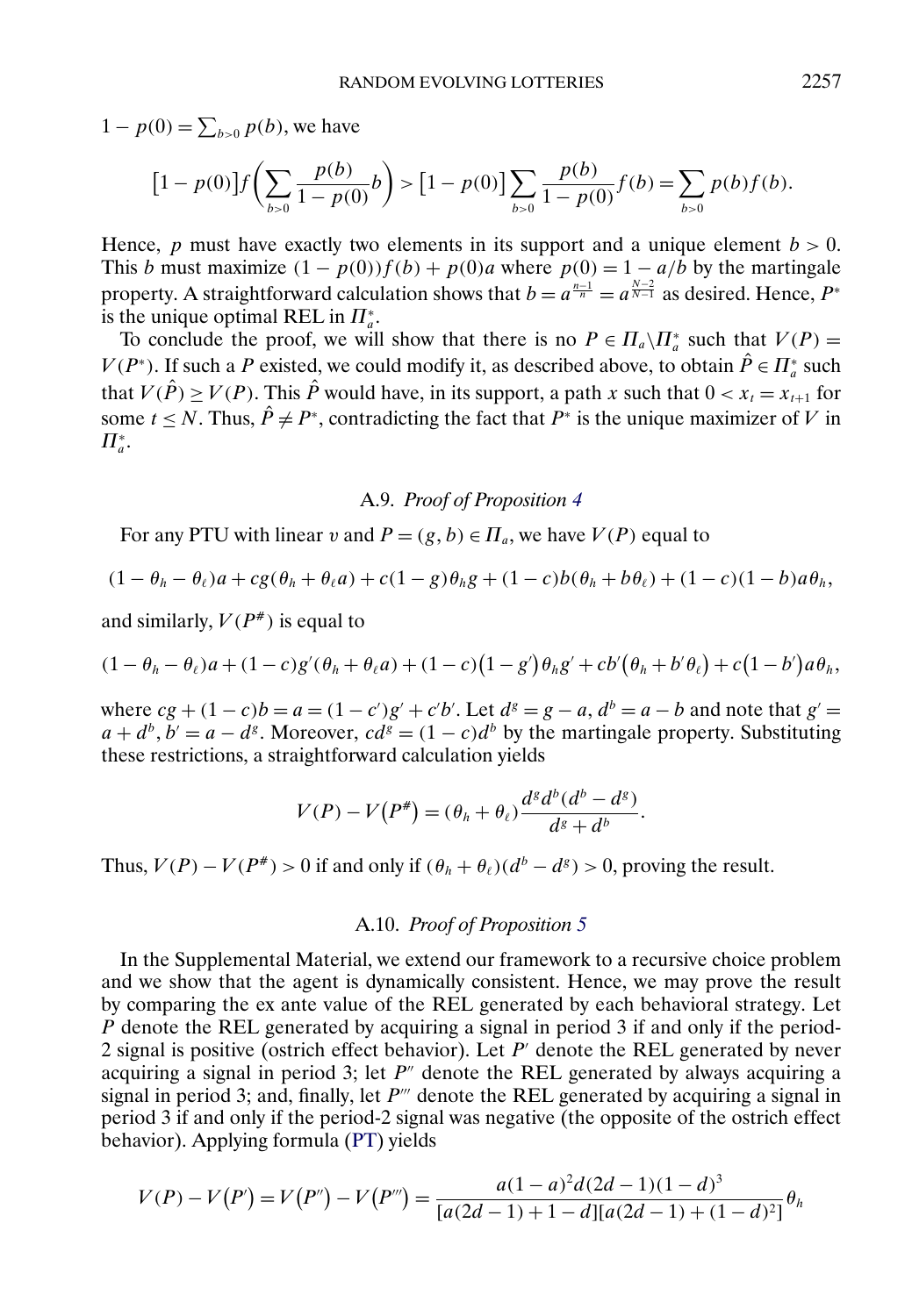$1 - p(0) = \sum_{b>0} p(b)$, we have

$$\big[1 - p(0)\big] f\bigg(\sum_{b>0} \frac{p(b)}{1-p(0)} b\bigg) > \big[1 - p(0)\big] \sum_{b>0} \frac{p(b)}{1-p(0)} f(b) = \sum_{b>0} p(b) f(b).$$

Hence, $p$ must have exactly two elements in its support and a unique element $b > 0$. This $b$ must maximize $(1 - p(0)) f(b) + p(0) a$ where $p(0) = 1 - a/b$ by the martingale property. A straightforward calculation shows that $b = a^{\frac{n-1}{n}} = a^{\frac{N-2}{N-1}}$ as desired. Hence, $P^*$ is the unique optimal REL in $\Pi_a^*$.

To conclude the proof, we will show that there is no $P \in \Pi_a \backslash \Pi_a^*$ such that $V(P) = V(P^*)$. If such a $P$ existed, we could modify it, as described above, to obtain $\hat{P} \in \Pi_a^*$ such that $V(\hat{P}) \geq V(P)$. This $\hat{P}$ would have, in its support, a path $x$ such that $0 < x_t = x_{t+1}$ for some $t \leq N$. Thus, $\hat{P} \neq P^*$, contradicting the fact that $P^*$ is the unique maximizer of $V$ in $\Pi_a^*$.

### A.9. *Proof of Proposition 4*

For any PTU with linear $v$ and $P = (g, b) \in \Pi_a$, we have $V(P)$ equal to

$$(1 - \theta_h - \theta_\ell) a + cg(\theta_h + \theta_\ell a) + c(1 - g)\theta_h g + (1 - c) b(\theta_h + b\theta_\ell) + (1 - c)(1 - b) a \theta_h,$$

and similarly, $V(P^\#)$ is equal to

$$(1 - \theta_h - \theta_\ell) a + (1 - c) g'(\theta_h + \theta_\ell a) + (1 - c)\big(1 - g'\big)\theta_h g' + cb'\big(\theta_h + b'\theta_\ell\big) + c\big(1 - b'\big) a \theta_h,$$

where $cg + (1 - c) b = a = (1 - c')g' + c'b'$. Let $d^g = g - a$, $d^b = a - b$ and note that $g' = a + d^b$, $b' = a - d^g$. Moreover, $cd^g = (1 - c) d^b$ by the martingale property. Substituting these restrictions, a straightforward calculation yields

$$V(P) - V\big(P^\#\big) = (\theta_h + \theta_\ell) \frac{d^g d^b (d^b - d^g)}{d^g + d^b}.$$

Thus, $V(P) - V(P^\#) > 0$ if and only if $(\theta_h + \theta_\ell)(d^b - d^g) > 0$, proving the result.

### A.10. *Proof of Proposition 5*

In the Supplemental Material, we extend our framework to a recursive choice problem and we show that the agent is dynamically consistent. Hence, we may prove the result by comparing the ex ante value of the REL generated by each behavioral strategy. Let $P$ denote the REL generated by acquiring a signal in period 3 if and only if the period-2 signal is positive (ostrich effect behavior). Let $P'$ denote the REL generated by never acquiring a signal in period 3; let $P''$ denote the REL generated by always acquiring a signal in period 3; and, finally, let $P'''$ denote the REL generated by acquiring a signal in period 3 if and only if the period-2 signal was negative (the opposite of the ostrich effect behavior). Applying formula (PT) yields

$$V(P) - V\big(P'\big) = V\big(P''\big) - V\big(P'''\big) = \frac{a(1-a)^2 d(2d-1)(1-d)^3}{[a(2d-1) + 1 - d][a(2d-1) + (1-d)^2]} \theta_h$$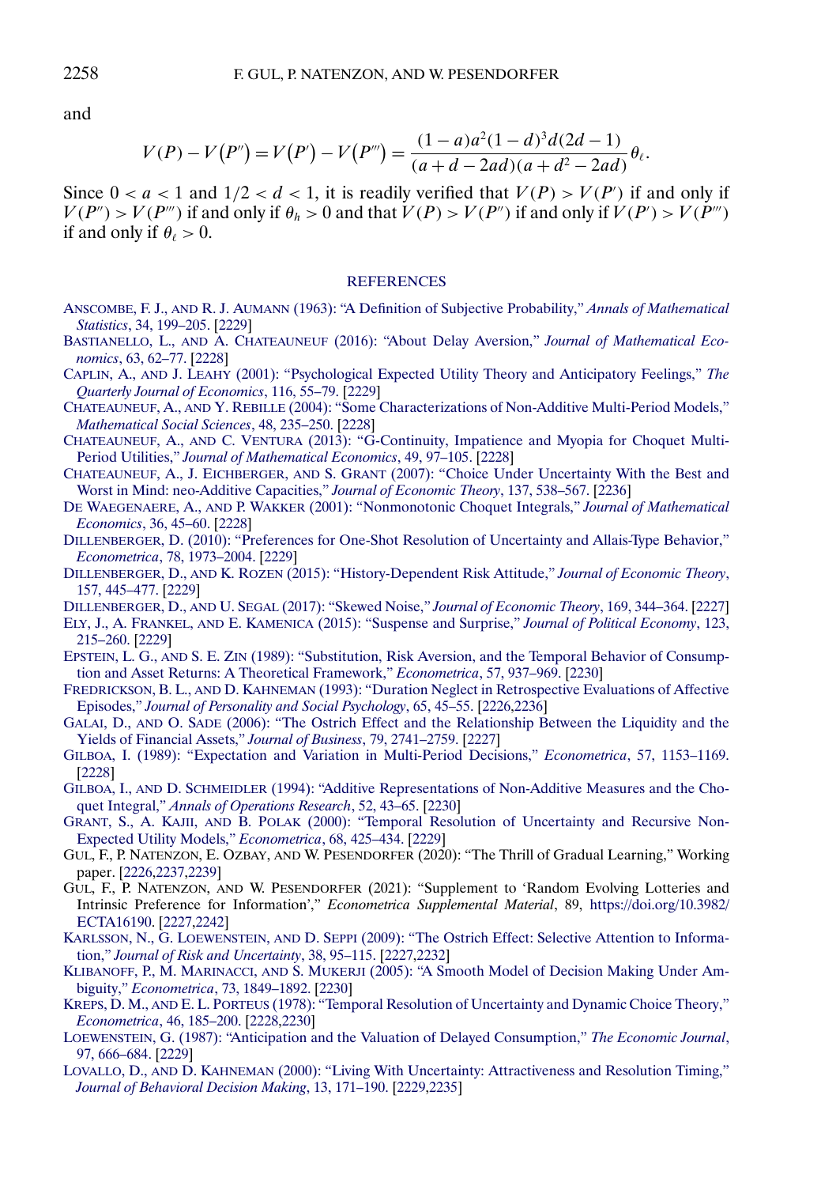and

$$V(P) - V(P'') = V(P') - V(P''') = \frac{(1-a)a^2(1-d)^3 d(2d-1)}{(a+d-2ad)(a+d^2-2ad)}\theta_\ell.$$

Since $0 < a < 1$ and $1/2 < d < 1$, it is readily verified that $V(P) > V(P')$ if and only if $V(P'') > V(P''')$ if and only if $\theta_h > 0$ and that $V(P) > V(P'')$ if and only if $V(P') > V(P''')$ if and only if $\theta_\ell > 0$.

## REFERENCES

ANSCOMBE, F. J., AND R. J. AUMANN (1963): "A Definition of Subjective Probability," *Annals of Mathematical Statistics*, 34, 199–205. [2229]

BASTIANELLO, L., AND A. CHATEAUNEUF (2016): "About Delay Aversion," *Journal of Mathematical Economics*, 63, 62–77. [2228]

CAPLIN, A., AND J. LEAHY (2001): "Psychological Expected Utility Theory and Anticipatory Feelings," *The Quarterly Journal of Economics*, 116, 55–79. [2229]

CHATEAUNEUF, A., AND Y. REBILLE (2004): "Some Characterizations of Non-Additive Multi-Period Models," *Mathematical Social Sciences*, 48, 235–250. [2228]

CHATEAUNEUF, A., AND C. VENTURA (2013): "G-Continuity, Impatience and Myopia for Choquet Multi-Period Utilities," *Journal of Mathematical Economics*, 49, 97–105. [2228]

CHATEAUNEUF, A., J. EICHBERGER, AND S. GRANT (2007): "Choice Under Uncertainty With the Best and Worst in Mind: neo-Additive Capacities," *Journal of Economic Theory*, 137, 538–567. [2236]

DE WAEGENAERE, A., AND P. WAKKER (2001): "Nonmonotonic Choquet Integrals," *Journal of Mathematical Economics*, 36, 45–60. [2228]

DILLENBERGER, D. (2010): "Preferences for One-Shot Resolution of Uncertainty and Allais-Type Behavior," *Econometrica*, 78, 1973–2004. [2229]

DILLENBERGER, D., AND K. ROZEN (2015): "History-Dependent Risk Attitude," *Journal of Economic Theory*, 157, 445–477. [2229]

DILLENBERGER, D., AND U. SEGAL (2017): "Skewed Noise," *Journal of Economic Theory*, 169, 344–364. [2227]

ELY, J., A. FRANKEL, AND E. KAMENICA (2015): "Suspense and Surprise," *Journal of Political Economy*, 123, 215–260. [2229]

EPSTEIN, L. G., AND S. E. ZIN (1989): "Substitution, Risk Aversion, and the Temporal Behavior of Consumption and Asset Returns: A Theoretical Framework," *Econometrica*, 57, 937–969. [2230]

FREDRICKSON, B. L., AND D. KAHNEMAN (1993): "Duration Neglect in Retrospective Evaluations of Affective Episodes," *Journal of Personality and Social Psychology*, 65, 45–55. [2226,2236]

GALAI, D., AND O. SADE (2006): "The Ostrich Effect and the Relationship Between the Liquidity and the Yields of Financial Assets," *Journal of Business*, 79, 2741–2759. [2227]

GILBOA, I. (1989): "Expectation and Variation in Multi-Period Decisions," *Econometrica*, 57, 1153–1169. [2228]

GILBOA, I., AND D. SCHMEIDLER (1994): "Additive Representations of Non-Additive Measures and the Choquet Integral," *Annals of Operations Research*, 52, 43–65. [2230]

GRANT, S., A. KAJII, AND B. POLAK (2000): "Temporal Resolution of Uncertainty and Recursive Non-Expected Utility Models," *Econometrica*, 68, 425–434. [2229]

GUL, F., P. NATENZON, E. OZBAY, AND W. PESENDORFER (2020): "The Thrill of Gradual Learning," Working paper. [2226,2237,2239]

GUL, F., P. NATENZON, AND W. PESENDORFER (2021): "Supplement to 'Random Evolving Lotteries and Intrinsic Preference for Information'," *Econometrica Supplemental Material*, 89, https://doi.org/10.3982/ECTA16190. [2227,2242]

KARLSSON, N., G. LOEWENSTEIN, AND D. SEPPI (2009): "The Ostrich Effect: Selective Attention to Information," *Journal of Risk and Uncertainty*, 38, 95–115. [2227,2232]

KLIBANOFF, P., M. MARINACCI, AND S. MUKERJI (2005): "A Smooth Model of Decision Making Under Ambiguity," *Econometrica*, 73, 1849–1892. [2230]

KREPS, D. M., AND E. L. PORTEUS (1978): "Temporal Resolution of Uncertainty and Dynamic Choice Theory," *Econometrica*, 46, 185–200. [2228,2230]

LOEWENSTEIN, G. (1987): "Anticipation and the Valuation of Delayed Consumption," *The Economic Journal*, 97, 666–684. [2229]

LOVALLO, D., AND D. KAHNEMAN (2000): "Living With Uncertainty: Attractiveness and Resolution Timing," *Journal of Behavioral Decision Making*, 13, 171–190. [2229,2235]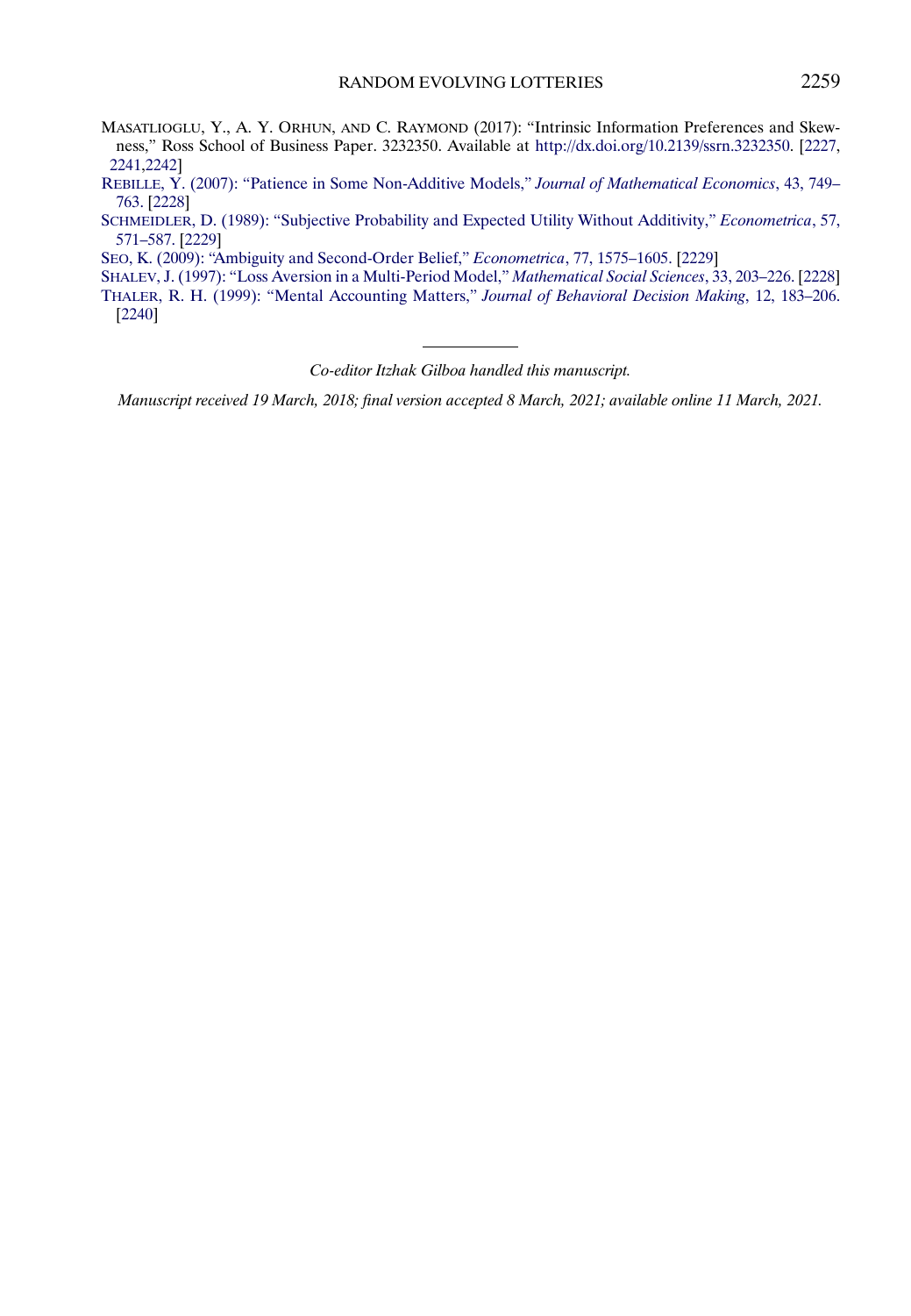MASATLIOGLU, Y., A. Y. ORHUN, AND C. RAYMOND (2017): "Intrinsic Information Preferences and Skewness," Ross School of Business Paper. 3232350. Available at http://dx.doi.org/10.2139/ssrn.3232350. [2227, 2241,2242]

REBILLE, Y. (2007): "Patience in Some Non-Additive Models," *Journal of Mathematical Economics*, 43, 749–763. [2228]

SCHMEIDLER, D. (1989): "Subjective Probability and Expected Utility Without Additivity," *Econometrica*, 57, 571–587. [2229]

SEO, K. (2009): "Ambiguity and Second-Order Belief," *Econometrica*, 77, 1575–1605. [2229]

SHALEV, J. (1997): "Loss Aversion in a Multi-Period Model," *Mathematical Social Sciences*, 33, 203–226. [2228]

THALER, R. H. (1999): "Mental Accounting Matters," *Journal of Behavioral Decision Making*, 12, 183–206. [2240]

---

*Co-editor Itzhak Gilboa handled this manuscript.*

*Manuscript received 19 March, 2018; final version accepted 8 March, 2021; available online 11 March, 2021.*